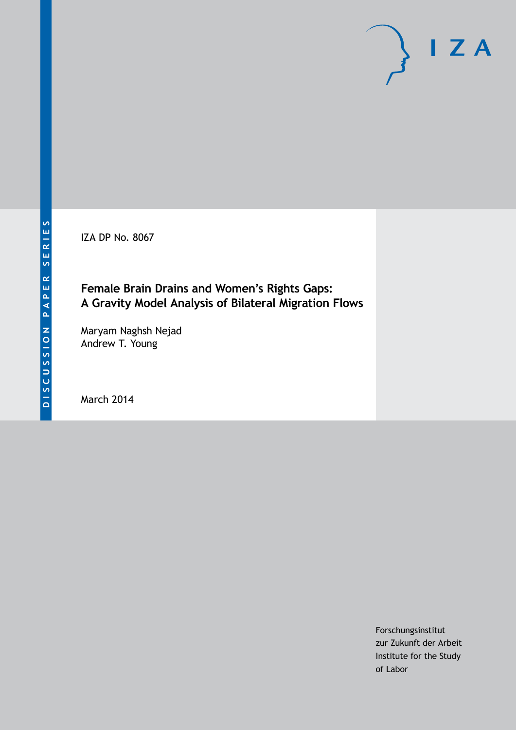IZA

DISCUSSION PAPER SERIES

IZA DP No. 8067

# Female Brain Drains and Women's Rights Gaps: A Gravity Model Analysis of Bilateral Migration Flows

Maryam Naghsh Nejad
Andrew T. Young

March 2014

Forschungsinstitut
zur Zukunft der Arbeit
Institute for the Study
of Labor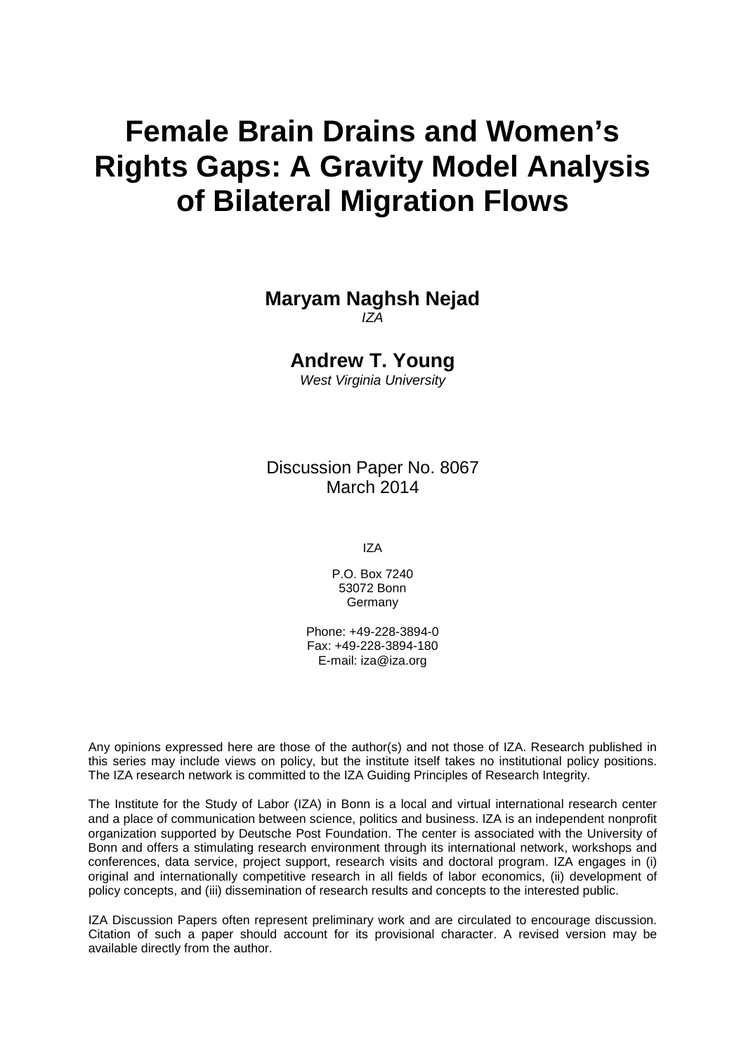# Female Brain Drains and Women's Rights Gaps: A Gravity Model Analysis of Bilateral Migration Flows

**Maryam Naghsh Nejad**
*IZA*

**Andrew T. Young**
*West Virginia University*

Discussion Paper No. 8067
March 2014

IZA

P.O. Box 7240
53072 Bonn
Germany

Phone: +49-228-3894-0
Fax: +49-228-3894-180
E-mail: iza@iza.org

Any opinions expressed here are those of the author(s) and not those of IZA. Research published in this series may include views on policy, but the institute itself takes no institutional policy positions. The IZA research network is committed to the IZA Guiding Principles of Research Integrity.

The Institute for the Study of Labor (IZA) in Bonn is a local and virtual international research center and a place of communication between science, politics and business. IZA is an independent nonprofit organization supported by Deutsche Post Foundation. The center is associated with the University of Bonn and offers a stimulating research environment through its international network, workshops and conferences, data service, project support, research visits and doctoral program. IZA engages in (i) original and internationally competitive research in all fields of labor economics, (ii) development of policy concepts, and (iii) dissemination of research results and concepts to the interested public.

IZA Discussion Papers often represent preliminary work and are circulated to encourage discussion. Citation of such a paper should account for its provisional character. A revised version may be available directly from the author.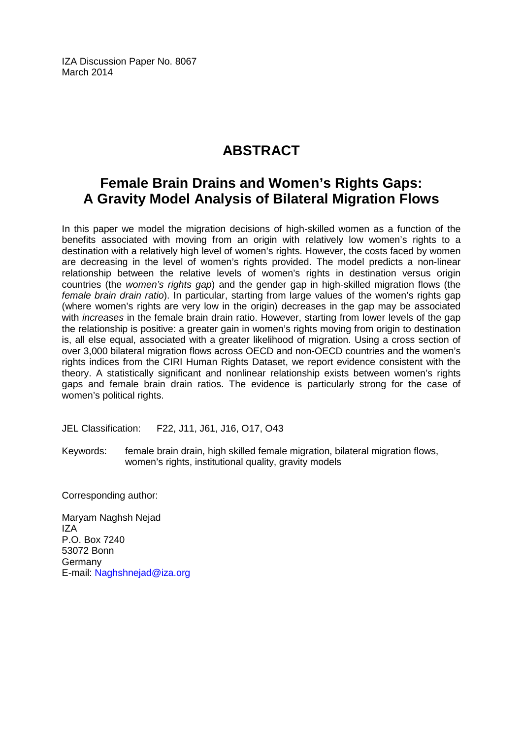IZA Discussion Paper No. 8067
March 2014

# ABSTRACT

## Female Brain Drains and Women's Rights Gaps: A Gravity Model Analysis of Bilateral Migration Flows

In this paper we model the migration decisions of high-skilled women as a function of the benefits associated with moving from an origin with relatively low women's rights to a destination with a relatively high level of women's rights. However, the costs faced by women are decreasing in the level of women's rights provided. The model predicts a non-linear relationship between the relative levels of women's rights in destination versus origin countries (the *women's rights gap*) and the gender gap in high-skilled migration flows (the *female brain drain ratio*). In particular, starting from large values of the women's rights gap (where women's rights are very low in the origin) decreases in the gap may be associated with *increases* in the female brain drain ratio. However, starting from lower levels of the gap the relationship is positive: a greater gain in women's rights moving from origin to destination is, all else equal, associated with a greater likelihood of migration. Using a cross section of over 3,000 bilateral migration flows across OECD and non-OECD countries and the women's rights indices from the CIRI Human Rights Dataset, we report evidence consistent with the theory. A statistically significant and nonlinear relationship exists between women's rights gaps and female brain drain ratios. The evidence is particularly strong for the case of women's political rights.

JEL Classification: F22, J11, J61, J16, O17, O43

Keywords: female brain drain, high skilled female migration, bilateral migration flows, women's rights, institutional quality, gravity models

Corresponding author:

Maryam Naghsh Nejad
IZA
P.O. Box 7240
53072 Bonn
Germany
E-mail: Naghshnejad@iza.org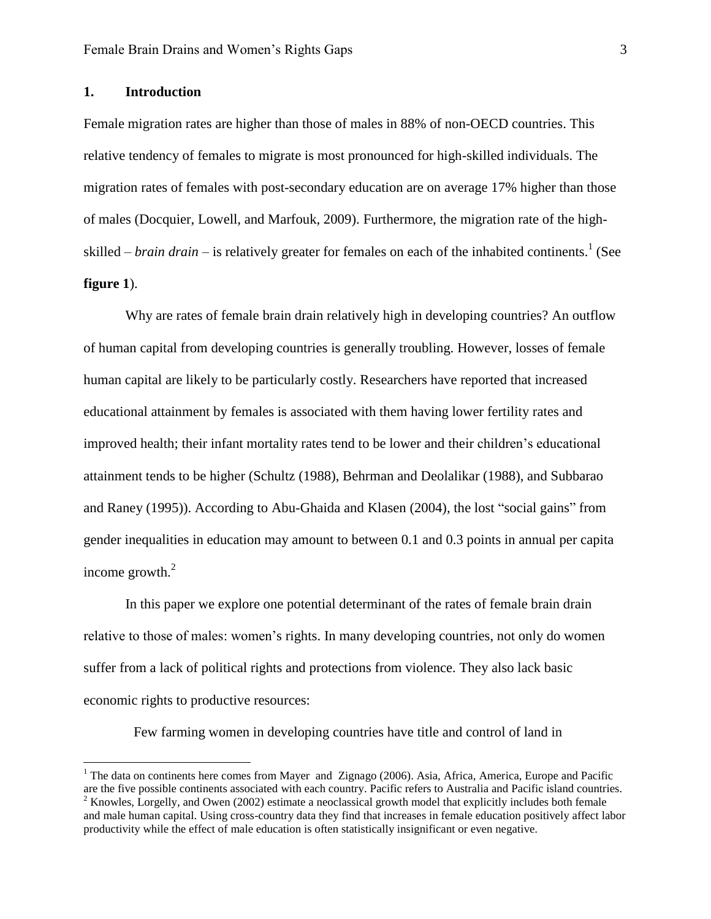## 1. Introduction

Female migration rates are higher than those of males in 88% of non-OECD countries. This relative tendency of females to migrate is most pronounced for high-skilled individuals. The migration rates of females with post-secondary education are on average 17% higher than those of males (Docquier, Lowell, and Marfouk, 2009). Furthermore, the migration rate of the high-skilled – *brain drain* – is relatively greater for females on each of the inhabited continents.[1] (See **figure 1**).

Why are rates of female brain drain relatively high in developing countries? An outflow of human capital from developing countries is generally troubling. However, losses of female human capital are likely to be particularly costly. Researchers have reported that increased educational attainment by females is associated with them having lower fertility rates and improved health; their infant mortality rates tend to be lower and their children's educational attainment tends to be higher (Schultz (1988), Behrman and Deolalikar (1988), and Subbarao and Raney (1995)). According to Abu-Ghaida and Klasen (2004), the lost "social gains" from gender inequalities in education may amount to between 0.1 and 0.3 points in annual per capita income growth.[2]

In this paper we explore one potential determinant of the rates of female brain drain relative to those of males: women's rights. In many developing countries, not only do women suffer from a lack of political rights and protections from violence. They also lack basic economic rights to productive resources:

Few farming women in developing countries have title and control of land in

[1] The data on continents here comes from Mayer and Zignago (2006). Asia, Africa, America, Europe and Pacific are the five possible continents associated with each country. Pacific refers to Australia and Pacific island countries.

[2] Knowles, Lorgelly, and Owen (2002) estimate a neoclassical growth model that explicitly includes both female and male human capital. Using cross-country data they find that increases in female education positively affect labor productivity while the effect of male education is often statistically insignificant or even negative.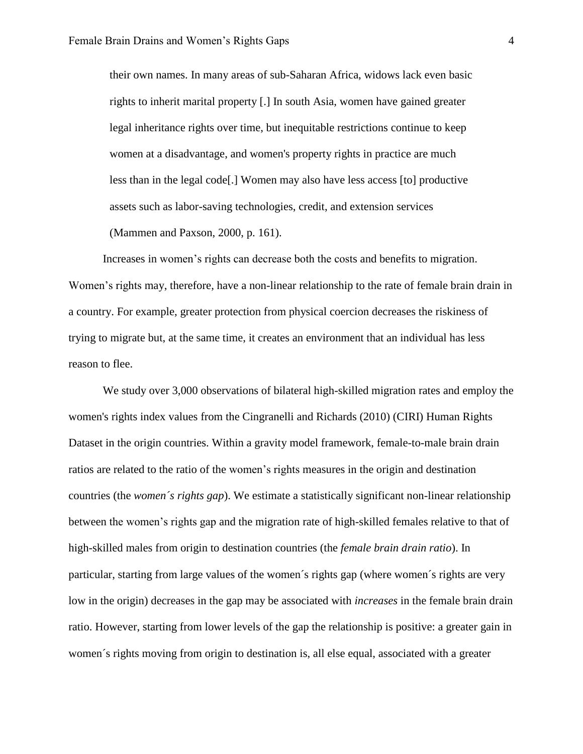> their own names. In many areas of sub-Saharan Africa, widows lack even basic rights to inherit marital property [.] In south Asia, women have gained greater legal inheritance rights over time, but inequitable restrictions continue to keep women at a disadvantage, and women's property rights in practice are much less than in the legal code[.] Women may also have less access [to] productive assets such as labor-saving technologies, credit, and extension services (Mammen and Paxson, 2000, p. 161).

Increases in women's rights can decrease both the costs and benefits to migration. Women's rights may, therefore, have a non-linear relationship to the rate of female brain drain in a country. For example, greater protection from physical coercion decreases the riskiness of trying to migrate but, at the same time, it creates an environment that an individual has less reason to flee.

We study over 3,000 observations of bilateral high-skilled migration rates and employ the women's rights index values from the Cingranelli and Richards (2010) (CIRI) Human Rights Dataset in the origin countries. Within a gravity model framework, female-to-male brain drain ratios are related to the ratio of the women's rights measures in the origin and destination countries (the *women´s rights gap*). We estimate a statistically significant non-linear relationship between the women's rights gap and the migration rate of high-skilled females relative to that of high-skilled males from origin to destination countries (the *female brain drain ratio*). In particular, starting from large values of the women´s rights gap (where women´s rights are very low in the origin) decreases in the gap may be associated with *increases* in the female brain drain ratio. However, starting from lower levels of the gap the relationship is positive: a greater gain in women´s rights moving from origin to destination is, all else equal, associated with a greater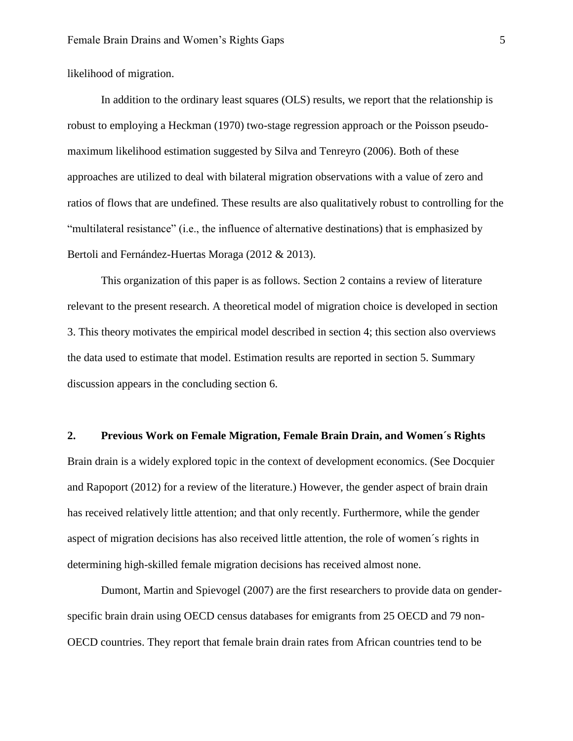likelihood of migration.

In addition to the ordinary least squares (OLS) results, we report that the relationship is robust to employing a Heckman (1970) two-stage regression approach or the Poisson pseudo-maximum likelihood estimation suggested by Silva and Tenreyro (2006). Both of these approaches are utilized to deal with bilateral migration observations with a value of zero and ratios of flows that are undefined. These results are also qualitatively robust to controlling for the "multilateral resistance" (i.e., the influence of alternative destinations) that is emphasized by Bertoli and Fernández-Huertas Moraga (2012 & 2013).

This organization of this paper is as follows. Section 2 contains a review of literature relevant to the present research. A theoretical model of migration choice is developed in section 3. This theory motivates the empirical model described in section 4; this section also overviews the data used to estimate that model. Estimation results are reported in section 5. Summary discussion appears in the concluding section 6.

## 2. Previous Work on Female Migration, Female Brain Drain, and Women´s Rights

Brain drain is a widely explored topic in the context of development economics. (See Docquier and Rapoport (2012) for a review of the literature.) However, the gender aspect of brain drain has received relatively little attention; and that only recently. Furthermore, while the gender aspect of migration decisions has also received little attention, the role of women´s rights in determining high-skilled female migration decisions has received almost none.

Dumont, Martin and Spievogel (2007) are the first researchers to provide data on gender-specific brain drain using OECD census databases for emigrants from 25 OECD and 79 non-OECD countries. They report that female brain drain rates from African countries tend to be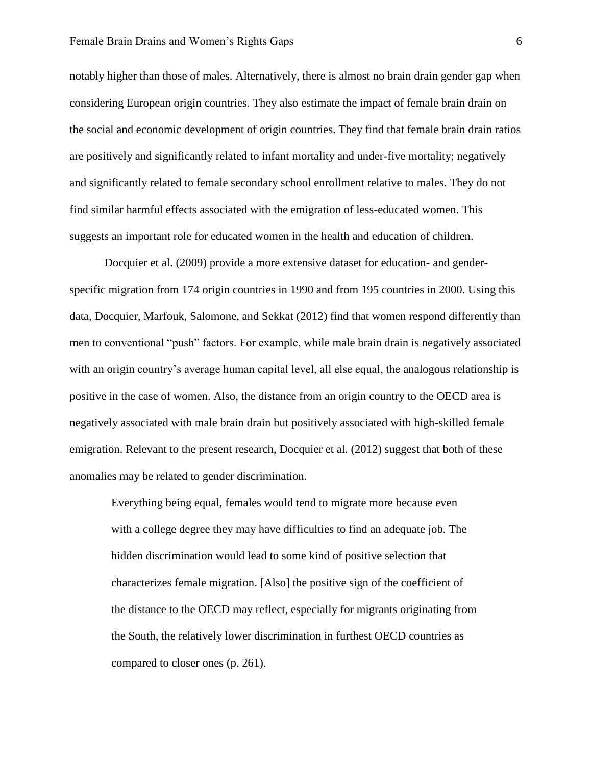notably higher than those of males. Alternatively, there is almost no brain drain gender gap when considering European origin countries. They also estimate the impact of female brain drain on the social and economic development of origin countries. They find that female brain drain ratios are positively and significantly related to infant mortality and under-five mortality; negatively and significantly related to female secondary school enrollment relative to males. They do not find similar harmful effects associated with the emigration of less-educated women. This suggests an important role for educated women in the health and education of children.

Docquier et al. (2009) provide a more extensive dataset for education- and gender-specific migration from 174 origin countries in 1990 and from 195 countries in 2000. Using this data, Docquier, Marfouk, Salomone, and Sekkat (2012) find that women respond differently than men to conventional "push" factors. For example, while male brain drain is negatively associated with an origin country's average human capital level, all else equal, the analogous relationship is positive in the case of women. Also, the distance from an origin country to the OECD area is negatively associated with male brain drain but positively associated with high-skilled female emigration. Relevant to the present research, Docquier et al. (2012) suggest that both of these anomalies may be related to gender discrimination.

> Everything being equal, females would tend to migrate more because even with a college degree they may have difficulties to find an adequate job. The hidden discrimination would lead to some kind of positive selection that characterizes female migration. [Also] the positive sign of the coefficient of the distance to the OECD may reflect, especially for migrants originating from the South, the relatively lower discrimination in furthest OECD countries as compared to closer ones (p. 261).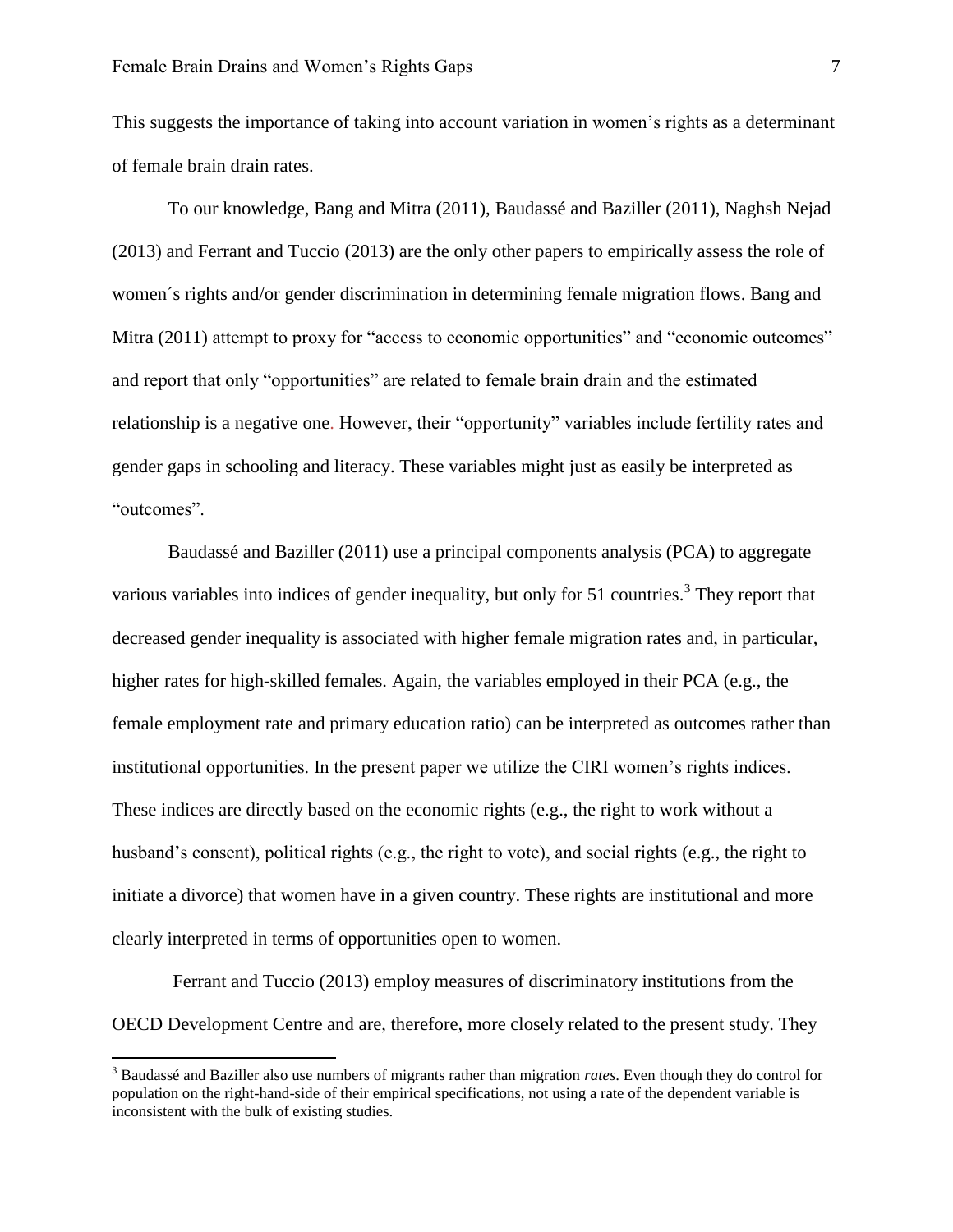This suggests the importance of taking into account variation in women's rights as a determinant of female brain drain rates.

To our knowledge, Bang and Mitra (2011), Baudassé and Baziller (2011), Naghsh Nejad (2013) and Ferrant and Tuccio (2013) are the only other papers to empirically assess the role of women´s rights and/or gender discrimination in determining female migration flows. Bang and Mitra (2011) attempt to proxy for "access to economic opportunities" and "economic outcomes" and report that only "opportunities" are related to female brain drain and the estimated relationship is a negative one. However, their "opportunity" variables include fertility rates and gender gaps in schooling and literacy. These variables might just as easily be interpreted as "outcomes".

Baudassé and Baziller (2011) use a principal components analysis (PCA) to aggregate various variables into indices of gender inequality, but only for 51 countries.[3] They report that decreased gender inequality is associated with higher female migration rates and, in particular, higher rates for high-skilled females. Again, the variables employed in their PCA (e.g., the female employment rate and primary education ratio) can be interpreted as outcomes rather than institutional opportunities. In the present paper we utilize the CIRI women's rights indices. These indices are directly based on the economic rights (e.g., the right to work without a husband's consent), political rights (e.g., the right to vote), and social rights (e.g., the right to initiate a divorce) that women have in a given country. These rights are institutional and more clearly interpreted in terms of opportunities open to women.

Ferrant and Tuccio (2013) employ measures of discriminatory institutions from the OECD Development Centre and are, therefore, more closely related to the present study. They

---

[3] Baudassé and Baziller also use numbers of migrants rather than migration *rates*. Even though they do control for population on the right-hand-side of their empirical specifications, not using a rate of the dependent variable is inconsistent with the bulk of existing studies.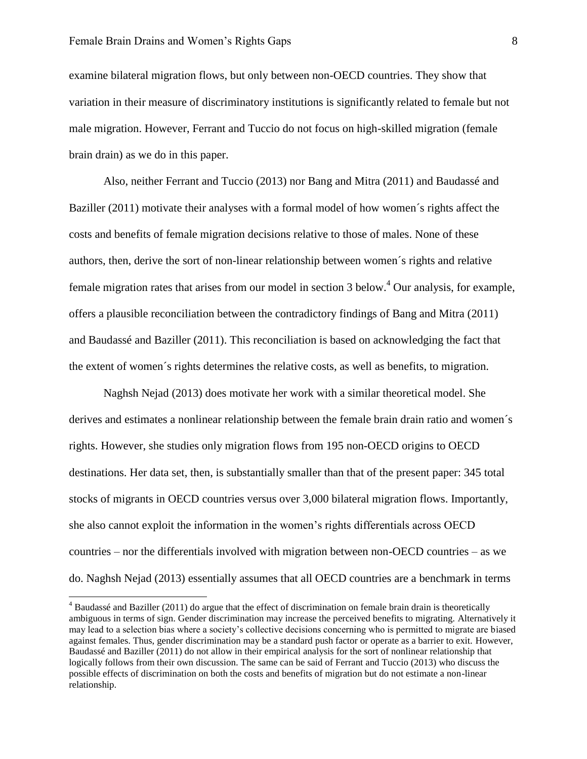examine bilateral migration flows, but only between non-OECD countries. They show that variation in their measure of discriminatory institutions is significantly related to female but not male migration. However, Ferrant and Tuccio do not focus on high-skilled migration (female brain drain) as we do in this paper.

Also, neither Ferrant and Tuccio (2013) nor Bang and Mitra (2011) and Baudassé and Baziller (2011) motivate their analyses with a formal model of how women´s rights affect the costs and benefits of female migration decisions relative to those of males. None of these authors, then, derive the sort of non-linear relationship between women´s rights and relative female migration rates that arises from our model in section 3 below.[4] Our analysis, for example, offers a plausible reconciliation between the contradictory findings of Bang and Mitra (2011) and Baudassé and Baziller (2011). This reconciliation is based on acknowledging the fact that the extent of women´s rights determines the relative costs, as well as benefits, to migration.

Naghsh Nejad (2013) does motivate her work with a similar theoretical model. She derives and estimates a nonlinear relationship between the female brain drain ratio and women´s rights. However, she studies only migration flows from 195 non-OECD origins to OECD destinations. Her data set, then, is substantially smaller than that of the present paper: 345 total stocks of migrants in OECD countries versus over 3,000 bilateral migration flows. Importantly, she also cannot exploit the information in the women's rights differentials across OECD countries – nor the differentials involved with migration between non-OECD countries – as we do. Naghsh Nejad (2013) essentially assumes that all OECD countries are a benchmark in terms

[4] Baudassé and Baziller (2011) do argue that the effect of discrimination on female brain drain is theoretically ambiguous in terms of sign. Gender discrimination may increase the perceived benefits to migrating. Alternatively it may lead to a selection bias where a society's collective decisions concerning who is permitted to migrate are biased against females. Thus, gender discrimination may be a standard push factor or operate as a barrier to exit. However, Baudassé and Baziller (2011) do not allow in their empirical analysis for the sort of nonlinear relationship that logically follows from their own discussion. The same can be said of Ferrant and Tuccio (2013) who discuss the possible effects of discrimination on both the costs and benefits of migration but do not estimate a non-linear relationship.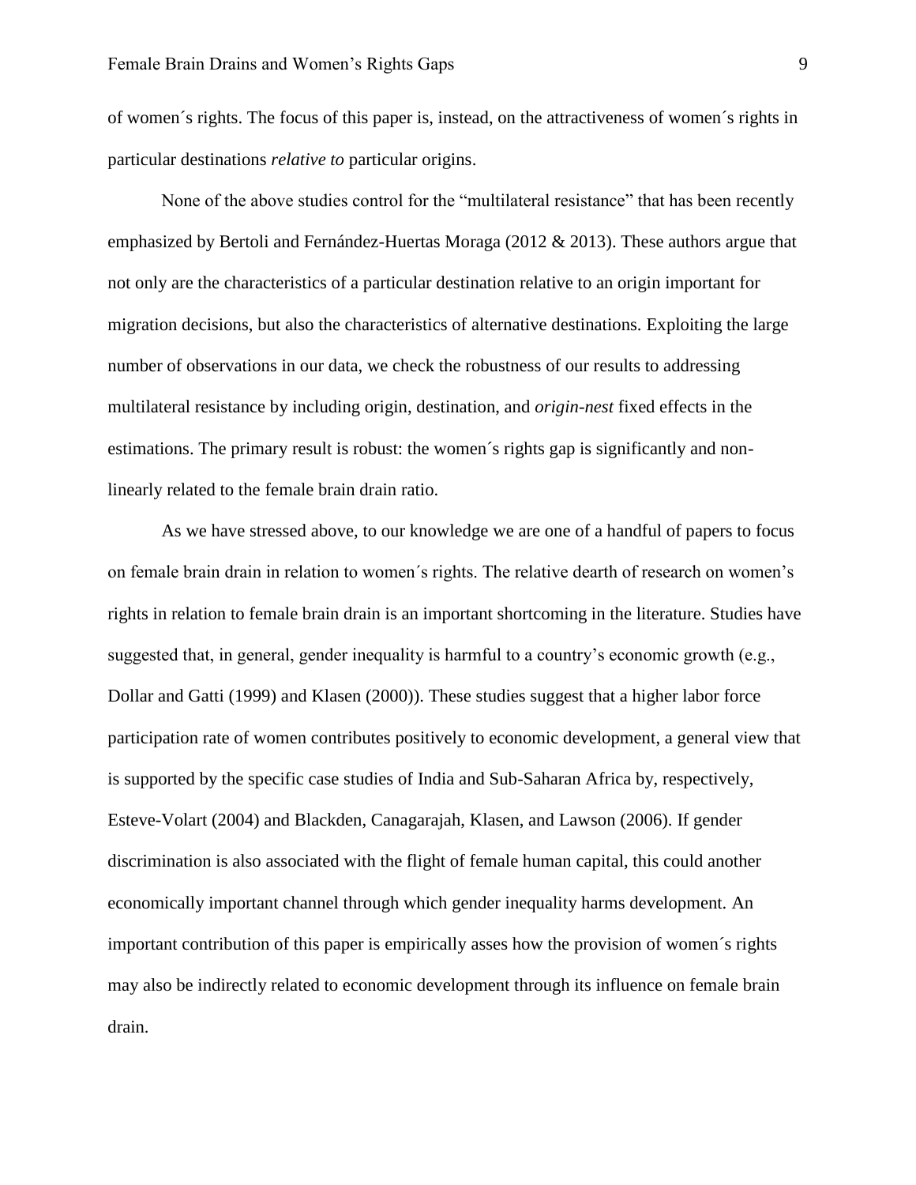of women´s rights. The focus of this paper is, instead, on the attractiveness of women´s rights in particular destinations *relative to* particular origins.

None of the above studies control for the "multilateral resistance" that has been recently emphasized by Bertoli and Fernández-Huertas Moraga (2012 & 2013). These authors argue that not only are the characteristics of a particular destination relative to an origin important for migration decisions, but also the characteristics of alternative destinations. Exploiting the large number of observations in our data, we check the robustness of our results to addressing multilateral resistance by including origin, destination, and *origin-nest* fixed effects in the estimations. The primary result is robust: the women´s rights gap is significantly and non-linearly related to the female brain drain ratio.

As we have stressed above, to our knowledge we are one of a handful of papers to focus on female brain drain in relation to women´s rights. The relative dearth of research on women's rights in relation to female brain drain is an important shortcoming in the literature. Studies have suggested that, in general, gender inequality is harmful to a country's economic growth (e.g., Dollar and Gatti (1999) and Klasen (2000)). These studies suggest that a higher labor force participation rate of women contributes positively to economic development, a general view that is supported by the specific case studies of India and Sub-Saharan Africa by, respectively, Esteve-Volart (2004) and Blackden, Canagarajah, Klasen, and Lawson (2006). If gender discrimination is also associated with the flight of female human capital, this could another economically important channel through which gender inequality harms development. An important contribution of this paper is empirically asses how the provision of women´s rights may also be indirectly related to economic development through its influence on female brain drain.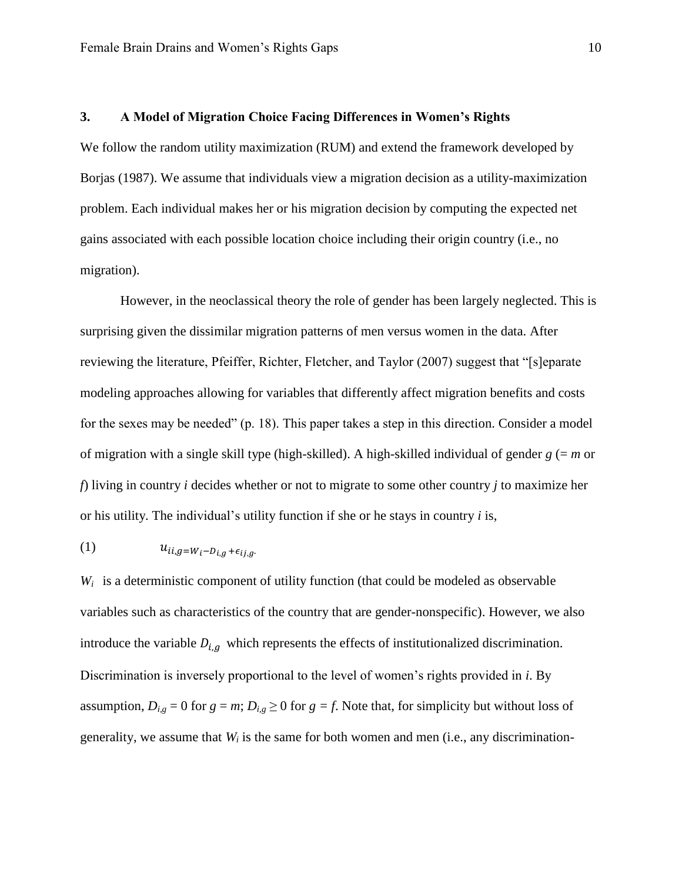## 3. A Model of Migration Choice Facing Differences in Women's Rights

We follow the random utility maximization (RUM) and extend the framework developed by Borjas (1987). We assume that individuals view a migration decision as a utility-maximization problem. Each individual makes her or his migration decision by computing the expected net gains associated with each possible location choice including their origin country (i.e., no migration).

However, in the neoclassical theory the role of gender has been largely neglected. This is surprising given the dissimilar migration patterns of men versus women in the data. After reviewing the literature, Pfeiffer, Richter, Fletcher, and Taylor (2007) suggest that "[s]eparate modeling approaches allowing for variables that differently affect migration benefits and costs for the sexes may be needed" (p. 18). This paper takes a step in this direction. Consider a model of migration with a single skill type (high-skilled). A high-skilled individual of gender *g* (= *m* or *f*) living in country *i* decides whether or not to migrate to some other country *j* to maximize her or his utility. The individual's utility function if she or he stays in country *i* is,

$$u_{ii,g} = W_i - D_{i,g} + \epsilon_{ij,g}. \tag{1}$$

$W_i$ is a deterministic component of utility function (that could be modeled as observable variables such as characteristics of the country that are gender-nonspecific). However, we also introduce the variable $D_{i,g}$ which represents the effects of institutionalized discrimination. Discrimination is inversely proportional to the level of women's rights provided in *i*. By assumption, $D_{i,g} = 0$ for $g = m$; $D_{i,g} \geq 0$ for $g = f$. Note that, for simplicity but without loss of generality, we assume that $W_i$ is the same for both women and men (i.e., any discrimination-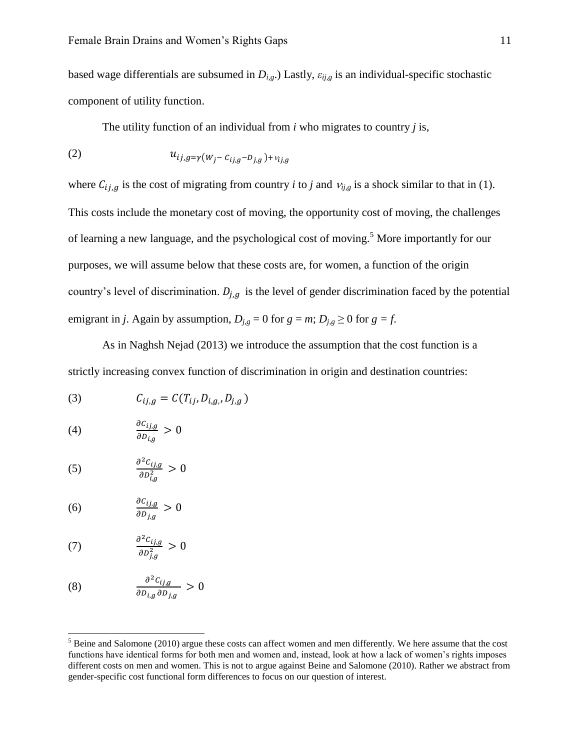based wage differentials are subsumed in $D_{i,g}$.) Lastly, $\varepsilon_{ij,g}$ is an individual-specific stochastic component of utility function.

The utility function of an individual from *i* who migrates to country *j* is,

$$u_{ij,g} = \gamma(w_j - C_{ij,g} - D_{j,g}) + v_{ij,g} \tag{2}$$

where $C_{ij,g}$ is the cost of migrating from country *i* to *j* and $v_{ij,g}$ is a shock similar to that in (1). This costs include the monetary cost of moving, the opportunity cost of moving, the challenges of learning a new language, and the psychological cost of moving.[5] More importantly for our purposes, we will assume below that these costs are, for women, a function of the origin country's level of discrimination. $D_{j,g}$ is the level of gender discrimination faced by the potential emigrant in *j*. Again by assumption, $D_{j,g} = 0$ for $g = m$; $D_{j,g} \geq 0$ for $g = f$.

As in Naghsh Nejad (2013) we introduce the assumption that the cost function is a strictly increasing convex function of discrimination in origin and destination countries:

$$C_{ij,g} = C(T_{ij}, D_{i,g}, D_{j,g}) \tag{3}$$

$$\frac{\partial C_{ij,g}}{\partial D_{i,g}} > 0 \tag{4}$$

$$\frac{\partial^2 C_{ij,g}}{\partial D_{i,g}^2} > 0 \tag{5}$$

$$\frac{\partial C_{ij,g}}{\partial D_{j,g}} > 0 \tag{6}$$

$$\frac{\partial^2 C_{ij,g}}{\partial D_{j,g}^2} > 0 \tag{7}$$

$$\frac{\partial^2 C_{ij,g}}{\partial D_{i,g} \partial D_{j,g}} > 0 \tag{8}$$

---

[5] Beine and Salomone (2010) argue these costs can affect women and men differently. We here assume that the cost functions have identical forms for both men and women and, instead, look at how a lack of women's rights imposes different costs on men and women. This is not to argue against Beine and Salomone (2010). Rather we abstract from gender-specific cost functional form differences to focus on our question of interest.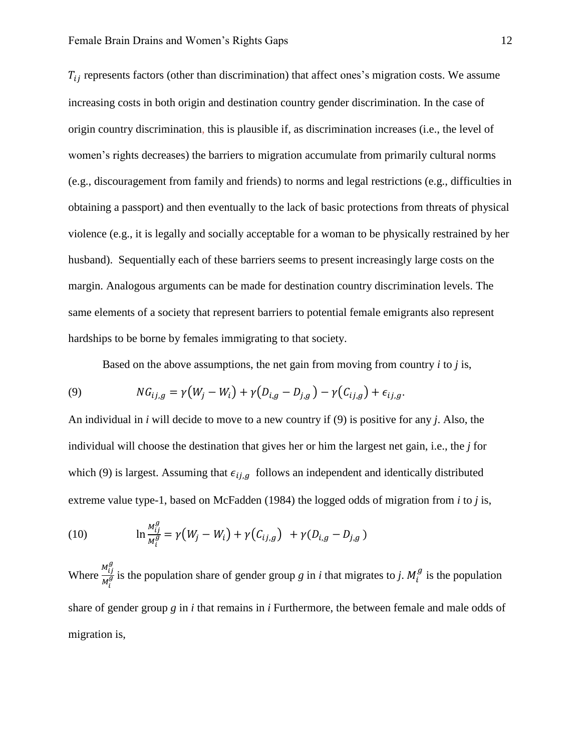$T_{ij}$ represents factors (other than discrimination) that affect ones's migration costs. We assume increasing costs in both origin and destination country gender discrimination. In the case of origin country discrimination, this is plausible if, as discrimination increases (i.e., the level of women's rights decreases) the barriers to migration accumulate from primarily cultural norms (e.g., discouragement from family and friends) to norms and legal restrictions (e.g., difficulties in obtaining a passport) and then eventually to the lack of basic protections from threats of physical violence (e.g., it is legally and socially acceptable for a woman to be physically restrained by her husband). Sequentially each of these barriers seems to present increasingly large costs on the margin. Analogous arguments can be made for destination country discrimination levels. The same elements of a society that represent barriers to potential female emigrants also represent hardships to be borne by females immigrating to that society.

Based on the above assumptions, the net gain from moving from country *i* to *j* is,

$$NG_{ij,g} = \gamma(W_j - W_i) + \gamma(D_{i,g} - D_{j,g}) - \gamma(C_{ij,g}) + \epsilon_{ij,g}. \tag{9}$$

An individual in *i* will decide to move to a new country if (9) is positive for any *j*. Also, the individual will choose the destination that gives her or him the largest net gain, i.e., the *j* for which (9) is largest. Assuming that $\epsilon_{ij,g}$ follows an independent and identically distributed extreme value type-1, based on McFadden (1984) the logged odds of migration from *i* to *j* is,

$$\ln \frac{M_{ij}^g}{M_i^g} = \gamma(W_j - W_i) + \gamma(C_{ij,g}) + \gamma(D_{i,g} - D_{j,g}) \tag{10}$$

Where $\frac{M_{ij}^g}{M_i^g}$ is the population share of gender group *g* in *i* that migrates to *j*. $M_i^g$ is the population share of gender group *g* in *i* that remains in *i* Furthermore, the between female and male odds of migration is,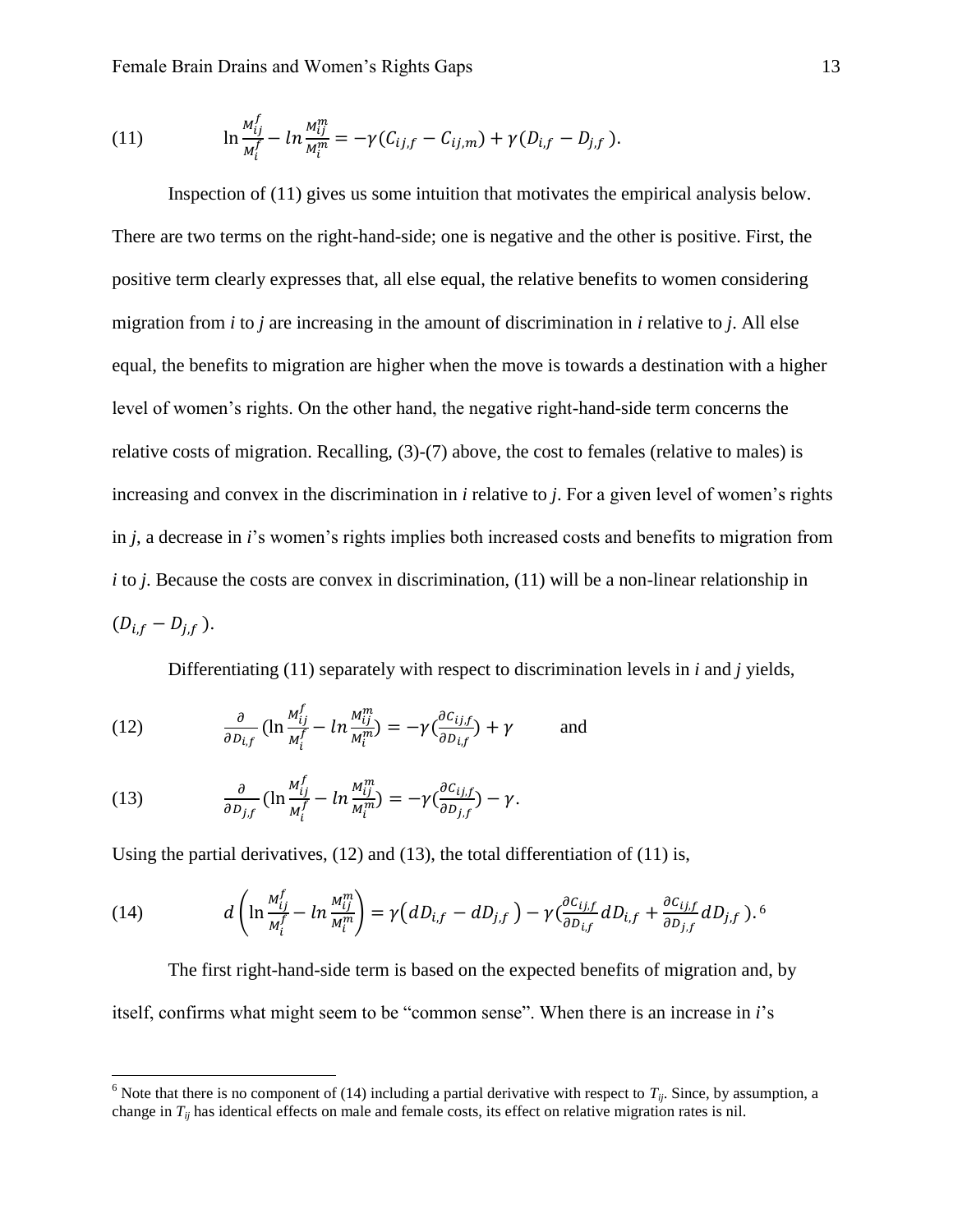$$\text{(11)} \qquad \ln\frac{M_{ij}^{f}}{M_{i}^{f}} - ln\frac{M_{ij}^{m}}{M_{i}^{m}} = -\gamma(C_{ij,f} - C_{ij,m}) + \gamma(D_{i,f} - D_{j,f}).$$

Inspection of (11) gives us some intuition that motivates the empirical analysis below. There are two terms on the right-hand-side; one is negative and the other is positive. First, the positive term clearly expresses that, all else equal, the relative benefits to women considering migration from *i* to *j* are increasing in the amount of discrimination in *i* relative to *j*. All else equal, the benefits to migration are higher when the move is towards a destination with a higher level of women's rights. On the other hand, the negative right-hand-side term concerns the relative costs of migration. Recalling, (3)-(7) above, the cost to females (relative to males) is increasing and convex in the discrimination in *i* relative to *j*. For a given level of women's rights in *j*, a decrease in *i*'s women's rights implies both increased costs and benefits to migration from *i* to *j*. Because the costs are convex in discrimination, (11) will be a non-linear relationship in $(D_{i,f} - D_{j,f})$.

Differentiating (11) separately with respect to discrimination levels in *i* and *j* yields,

$$\text{(12)} \qquad \frac{\partial}{\partial D_{i,f}}\left(\ln\frac{M_{ij}^{f}}{M_{i}^{f}} - ln\frac{M_{ij}^{m}}{M_{i}^{m}}\right) = -\gamma\left(\frac{\partial C_{ij,f}}{\partial D_{i,f}}\right) + \gamma \qquad \text{and}$$

$$\text{(13)} \qquad \frac{\partial}{\partial D_{j,f}}\left(\ln\frac{M_{ij}^{f}}{M_{i}^{f}} - ln\frac{M_{ij}^{m}}{M_{i}^{m}}\right) = -\gamma\left(\frac{\partial C_{ij,f}}{\partial D_{j,f}}\right) - \gamma.$$

Using the partial derivatives, (12) and (13), the total differentiation of (11) is,

$$\text{(14)} \qquad d\left(\ln\frac{M_{ij}^{f}}{M_{i}^{f}} - ln\frac{M_{ij}^{m}}{M_{i}^{m}}\right) = \gamma\left(dD_{i,f} - dD_{j,f}\right) - \gamma\left(\frac{\partial C_{ij,f}}{\partial D_{i,f}}dD_{i,f} + \frac{\partial C_{ij,f}}{\partial D_{j,f}}dD_{j,f}\right).[6]$$

The first right-hand-side term is based on the expected benefits of migration and, by itself, confirms what might seem to be "common sense". When there is an increase in *i*'s

[6] Note that there is no component of (14) including a partial derivative with respect to $T_{ij}$. Since, by assumption, a change in $T_{ij}$ has identical effects on male and female costs, its effect on relative migration rates is nil.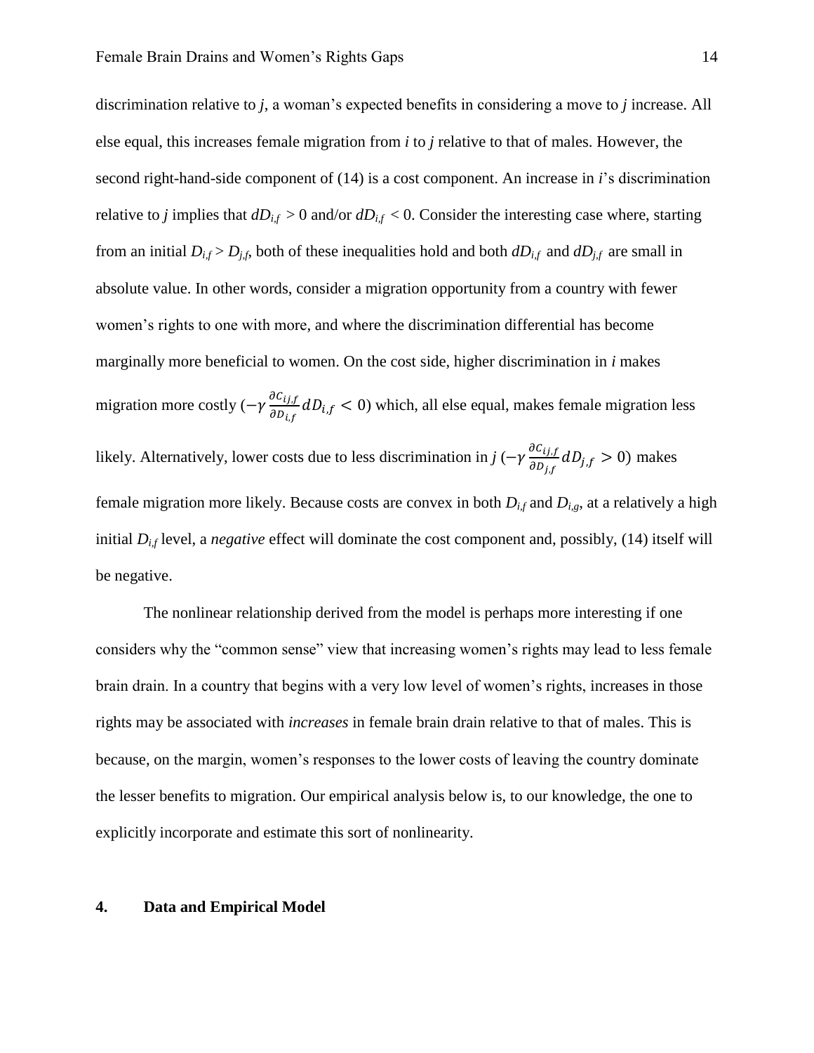discrimination relative to *j*, a woman's expected benefits in considering a move to *j* increase. All else equal, this increases female migration from *i* to *j* relative to that of males. However, the second right-hand-side component of (14) is a cost component. An increase in *i*'s discrimination relative to *j* implies that $dD_{i,f} > 0$ and/or $dD_{i,f} < 0$. Consider the interesting case where, starting from an initial $D_{i,f} > D_{j,f}$, both of these inequalities hold and both $dD_{i,f}$ and $dD_{j,f}$ are small in absolute value. In other words, consider a migration opportunity from a country with fewer women's rights to one with more, and where the discrimination differential has become marginally more beneficial to women. On the cost side, higher discrimination in *i* makes migration more costly ($-\gamma \frac{\partial C_{ij,f}}{\partial D_{i,f}} dD_{i,f} < 0$) which, all else equal, makes female migration less likely. Alternatively, lower costs due to less discrimination in *j* ($-\gamma \frac{\partial C_{ij,f}}{\partial D_{j,f}} dD_{j,f} > 0$) makes female migration more likely. Because costs are convex in both $D_{i,f}$ and $D_{i,g}$, at a relatively a high initial $D_{i,f}$ level, a *negative* effect will dominate the cost component and, possibly, (14) itself will be negative.

The nonlinear relationship derived from the model is perhaps more interesting if one considers why the "common sense" view that increasing women's rights may lead to less female brain drain. In a country that begins with a very low level of women's rights, increases in those rights may be associated with *increases* in female brain drain relative to that of males. This is because, on the margin, women's responses to the lower costs of leaving the country dominate the lesser benefits to migration. Our empirical analysis below is, to our knowledge, the one to explicitly incorporate and estimate this sort of nonlinearity.

## 4. Data and Empirical Model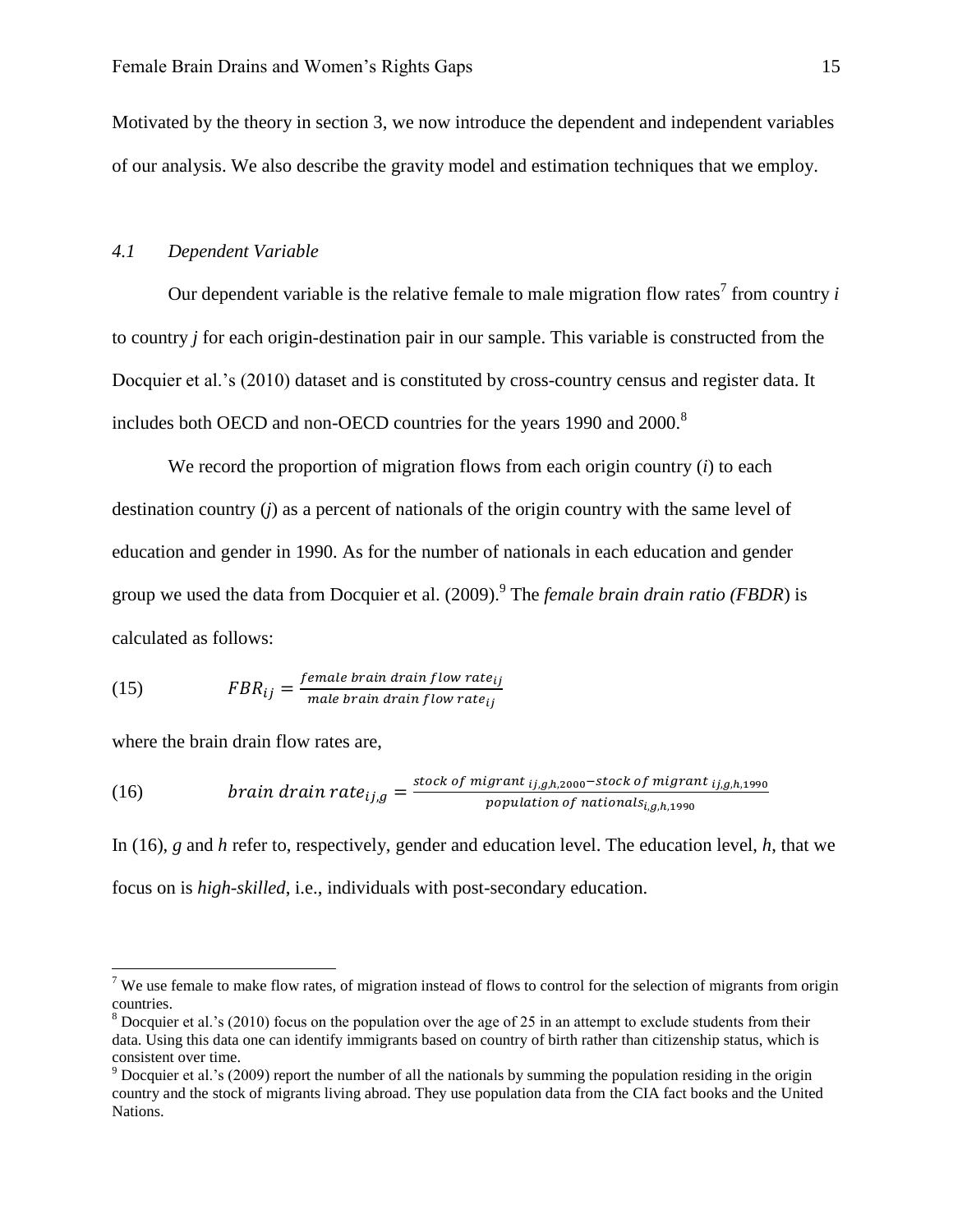Motivated by the theory in section 3, we now introduce the dependent and independent variables of our analysis. We also describe the gravity model and estimation techniques that we employ.

### *4.1 Dependent Variable*

Our dependent variable is the relative female to male migration flow rates[7] from country *i* to country *j* for each origin-destination pair in our sample. This variable is constructed from the Docquier et al.'s (2010) dataset and is constituted by cross-country census and register data. It includes both OECD and non-OECD countries for the years 1990 and 2000.[8]

We record the proportion of migration flows from each origin country (*i*) to each destination country (*j*) as a percent of nationals of the origin country with the same level of education and gender in 1990. As for the number of nationals in each education and gender group we used the data from Docquier et al. (2009).[9] The *female brain drain ratio (FBDR*) is calculated as follows:

$$FBR_{ij} = \frac{female\ brain\ drain\ flow\ rate_{ij}}{male\ brain\ drain\ flow\ rate_{ij}} \tag{15}$$

where the brain drain flow rates are,

$$brain\ drain\ rate_{ij,g} = \frac{stock\ of\ migrant_{\ ij,g,h,2000} - stock\ of\ migrant_{\ ij,g,h,1990}}{population\ of\ nationals_{i,g,h,1990}} \tag{16}$$

In (16), *g* and *h* refer to, respectively, gender and education level. The education level, *h*, that we focus on is *high-skilled*, i.e., individuals with post-secondary education.

---

[7] We use female to make flow rates, of migration instead of flows to control for the selection of migrants from origin countries.

[8] Docquier et al.'s (2010) focus on the population over the age of 25 in an attempt to exclude students from their data. Using this data one can identify immigrants based on country of birth rather than citizenship status, which is consistent over time.

[9] Docquier et al.'s (2009) report the number of all the nationals by summing the population residing in the origin country and the stock of migrants living abroad. They use population data from the CIA fact books and the United Nations.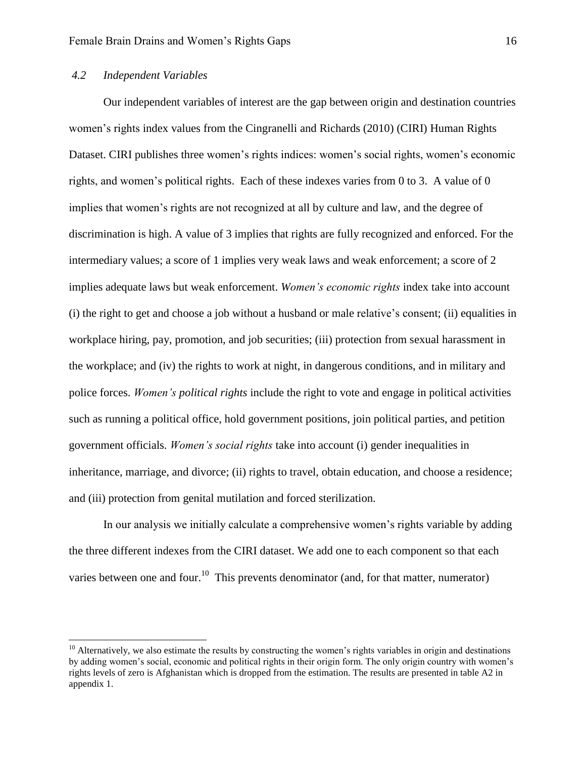### 4.2 Independent Variables

Our independent variables of interest are the gap between origin and destination countries women's rights index values from the Cingranelli and Richards (2010) (CIRI) Human Rights Dataset. CIRI publishes three women's rights indices: women's social rights, women's economic rights, and women's political rights. Each of these indexes varies from 0 to 3. A value of 0 implies that women's rights are not recognized at all by culture and law, and the degree of discrimination is high. A value of 3 implies that rights are fully recognized and enforced. For the intermediary values; a score of 1 implies very weak laws and weak enforcement; a score of 2 implies adequate laws but weak enforcement. *Women's economic rights* index take into account (i) the right to get and choose a job without a husband or male relative's consent; (ii) equalities in workplace hiring, pay, promotion, and job securities; (iii) protection from sexual harassment in the workplace; and (iv) the rights to work at night, in dangerous conditions, and in military and police forces. *Women's political rights* include the right to vote and engage in political activities such as running a political office, hold government positions, join political parties, and petition government officials. *Women's social rights* take into account (i) gender inequalities in inheritance, marriage, and divorce; (ii) rights to travel, obtain education, and choose a residence; and (iii) protection from genital mutilation and forced sterilization.

In our analysis we initially calculate a comprehensive women's rights variable by adding the three different indexes from the CIRI dataset. We add one to each component so that each varies between one and four.[10] This prevents denominator (and, for that matter, numerator)

[10] Alternatively, we also estimate the results by constructing the women's rights variables in origin and destinations by adding women's social, economic and political rights in their origin form. The only origin country with women's rights levels of zero is Afghanistan which is dropped from the estimation. The results are presented in table A2 in appendix 1.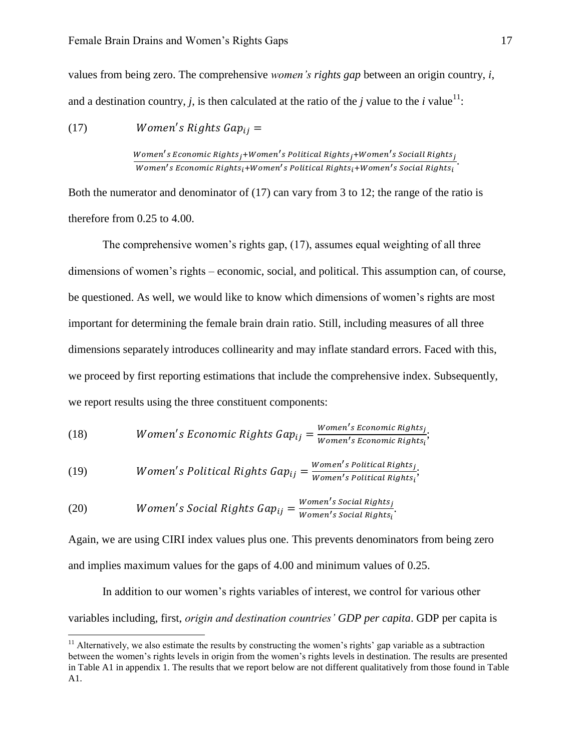values from being zero. The comprehensive *women's rights gap* between an origin country, *i*, and a destination country, *j*, is then calculated at the ratio of the *j* value to the *i* value[11]:

$$(17) \qquad Women's\ Rights\ Gap_{ij} = \frac{Women's\ Economic\ Rights_j + Women's\ Political\ Rights_j + Women's\ Sociall\ Rights_j}{Women's\ Economic\ Rights_i + Women's\ Political\ Rights_i + Women's\ Social\ Rights_i}.$$

Both the numerator and denominator of (17) can vary from 3 to 12; the range of the ratio is therefore from 0.25 to 4.00.

The comprehensive women's rights gap, (17), assumes equal weighting of all three dimensions of women's rights – economic, social, and political. This assumption can, of course, be questioned. As well, we would like to know which dimensions of women's rights are most important for determining the female brain drain ratio. Still, including measures of all three dimensions separately introduces collinearity and may inflate standard errors. Faced with this, we proceed by first reporting estimations that include the comprehensive index. Subsequently, we report results using the three constituent components:

$$(18) \qquad Women's\ Economic\ Rights\ Gap_{ij} = \frac{Women's\ Economic\ Rights_j}{Women's\ Economic\ Rights_i};$$

$$(19) \qquad Women's\ Political\ Rights\ Gap_{ij} = \frac{Women's\ Political\ Rights_j}{Women's\ Political\ Rights_i};$$

$$(20) \qquad Women's\ Social\ Rights\ Gap_{ij} = \frac{Women's\ Social\ Rights_j}{Women's\ Social\ Rights_i}.$$

Again, we are using CIRI index values plus one. This prevents denominators from being zero and implies maximum values for the gaps of 4.00 and minimum values of 0.25.

In addition to our women's rights variables of interest, we control for various other variables including, first, *origin and destination countries' GDP per capita*. GDP per capita is

[11] Alternatively, we also estimate the results by constructing the women's rights' gap variable as a subtraction between the women's rights levels in origin from the women's rights levels in destination. The results are presented in Table A1 in appendix 1. The results that we report below are not different qualitatively from those found in Table A1.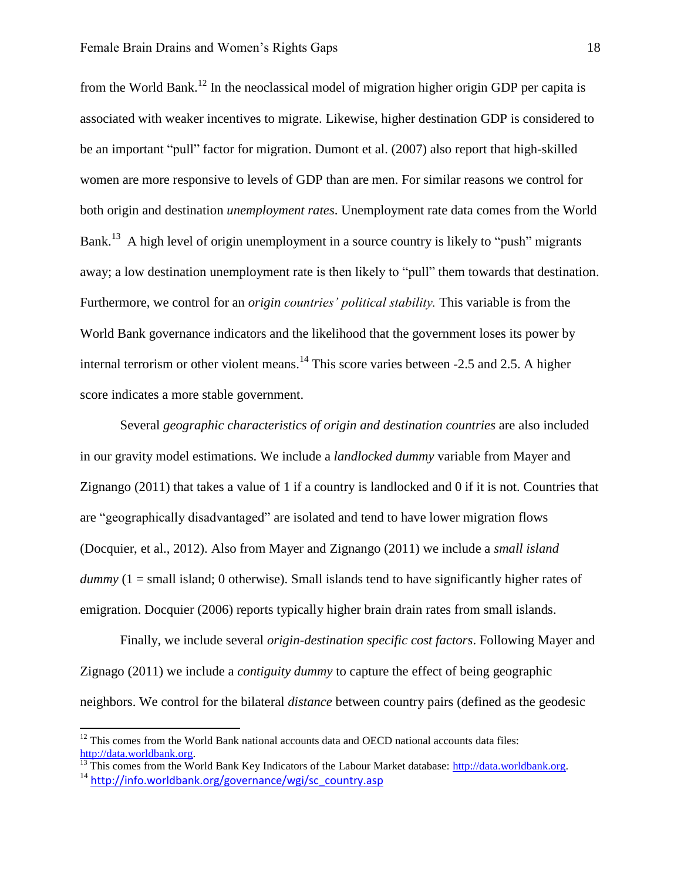from the World Bank.[12] In the neoclassical model of migration higher origin GDP per capita is associated with weaker incentives to migrate. Likewise, higher destination GDP is considered to be an important "pull" factor for migration. Dumont et al. (2007) also report that high-skilled women are more responsive to levels of GDP than are men. For similar reasons we control for both origin and destination *unemployment rates*. Unemployment rate data comes from the World Bank.[13] A high level of origin unemployment in a source country is likely to "push" migrants away; a low destination unemployment rate is then likely to "pull" them towards that destination. Furthermore, we control for an *origin countries' political stability.* This variable is from the World Bank governance indicators and the likelihood that the government loses its power by internal terrorism or other violent means.[14] This score varies between -2.5 and 2.5. A higher score indicates a more stable government.

Several *geographic characteristics of origin and destination countries* are also included in our gravity model estimations. We include a *landlocked dummy* variable from Mayer and Zignango (2011) that takes a value of 1 if a country is landlocked and 0 if it is not. Countries that are "geographically disadvantaged" are isolated and tend to have lower migration flows (Docquier, et al., 2012). Also from Mayer and Zignango (2011) we include a *small island dummy* (1 = small island; 0 otherwise). Small islands tend to have significantly higher rates of emigration. Docquier (2006) reports typically higher brain drain rates from small islands.

Finally, we include several *origin-destination specific cost factors*. Following Mayer and Zignago (2011) we include a *contiguity dummy* to capture the effect of being geographic neighbors. We control for the bilateral *distance* between country pairs (defined as the geodesic

---

[12] This comes from the World Bank national accounts data and OECD national accounts data files: http://data.worldbank.org.

[13] This comes from the World Bank Key Indicators of the Labour Market database: http://data.worldbank.org.

[14] http://info.worldbank.org/governance/wgi/sc_country.asp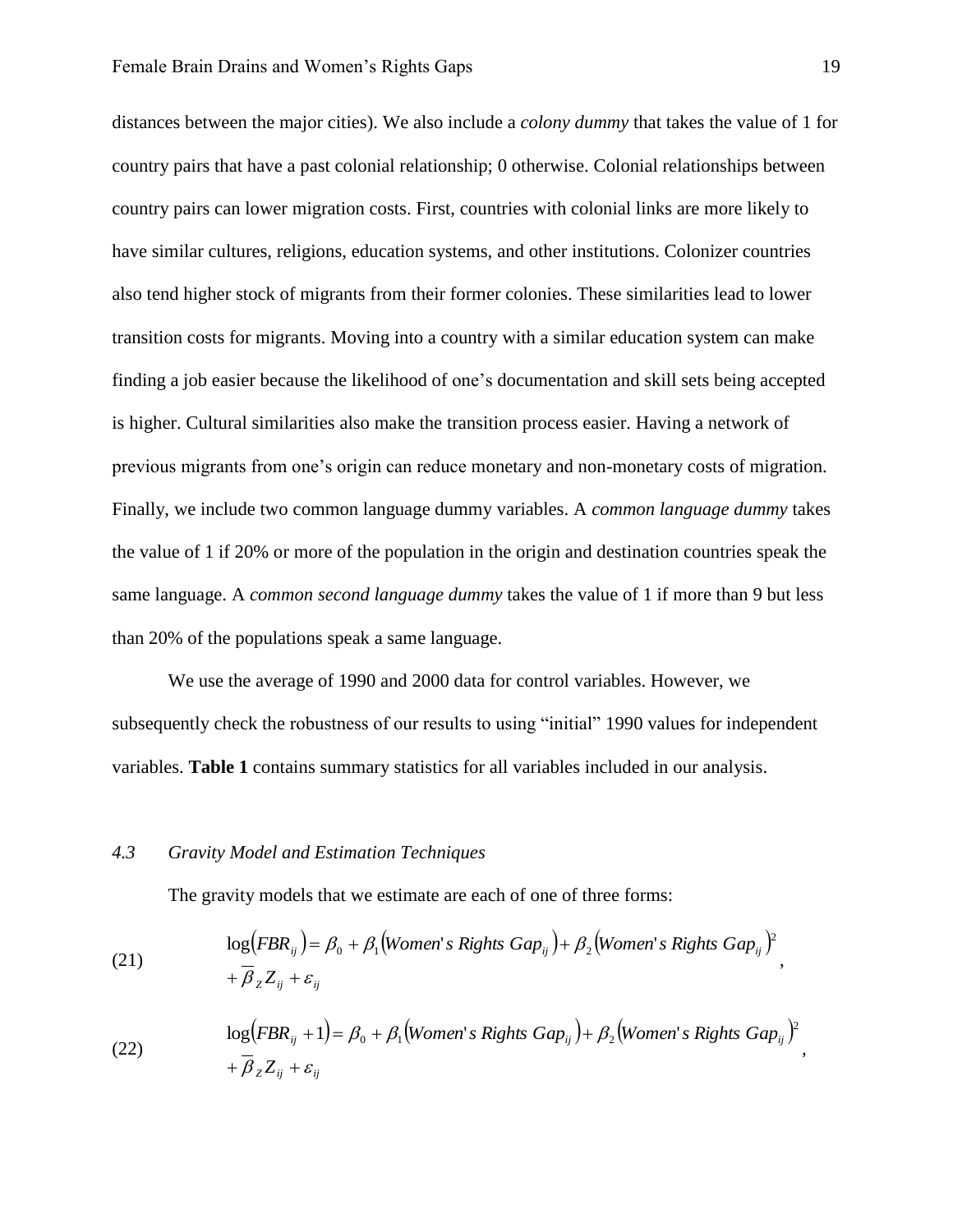distances between the major cities). We also include a *colony dummy* that takes the value of 1 for country pairs that have a past colonial relationship; 0 otherwise. Colonial relationships between country pairs can lower migration costs. First, countries with colonial links are more likely to have similar cultures, religions, education systems, and other institutions. Colonizer countries also tend higher stock of migrants from their former colonies. These similarities lead to lower transition costs for migrants. Moving into a country with a similar education system can make finding a job easier because the likelihood of one's documentation and skill sets being accepted is higher. Cultural similarities also make the transition process easier. Having a network of previous migrants from one's origin can reduce monetary and non-monetary costs of migration. Finally, we include two common language dummy variables. A *common language dummy* takes the value of 1 if 20% or more of the population in the origin and destination countries speak the same language. A *common second language dummy* takes the value of 1 if more than 9 but less than 20% of the populations speak a same language.

We use the average of 1990 and 2000 data for control variables. However, we subsequently check the robustness of our results to using "initial" 1990 values for independent variables. **Table 1** contains summary statistics for all variables included in our analysis.

### *4.3 Gravity Model and Estimation Techniques*

The gravity models that we estimate are each of one of three forms:

$$\log(FBR_{ij}) = \beta_0 + \beta_1(Women's\ Rights\ Gap_{ij}) + \beta_2(Women's\ Rights\ Gap_{ij})^2 + \overline{\beta}_Z Z_{ij} + \varepsilon_{ij}, \tag{21}$$

$$\log(FBR_{ij} + 1) = \beta_0 + \beta_1(Women's\ Rights\ Gap_{ij}) + \beta_2(Women's\ Rights\ Gap_{ij})^2 + \overline{\beta}_Z Z_{ij} + \varepsilon_{ij}, \tag{22}$$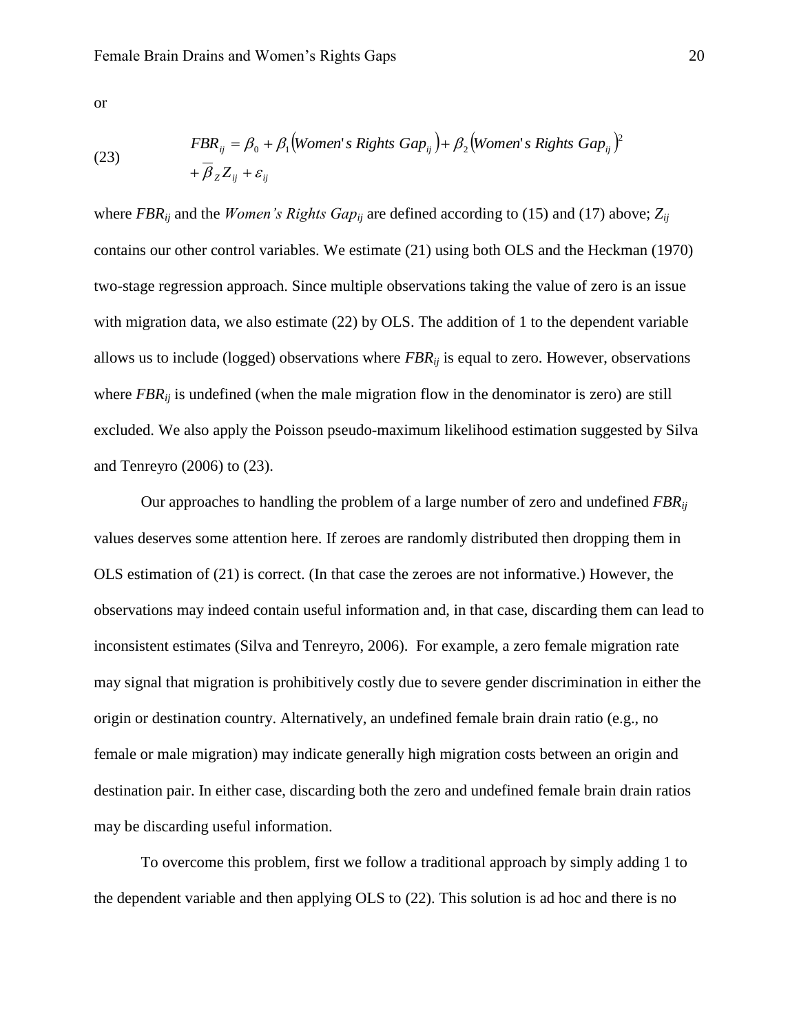or

$$
\begin{aligned}
(23) \qquad FBR_{ij} &= \beta_0 + \beta_1\left(Women's\ Rights\ Gap_{ij}\right) + \beta_2\left(Women's\ Rights\ Gap_{ij}\right)^2 \\
&+ \overline{\beta}_Z Z_{ij} + \varepsilon_{ij}
\end{aligned}
$$

where $FBR_{ij}$ and the *Women's Rights Gap*$_{ij}$ are defined according to (15) and (17) above; $Z_{ij}$ contains our other control variables. We estimate (21) using both OLS and the Heckman (1970) two-stage regression approach. Since multiple observations taking the value of zero is an issue with migration data, we also estimate (22) by OLS. The addition of 1 to the dependent variable allows us to include (logged) observations where $FBR_{ij}$ is equal to zero. However, observations where $FBR_{ij}$ is undefined (when the male migration flow in the denominator is zero) are still excluded. We also apply the Poisson pseudo-maximum likelihood estimation suggested by Silva and Tenreyro (2006) to (23).

Our approaches to handling the problem of a large number of zero and undefined $FBR_{ij}$ values deserves some attention here. If zeroes are randomly distributed then dropping them in OLS estimation of (21) is correct. (In that case the zeroes are not informative.) However, the observations may indeed contain useful information and, in that case, discarding them can lead to inconsistent estimates (Silva and Tenreyro, 2006). For example, a zero female migration rate may signal that migration is prohibitively costly due to severe gender discrimination in either the origin or destination country. Alternatively, an undefined female brain drain ratio (e.g., no female or male migration) may indicate generally high migration costs between an origin and destination pair. In either case, discarding both the zero and undefined female brain drain ratios may be discarding useful information.

To overcome this problem, first we follow a traditional approach by simply adding 1 to the dependent variable and then applying OLS to (22). This solution is ad hoc and there is no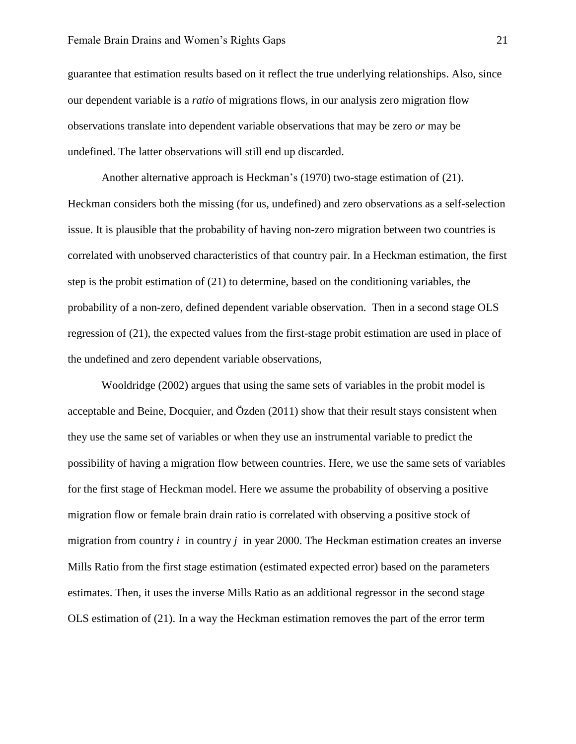guarantee that estimation results based on it reflect the true underlying relationships. Also, since our dependent variable is a *ratio* of migrations flows, in our analysis zero migration flow observations translate into dependent variable observations that may be zero *or* may be undefined. The latter observations will still end up discarded.

Another alternative approach is Heckman's (1970) two-stage estimation of (21). Heckman considers both the missing (for us, undefined) and zero observations as a self-selection issue. It is plausible that the probability of having non-zero migration between two countries is correlated with unobserved characteristics of that country pair. In a Heckman estimation, the first step is the probit estimation of (21) to determine, based on the conditioning variables, the probability of a non-zero, defined dependent variable observation. Then in a second stage OLS regression of (21), the expected values from the first-stage probit estimation are used in place of the undefined and zero dependent variable observations,

Wooldridge (2002) argues that using the same sets of variables in the probit model is acceptable and Beine, Docquier, and Özden (2011) show that their result stays consistent when they use the same set of variables or when they use an instrumental variable to predict the possibility of having a migration flow between countries. Here, we use the same sets of variables for the first stage of Heckman model. Here we assume the probability of observing a positive migration flow or female brain drain ratio is correlated with observing a positive stock of migration from country $i$ in country $j$ in year 2000. The Heckman estimation creates an inverse Mills Ratio from the first stage estimation (estimated expected error) based on the parameters estimates. Then, it uses the inverse Mills Ratio as an additional regressor in the second stage OLS estimation of (21). In a way the Heckman estimation removes the part of the error term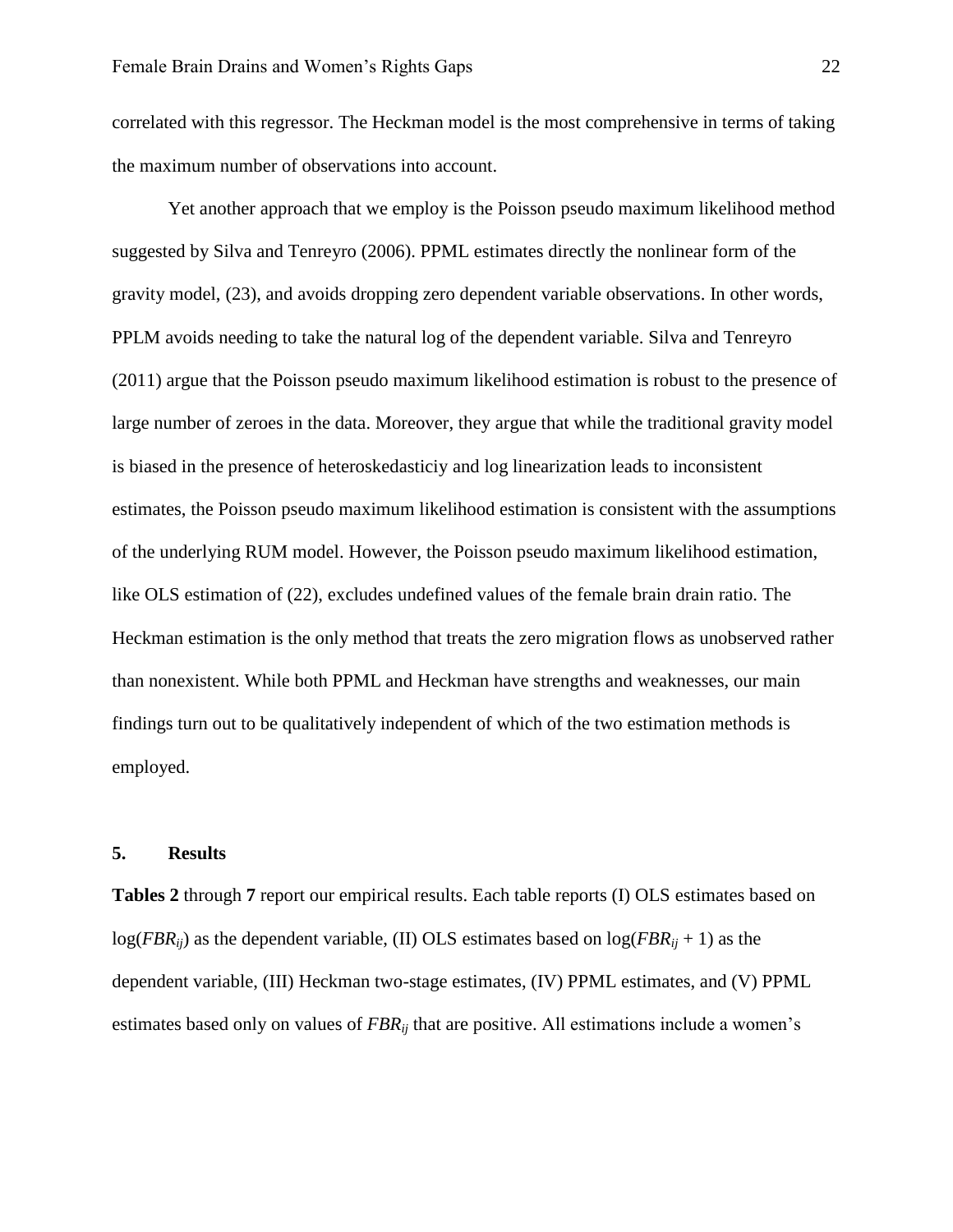correlated with this regressor. The Heckman model is the most comprehensive in terms of taking the maximum number of observations into account.

Yet another approach that we employ is the Poisson pseudo maximum likelihood method suggested by Silva and Tenreyro (2006). PPML estimates directly the nonlinear form of the gravity model, (23), and avoids dropping zero dependent variable observations. In other words, PPLM avoids needing to take the natural log of the dependent variable. Silva and Tenreyro (2011) argue that the Poisson pseudo maximum likelihood estimation is robust to the presence of large number of zeroes in the data. Moreover, they argue that while the traditional gravity model is biased in the presence of heteroskedasticiy and log linearization leads to inconsistent estimates, the Poisson pseudo maximum likelihood estimation is consistent with the assumptions of the underlying RUM model. However, the Poisson pseudo maximum likelihood estimation, like OLS estimation of (22), excludes undefined values of the female brain drain ratio. The Heckman estimation is the only method that treats the zero migration flows as unobserved rather than nonexistent. While both PPML and Heckman have strengths and weaknesses, our main findings turn out to be qualitatively independent of which of the two estimation methods is employed.

## 5. Results

**Tables 2** through **7** report our empirical results. Each table reports (I) OLS estimates based on $\log(FBR_{ij})$ as the dependent variable, (II) OLS estimates based on $\log(FBR_{ij} + 1)$ as the dependent variable, (III) Heckman two-stage estimates, (IV) PPML estimates, and (V) PPML estimates based only on values of $FBR_{ij}$ that are positive. All estimations include a women's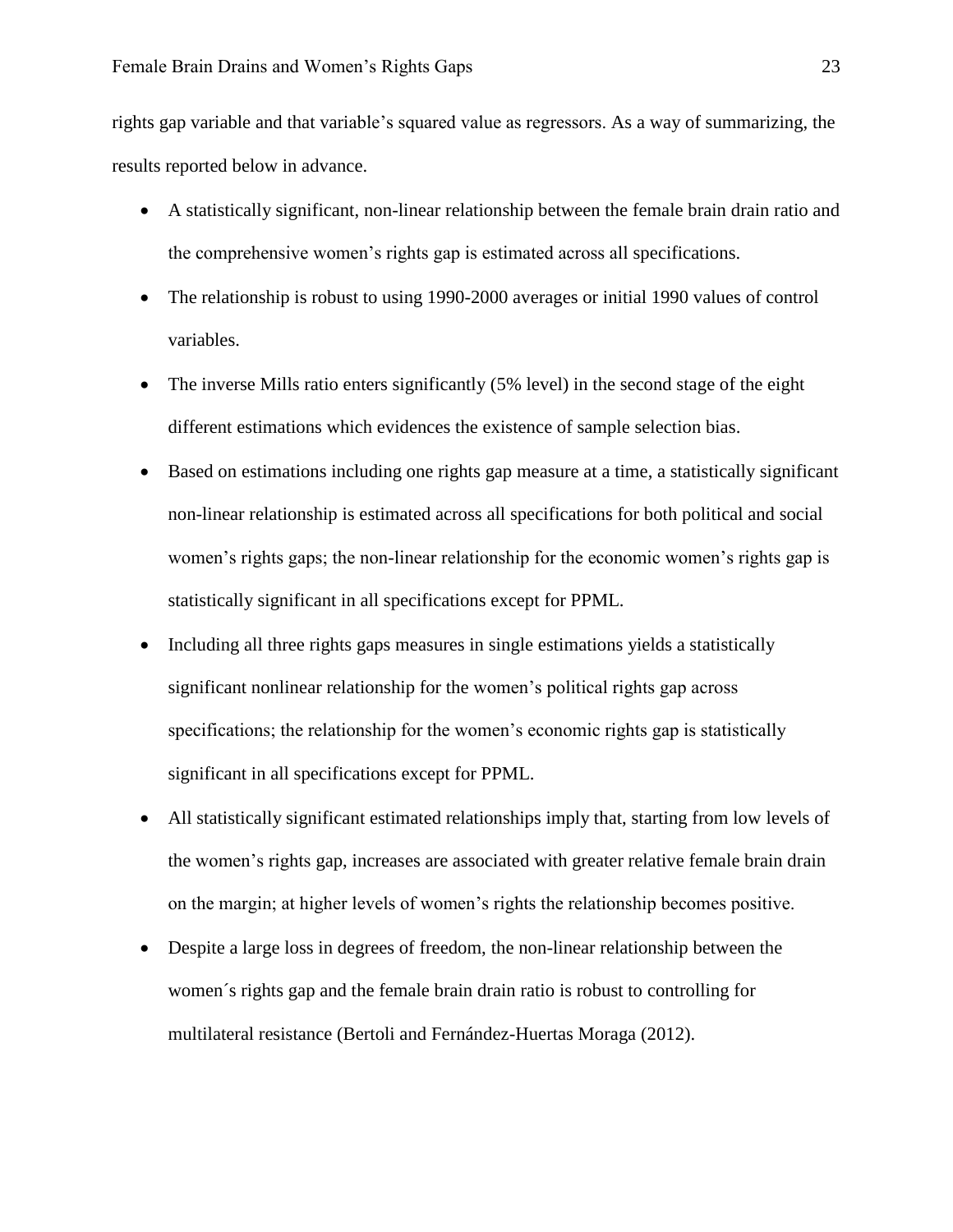rights gap variable and that variable's squared value as regressors. As a way of summarizing, the results reported below in advance.

- A statistically significant, non-linear relationship between the female brain drain ratio and the comprehensive women's rights gap is estimated across all specifications.
- The relationship is robust to using 1990-2000 averages or initial 1990 values of control variables.
- The inverse Mills ratio enters significantly (5% level) in the second stage of the eight different estimations which evidences the existence of sample selection bias.
- Based on estimations including one rights gap measure at a time, a statistically significant non-linear relationship is estimated across all specifications for both political and social women's rights gaps; the non-linear relationship for the economic women's rights gap is statistically significant in all specifications except for PPML.
- Including all three rights gaps measures in single estimations yields a statistically significant nonlinear relationship for the women's political rights gap across specifications; the relationship for the women's economic rights gap is statistically significant in all specifications except for PPML.
- All statistically significant estimated relationships imply that, starting from low levels of the women's rights gap, increases are associated with greater relative female brain drain on the margin; at higher levels of women's rights the relationship becomes positive.
- Despite a large loss in degrees of freedom, the non-linear relationship between the women´s rights gap and the female brain drain ratio is robust to controlling for multilateral resistance (Bertoli and Fernández-Huertas Moraga (2012).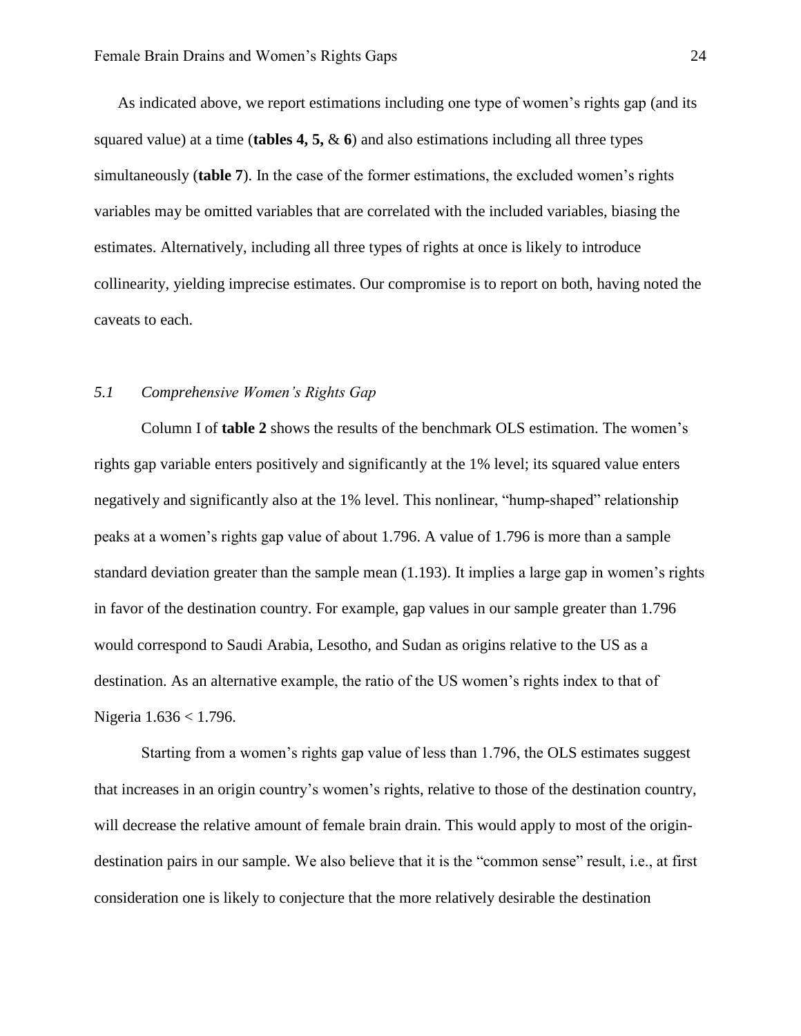As indicated above, we report estimations including one type of women's rights gap (and its squared value) at a time (**tables 4, 5,** & **6**) and also estimations including all three types simultaneously (**table 7**). In the case of the former estimations, the excluded women's rights variables may be omitted variables that are correlated with the included variables, biasing the estimates. Alternatively, including all three types of rights at once is likely to introduce collinearity, yielding imprecise estimates. Our compromise is to report on both, having noted the caveats to each.

### *5.1 Comprehensive Women's Rights Gap*

Column I of **table 2** shows the results of the benchmark OLS estimation. The women's rights gap variable enters positively and significantly at the 1% level; its squared value enters negatively and significantly also at the 1% level. This nonlinear, "hump-shaped" relationship peaks at a women's rights gap value of about 1.796. A value of 1.796 is more than a sample standard deviation greater than the sample mean (1.193). It implies a large gap in women's rights in favor of the destination country. For example, gap values in our sample greater than 1.796 would correspond to Saudi Arabia, Lesotho, and Sudan as origins relative to the US as a destination. As an alternative example, the ratio of the US women's rights index to that of Nigeria $1.636 < 1.796$.

Starting from a women's rights gap value of less than 1.796, the OLS estimates suggest that increases in an origin country's women's rights, relative to those of the destination country, will decrease the relative amount of female brain drain. This would apply to most of the origin-destination pairs in our sample. We also believe that it is the "common sense" result, i.e., at first consideration one is likely to conjecture that the more relatively desirable the destination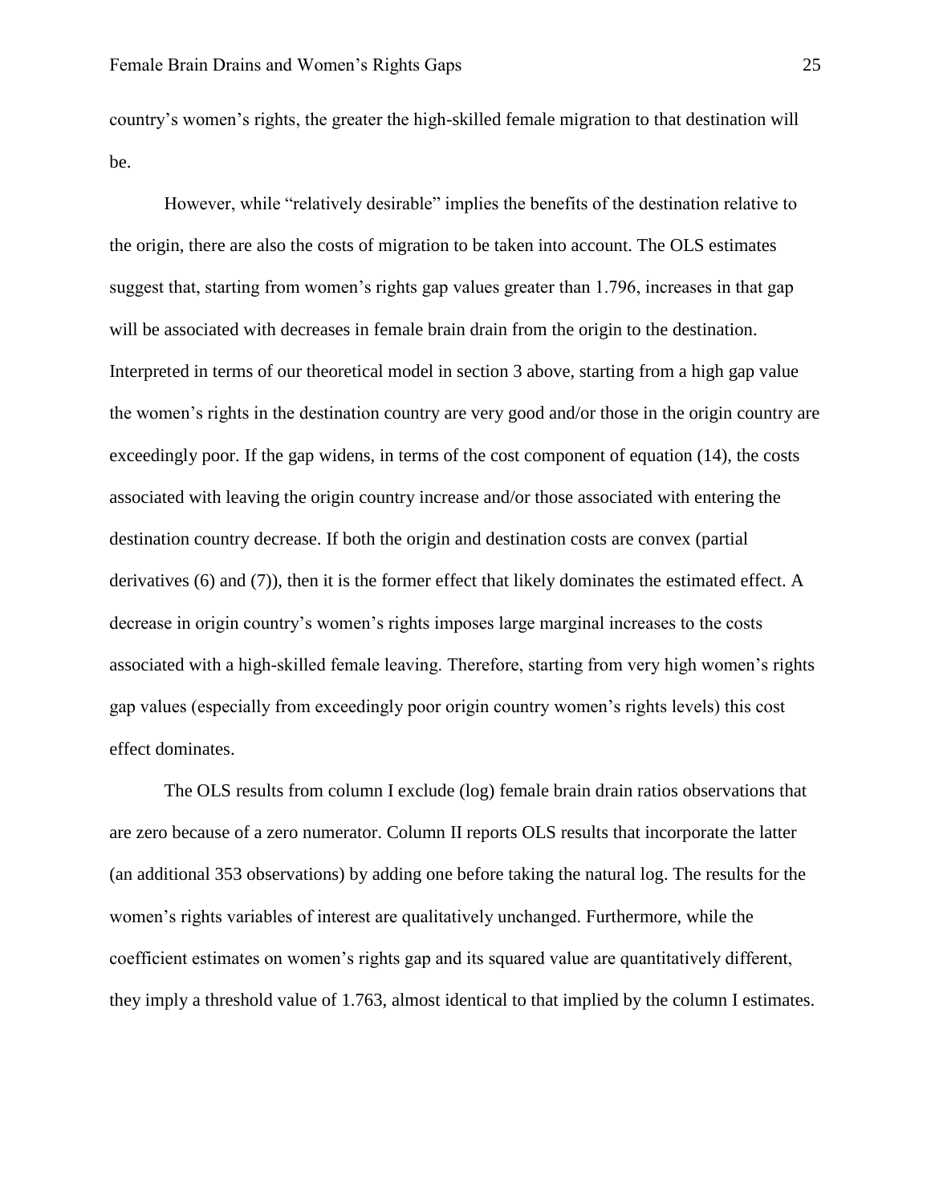country's women's rights, the greater the high-skilled female migration to that destination will be.

However, while "relatively desirable" implies the benefits of the destination relative to the origin, there are also the costs of migration to be taken into account. The OLS estimates suggest that, starting from women's rights gap values greater than 1.796, increases in that gap will be associated with decreases in female brain drain from the origin to the destination. Interpreted in terms of our theoretical model in section 3 above, starting from a high gap value the women's rights in the destination country are very good and/or those in the origin country are exceedingly poor. If the gap widens, in terms of the cost component of equation (14), the costs associated with leaving the origin country increase and/or those associated with entering the destination country decrease. If both the origin and destination costs are convex (partial derivatives (6) and (7)), then it is the former effect that likely dominates the estimated effect. A decrease in origin country's women's rights imposes large marginal increases to the costs associated with a high-skilled female leaving. Therefore, starting from very high women's rights gap values (especially from exceedingly poor origin country women's rights levels) this cost effect dominates.

The OLS results from column I exclude (log) female brain drain ratios observations that are zero because of a zero numerator. Column II reports OLS results that incorporate the latter (an additional 353 observations) by adding one before taking the natural log. The results for the women's rights variables of interest are qualitatively unchanged. Furthermore, while the coefficient estimates on women's rights gap and its squared value are quantitatively different, they imply a threshold value of 1.763, almost identical to that implied by the column I estimates.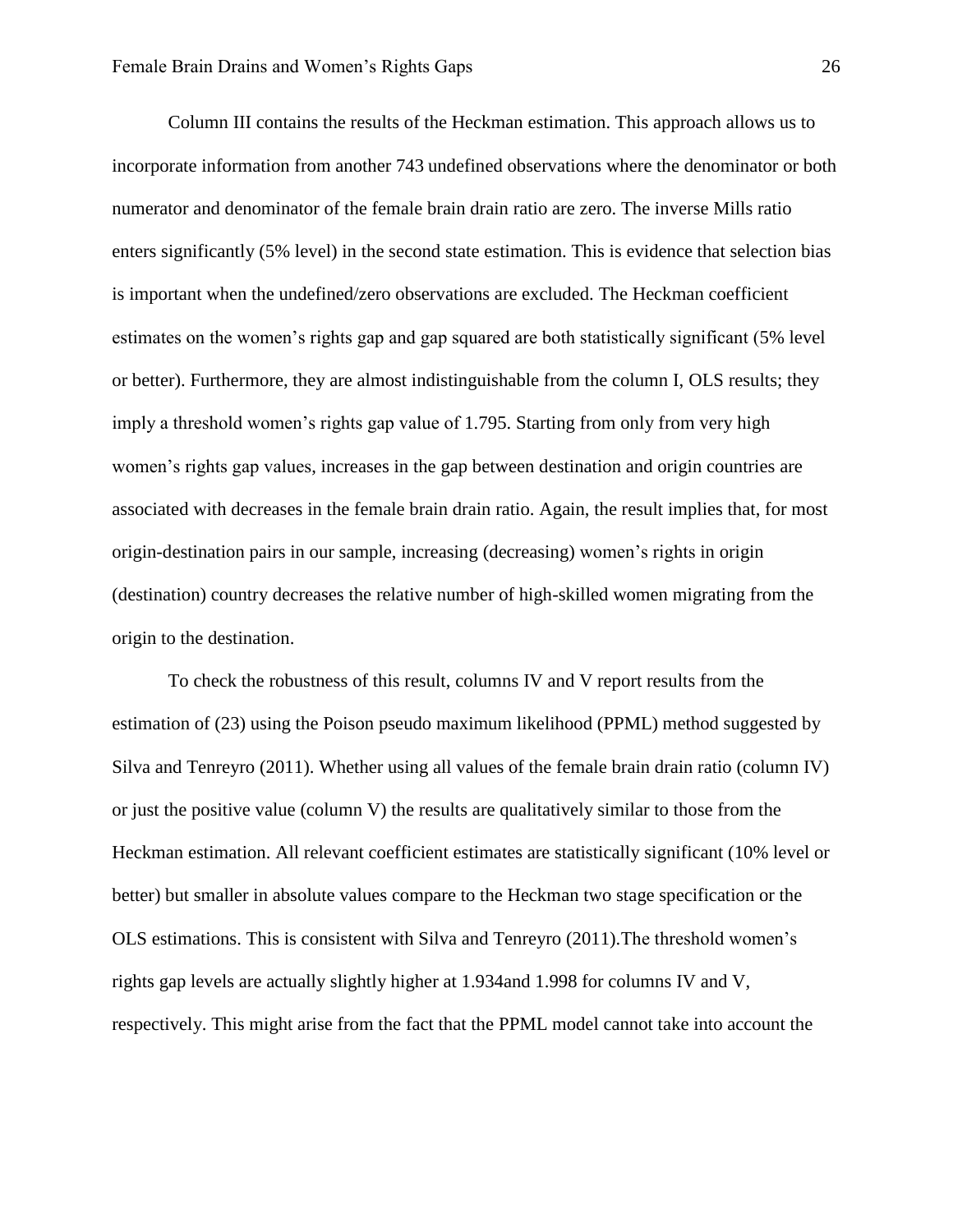Column III contains the results of the Heckman estimation. This approach allows us to incorporate information from another 743 undefined observations where the denominator or both numerator and denominator of the female brain drain ratio are zero. The inverse Mills ratio enters significantly (5% level) in the second state estimation. This is evidence that selection bias is important when the undefined/zero observations are excluded. The Heckman coefficient estimates on the women's rights gap and gap squared are both statistically significant (5% level or better). Furthermore, they are almost indistinguishable from the column I, OLS results; they imply a threshold women's rights gap value of 1.795. Starting from only from very high women's rights gap values, increases in the gap between destination and origin countries are associated with decreases in the female brain drain ratio. Again, the result implies that, for most origin-destination pairs in our sample, increasing (decreasing) women's rights in origin (destination) country decreases the relative number of high-skilled women migrating from the origin to the destination.

To check the robustness of this result, columns IV and V report results from the estimation of (23) using the Poison pseudo maximum likelihood (PPML) method suggested by Silva and Tenreyro (2011). Whether using all values of the female brain drain ratio (column IV) or just the positive value (column V) the results are qualitatively similar to those from the Heckman estimation. All relevant coefficient estimates are statistically significant (10% level or better) but smaller in absolute values compare to the Heckman two stage specification or the OLS estimations. This is consistent with Silva and Tenreyro (2011).The threshold women's rights gap levels are actually slightly higher at 1.934and 1.998 for columns IV and V, respectively. This might arise from the fact that the PPML model cannot take into account the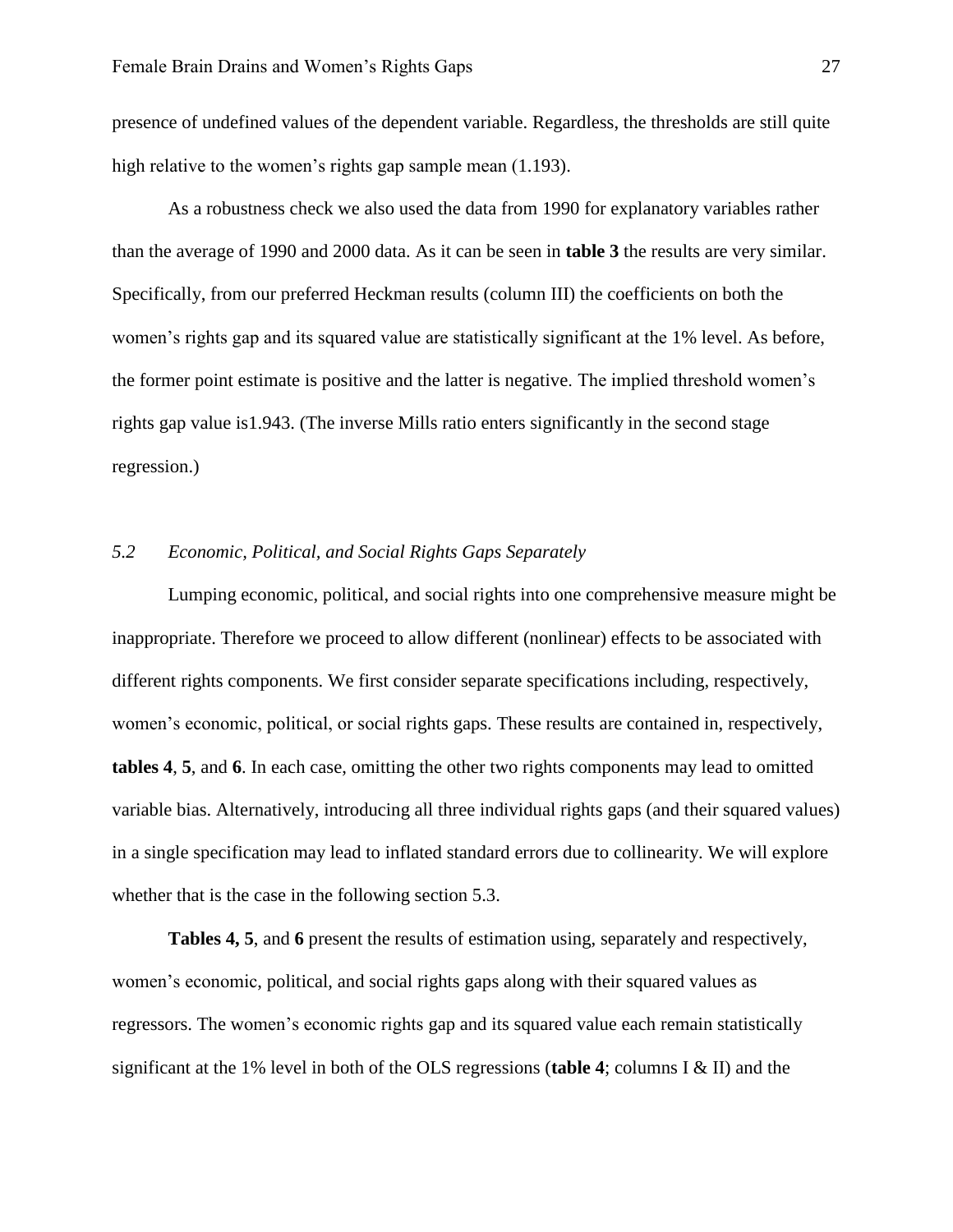presence of undefined values of the dependent variable. Regardless, the thresholds are still quite high relative to the women's rights gap sample mean (1.193).

As a robustness check we also used the data from 1990 for explanatory variables rather than the average of 1990 and 2000 data. As it can be seen in **table 3** the results are very similar. Specifically, from our preferred Heckman results (column III) the coefficients on both the women's rights gap and its squared value are statistically significant at the 1% level. As before, the former point estimate is positive and the latter is negative. The implied threshold women's rights gap value is1.943. (The inverse Mills ratio enters significantly in the second stage regression.)

### *5.2 Economic, Political, and Social Rights Gaps Separately*

Lumping economic, political, and social rights into one comprehensive measure might be inappropriate. Therefore we proceed to allow different (nonlinear) effects to be associated with different rights components. We first consider separate specifications including, respectively, women's economic, political, or social rights gaps. These results are contained in, respectively, **tables 4**, **5**, and **6**. In each case, omitting the other two rights components may lead to omitted variable bias. Alternatively, introducing all three individual rights gaps (and their squared values) in a single specification may lead to inflated standard errors due to collinearity. We will explore whether that is the case in the following section 5.3.

**Tables 4, 5**, and **6** present the results of estimation using, separately and respectively, women's economic, political, and social rights gaps along with their squared values as regressors. The women's economic rights gap and its squared value each remain statistically significant at the 1% level in both of the OLS regressions (**table 4**; columns I & II) and the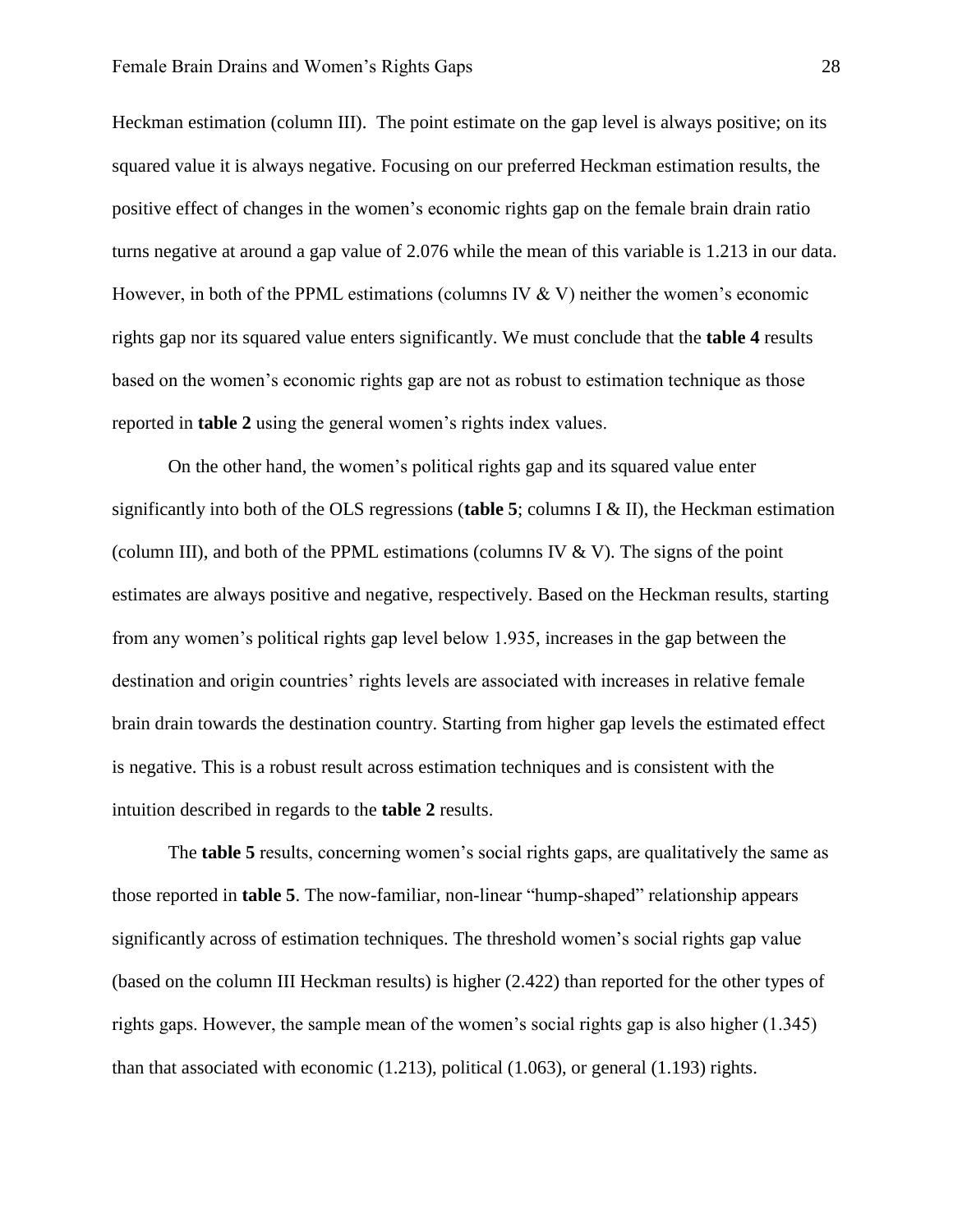Heckman estimation (column III). The point estimate on the gap level is always positive; on its squared value it is always negative. Focusing on our preferred Heckman estimation results, the positive effect of changes in the women's economic rights gap on the female brain drain ratio turns negative at around a gap value of 2.076 while the mean of this variable is 1.213 in our data. However, in both of the PPML estimations (columns IV & V) neither the women's economic rights gap nor its squared value enters significantly. We must conclude that the **table 4** results based on the women's economic rights gap are not as robust to estimation technique as those reported in **table 2** using the general women's rights index values.

On the other hand, the women's political rights gap and its squared value enter significantly into both of the OLS regressions (**table 5**; columns I & II), the Heckman estimation (column III), and both of the PPML estimations (columns IV & V). The signs of the point estimates are always positive and negative, respectively. Based on the Heckman results, starting from any women's political rights gap level below 1.935, increases in the gap between the destination and origin countries' rights levels are associated with increases in relative female brain drain towards the destination country. Starting from higher gap levels the estimated effect is negative. This is a robust result across estimation techniques and is consistent with the intuition described in regards to the **table 2** results.

The **table 5** results, concerning women's social rights gaps, are qualitatively the same as those reported in **table 5**. The now-familiar, non-linear "hump-shaped" relationship appears significantly across of estimation techniques. The threshold women's social rights gap value (based on the column III Heckman results) is higher (2.422) than reported for the other types of rights gaps. However, the sample mean of the women's social rights gap is also higher (1.345) than that associated with economic (1.213), political (1.063), or general (1.193) rights.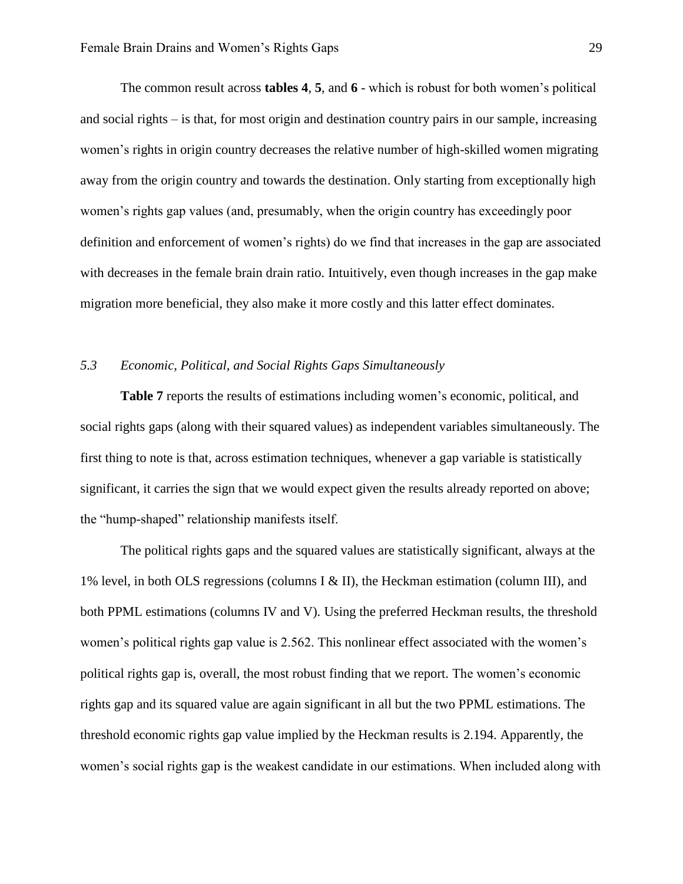The common result across **tables 4**, **5**, and **6** - which is robust for both women's political and social rights – is that, for most origin and destination country pairs in our sample, increasing women's rights in origin country decreases the relative number of high-skilled women migrating away from the origin country and towards the destination. Only starting from exceptionally high women's rights gap values (and, presumably, when the origin country has exceedingly poor definition and enforcement of women's rights) do we find that increases in the gap are associated with decreases in the female brain drain ratio. Intuitively, even though increases in the gap make migration more beneficial, they also make it more costly and this latter effect dominates.

### *5.3 Economic, Political, and Social Rights Gaps Simultaneously*

**Table 7** reports the results of estimations including women's economic, political, and social rights gaps (along with their squared values) as independent variables simultaneously. The first thing to note is that, across estimation techniques, whenever a gap variable is statistically significant, it carries the sign that we would expect given the results already reported on above; the "hump-shaped" relationship manifests itself.

The political rights gaps and the squared values are statistically significant, always at the 1% level, in both OLS regressions (columns I & II), the Heckman estimation (column III), and both PPML estimations (columns IV and V). Using the preferred Heckman results, the threshold women's political rights gap value is 2.562. This nonlinear effect associated with the women's political rights gap is, overall, the most robust finding that we report. The women's economic rights gap and its squared value are again significant in all but the two PPML estimations. The threshold economic rights gap value implied by the Heckman results is 2.194. Apparently, the women's social rights gap is the weakest candidate in our estimations. When included along with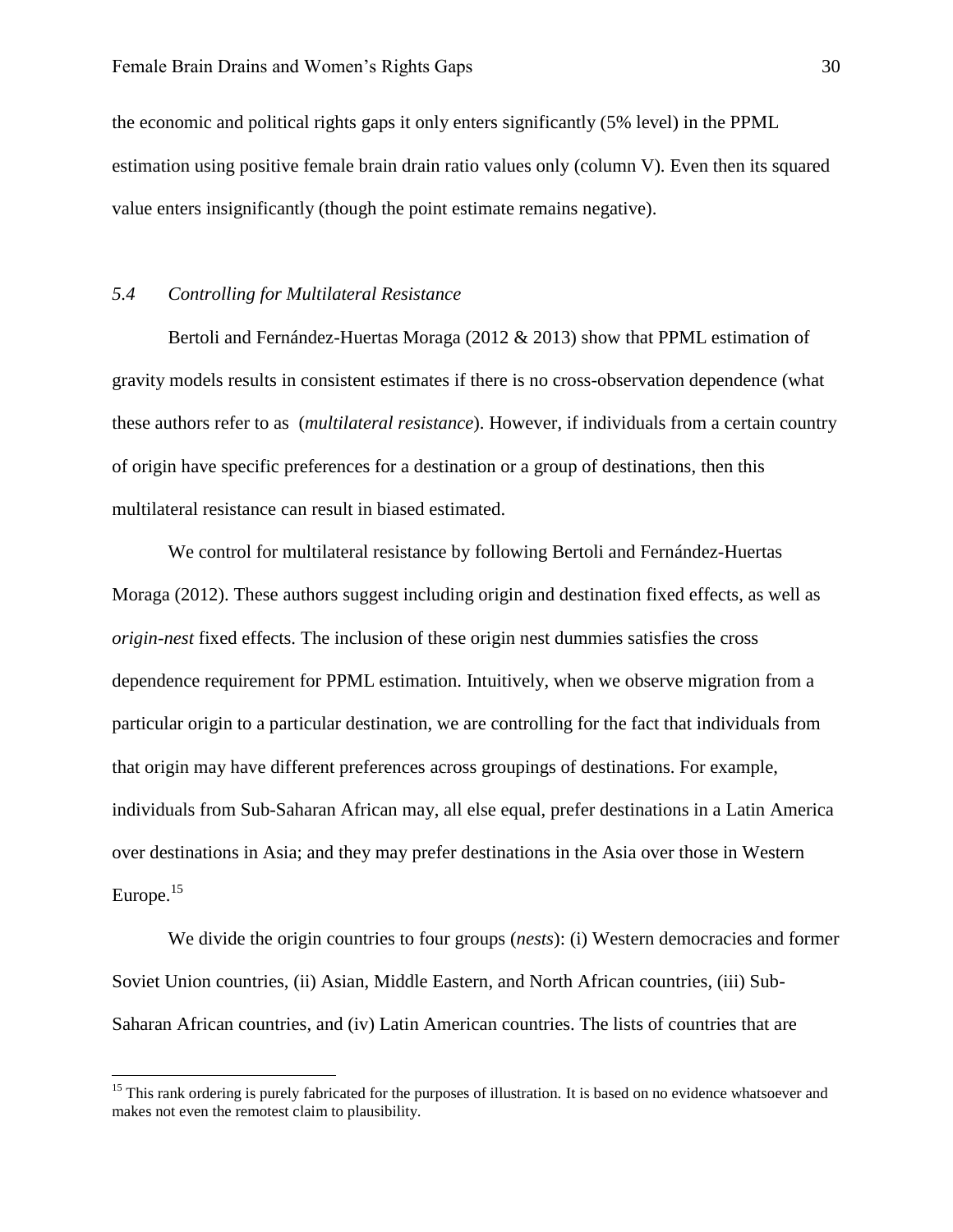the economic and political rights gaps it only enters significantly (5% level) in the PPML estimation using positive female brain drain ratio values only (column V). Even then its squared value enters insignificantly (though the point estimate remains negative).

### *5.4 Controlling for Multilateral Resistance*

Bertoli and Fernández-Huertas Moraga (2012 & 2013) show that PPML estimation of gravity models results in consistent estimates if there is no cross-observation dependence (what these authors refer to as (*multilateral resistance*). However, if individuals from a certain country of origin have specific preferences for a destination or a group of destinations, then this multilateral resistance can result in biased estimated.

We control for multilateral resistance by following Bertoli and Fernández-Huertas Moraga (2012). These authors suggest including origin and destination fixed effects, as well as *origin-nest* fixed effects. The inclusion of these origin nest dummies satisfies the cross dependence requirement for PPML estimation. Intuitively, when we observe migration from a particular origin to a particular destination, we are controlling for the fact that individuals from that origin may have different preferences across groupings of destinations. For example, individuals from Sub-Saharan African may, all else equal, prefer destinations in a Latin America over destinations in Asia; and they may prefer destinations in the Asia over those in Western Europe.[15]

We divide the origin countries to four groups (*nests*): (i) Western democracies and former Soviet Union countries, (ii) Asian, Middle Eastern, and North African countries, (iii) Sub-Saharan African countries, and (iv) Latin American countries. The lists of countries that are

[15] This rank ordering is purely fabricated for the purposes of illustration. It is based on no evidence whatsoever and makes not even the remotest claim to plausibility.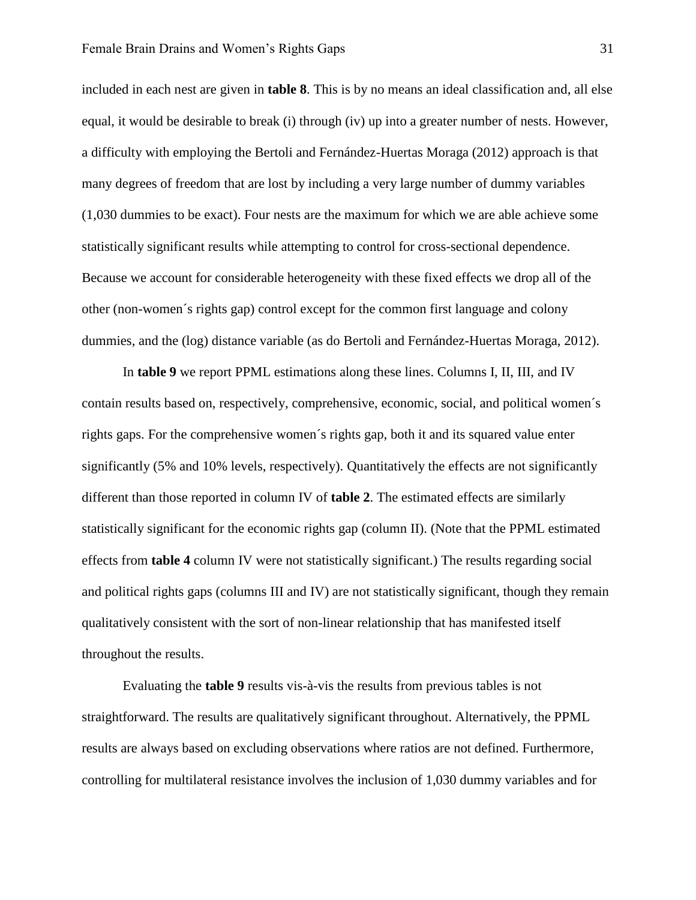included in each nest are given in **table 8**. This is by no means an ideal classification and, all else equal, it would be desirable to break (i) through (iv) up into a greater number of nests. However, a difficulty with employing the Bertoli and Fernández-Huertas Moraga (2012) approach is that many degrees of freedom that are lost by including a very large number of dummy variables (1,030 dummies to be exact). Four nests are the maximum for which we are able achieve some statistically significant results while attempting to control for cross-sectional dependence. Because we account for considerable heterogeneity with these fixed effects we drop all of the other (non-women´s rights gap) control except for the common first language and colony dummies, and the (log) distance variable (as do Bertoli and Fernández-Huertas Moraga, 2012).

In **table 9** we report PPML estimations along these lines. Columns I, II, III, and IV contain results based on, respectively, comprehensive, economic, social, and political women´s rights gaps. For the comprehensive women´s rights gap, both it and its squared value enter significantly (5% and 10% levels, respectively). Quantitatively the effects are not significantly different than those reported in column IV of **table 2**. The estimated effects are similarly statistically significant for the economic rights gap (column II). (Note that the PPML estimated effects from **table 4** column IV were not statistically significant.) The results regarding social and political rights gaps (columns III and IV) are not statistically significant, though they remain qualitatively consistent with the sort of non-linear relationship that has manifested itself throughout the results.

Evaluating the **table 9** results vis-à-vis the results from previous tables is not straightforward. The results are qualitatively significant throughout. Alternatively, the PPML results are always based on excluding observations where ratios are not defined. Furthermore, controlling for multilateral resistance involves the inclusion of 1,030 dummy variables and for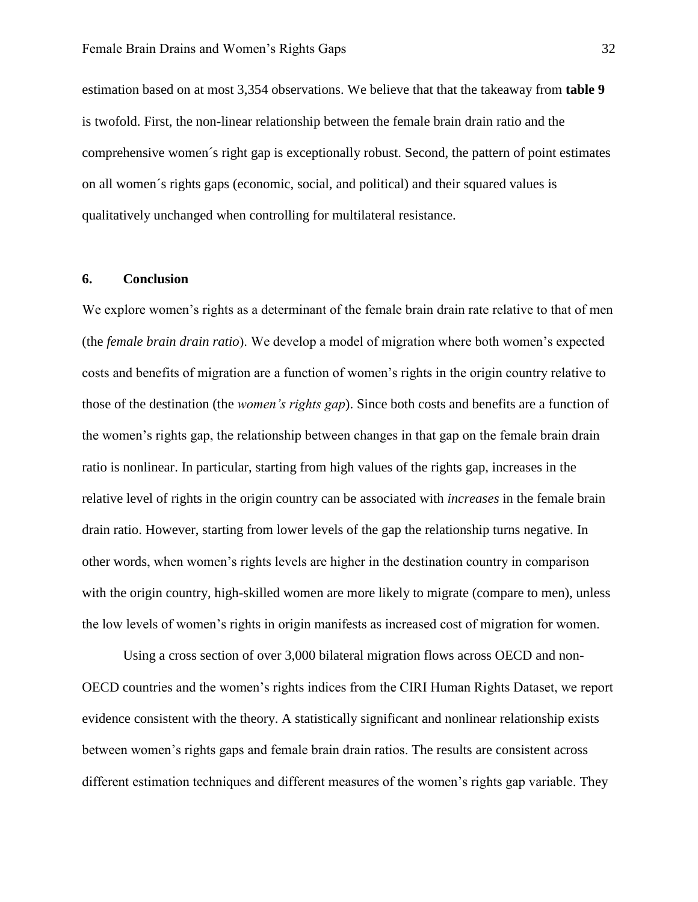estimation based on at most 3,354 observations. We believe that that the takeaway from **table 9** is twofold. First, the non-linear relationship between the female brain drain ratio and the comprehensive women´s right gap is exceptionally robust. Second, the pattern of point estimates on all women´s rights gaps (economic, social, and political) and their squared values is qualitatively unchanged when controlling for multilateral resistance.

## 6. Conclusion

We explore women's rights as a determinant of the female brain drain rate relative to that of men (the *female brain drain ratio*). We develop a model of migration where both women's expected costs and benefits of migration are a function of women's rights in the origin country relative to those of the destination (the *women's rights gap*). Since both costs and benefits are a function of the women's rights gap, the relationship between changes in that gap on the female brain drain ratio is nonlinear. In particular, starting from high values of the rights gap, increases in the relative level of rights in the origin country can be associated with *increases* in the female brain drain ratio. However, starting from lower levels of the gap the relationship turns negative. In other words, when women's rights levels are higher in the destination country in comparison with the origin country, high-skilled women are more likely to migrate (compare to men), unless the low levels of women's rights in origin manifests as increased cost of migration for women.

Using a cross section of over 3,000 bilateral migration flows across OECD and non-OECD countries and the women's rights indices from the CIRI Human Rights Dataset, we report evidence consistent with the theory. A statistically significant and nonlinear relationship exists between women's rights gaps and female brain drain ratios. The results are consistent across different estimation techniques and different measures of the women's rights gap variable. They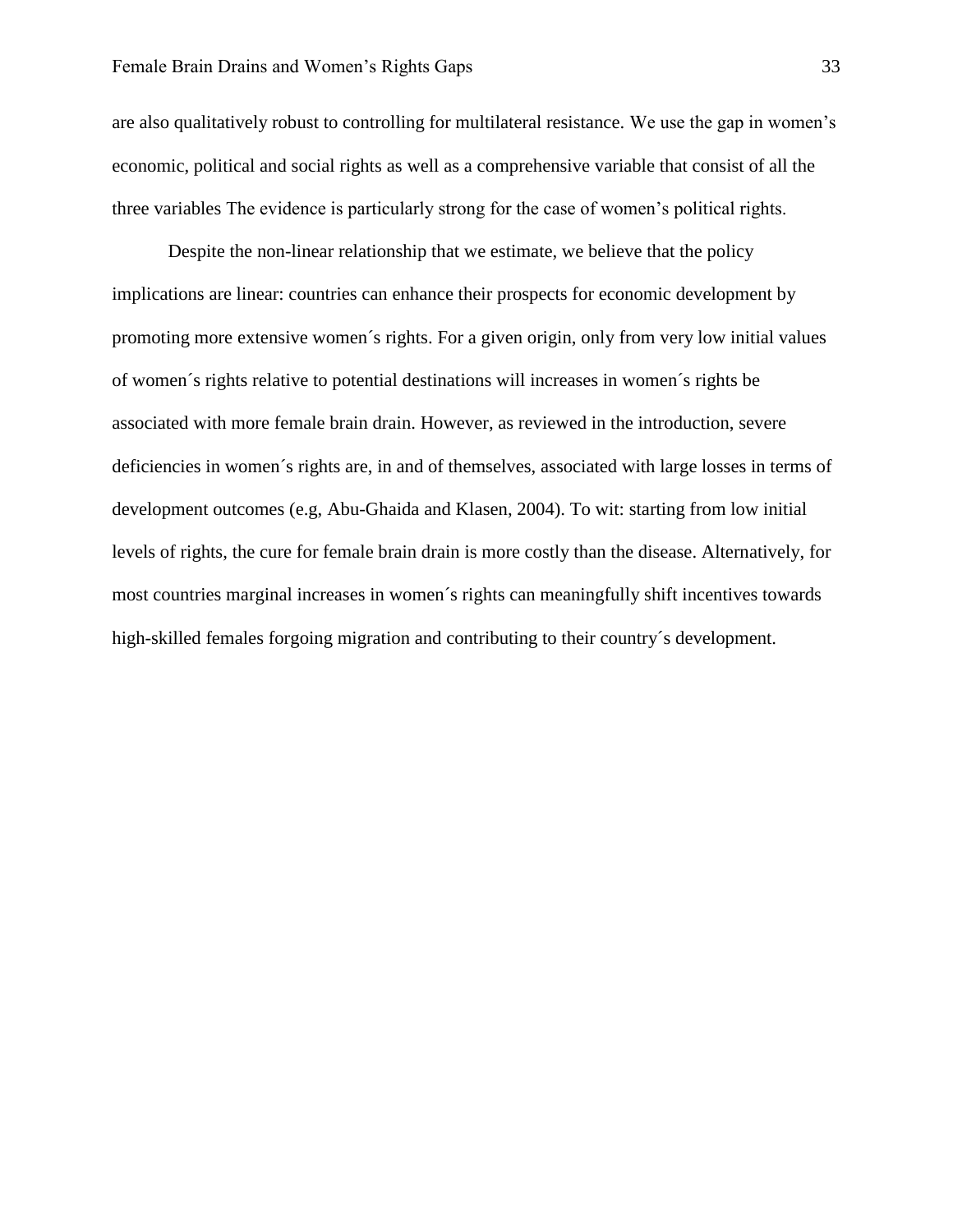are also qualitatively robust to controlling for multilateral resistance. We use the gap in women's economic, political and social rights as well as a comprehensive variable that consist of all the three variables The evidence is particularly strong for the case of women's political rights.

Despite the non-linear relationship that we estimate, we believe that the policy implications are linear: countries can enhance their prospects for economic development by promoting more extensive women´s rights. For a given origin, only from very low initial values of women´s rights relative to potential destinations will increases in women´s rights be associated with more female brain drain. However, as reviewed in the introduction, severe deficiencies in women´s rights are, in and of themselves, associated with large losses in terms of development outcomes (e.g, Abu-Ghaida and Klasen, 2004). To wit: starting from low initial levels of rights, the cure for female brain drain is more costly than the disease. Alternatively, for most countries marginal increases in women´s rights can meaningfully shift incentives towards high-skilled females forgoing migration and contributing to their country´s development.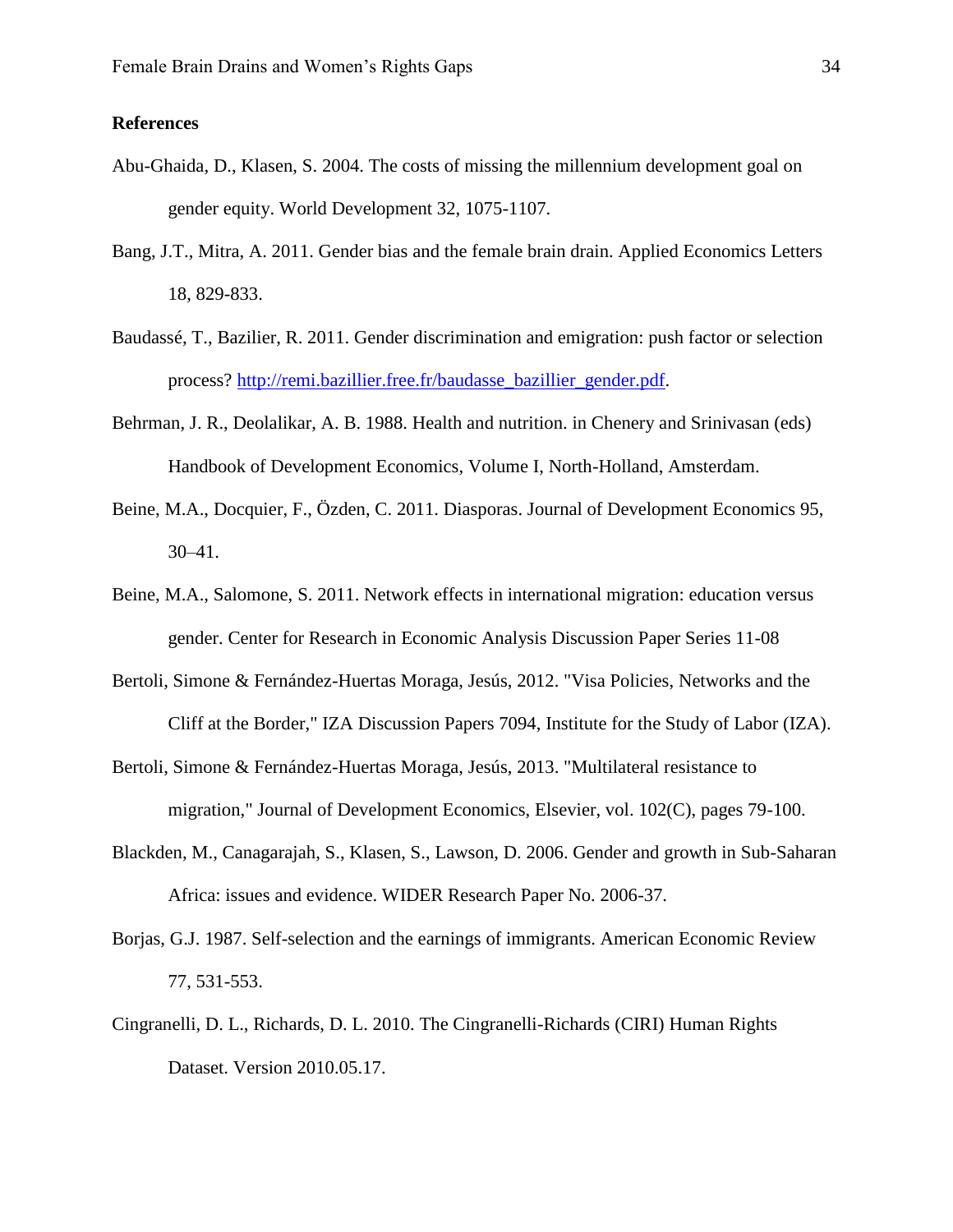## References

Abu-Ghaida, D., Klasen, S. 2004. The costs of missing the millennium development goal on gender equity. World Development 32, 1075-1107.

Bang, J.T., Mitra, A. 2011. Gender bias and the female brain drain. Applied Economics Letters 18, 829-833.

Baudassé, T., Bazilier, R. 2011. Gender discrimination and emigration: push factor or selection process? http://remi.bazillier.free.fr/baudasse_bazillier_gender.pdf.

Behrman, J. R., Deolalikar, A. B. 1988. Health and nutrition. in Chenery and Srinivasan (eds) Handbook of Development Economics, Volume I, North-Holland, Amsterdam.

Beine, M.A., Docquier, F., Özden, C. 2011. Diasporas. Journal of Development Economics 95, 30–41.

Beine, M.A., Salomone, S. 2011. Network effects in international migration: education versus gender. Center for Research in Economic Analysis Discussion Paper Series 11-08

Bertoli, Simone & Fernández-Huertas Moraga, Jesús, 2012. "Visa Policies, Networks and the Cliff at the Border," IZA Discussion Papers 7094, Institute for the Study of Labor (IZA).

Bertoli, Simone & Fernández-Huertas Moraga, Jesús, 2013. "Multilateral resistance to migration," Journal of Development Economics, Elsevier, vol. 102(C), pages 79-100.

Blackden, M., Canagarajah, S., Klasen, S., Lawson, D. 2006. Gender and growth in Sub-Saharan Africa: issues and evidence. WIDER Research Paper No. 2006-37.

Borjas, G.J. 1987. Self-selection and the earnings of immigrants. American Economic Review 77, 531-553.

Cingranelli, D. L., Richards, D. L. 2010. The Cingranelli-Richards (CIRI) Human Rights Dataset. Version 2010.05.17.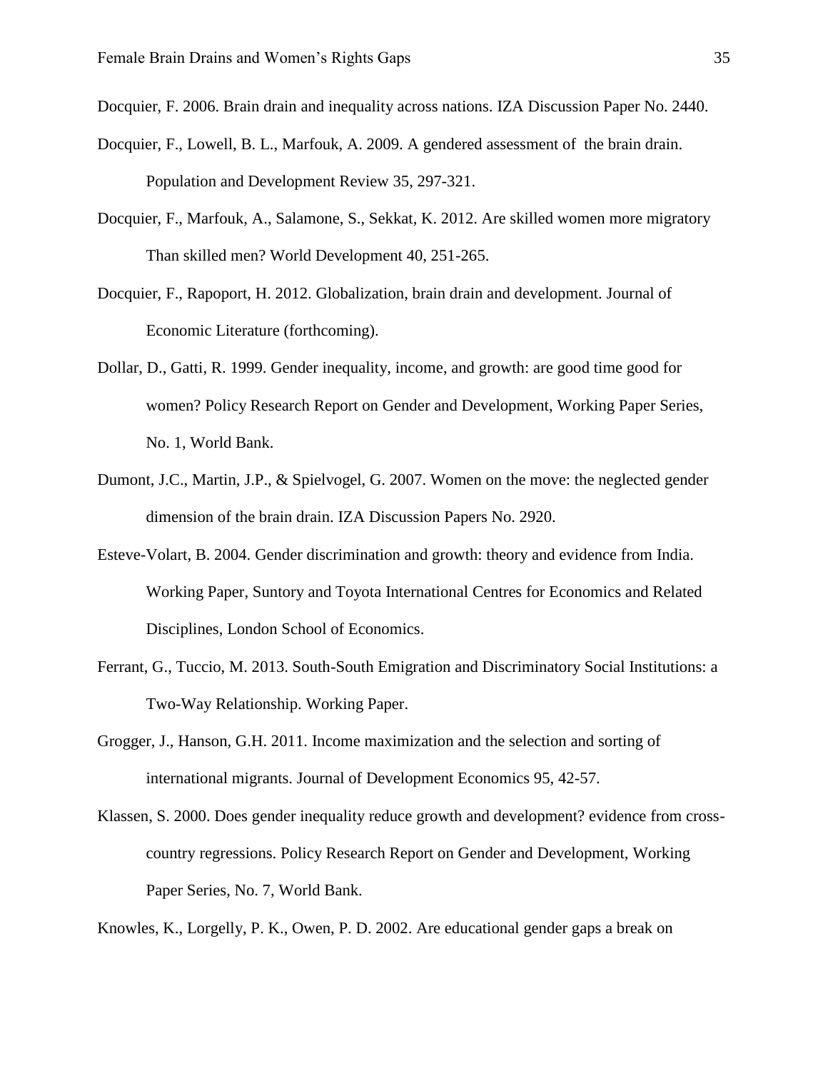Docquier, F. 2006. Brain drain and inequality across nations. IZA Discussion Paper No. 2440.

Docquier, F., Lowell, B. L., Marfouk, A. 2009. A gendered assessment of the brain drain. Population and Development Review 35, 297-321.

Docquier, F., Marfouk, A., Salamone, S., Sekkat, K. 2012. Are skilled women more migratory Than skilled men? World Development 40, 251-265.

Docquier, F., Rapoport, H. 2012. Globalization, brain drain and development. Journal of Economic Literature (forthcoming).

Dollar, D., Gatti, R. 1999. Gender inequality, income, and growth: are good time good for women? Policy Research Report on Gender and Development, Working Paper Series, No. 1, World Bank.

Dumont, J.C., Martin, J.P., & Spielvogel, G. 2007. Women on the move: the neglected gender dimension of the brain drain. IZA Discussion Papers No. 2920.

Esteve-Volart, B. 2004. Gender discrimination and growth: theory and evidence from India. Working Paper, Suntory and Toyota International Centres for Economics and Related Disciplines, London School of Economics.

Ferrant, G., Tuccio, M. 2013. South-South Emigration and Discriminatory Social Institutions: a Two-Way Relationship. Working Paper.

Grogger, J., Hanson, G.H. 2011. Income maximization and the selection and sorting of international migrants. Journal of Development Economics 95, 42-57.

Klassen, S. 2000. Does gender inequality reduce growth and development? evidence from cross-country regressions. Policy Research Report on Gender and Development, Working Paper Series, No. 7, World Bank.

Knowles, K., Lorgelly, P. K., Owen, P. D. 2002. Are educational gender gaps a break on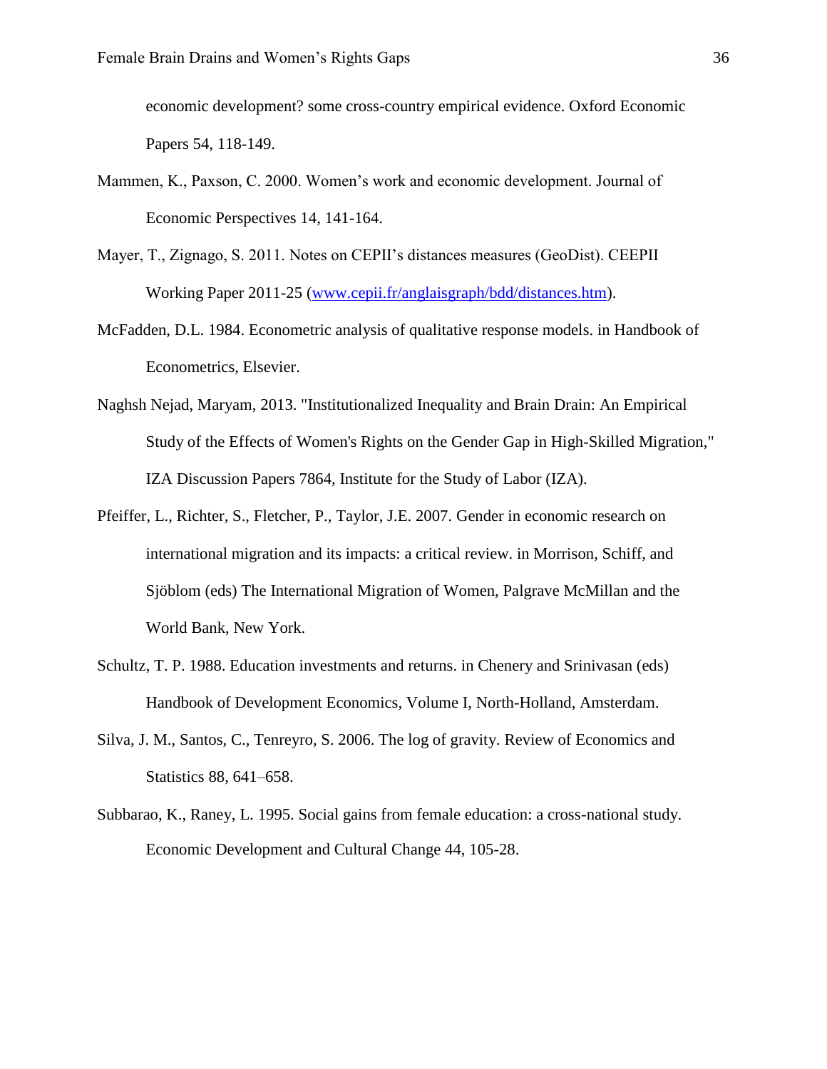economic development? some cross-country empirical evidence. Oxford Economic Papers 54, 118-149.

Mammen, K., Paxson, C. 2000. Women's work and economic development. Journal of Economic Perspectives 14, 141-164.

Mayer, T., Zignago, S. 2011. Notes on CEPII's distances measures (GeoDist). CEEPII Working Paper 2011-25 (www.cepii.fr/anglaisgraph/bdd/distances.htm).

McFadden, D.L. 1984. Econometric analysis of qualitative response models. in Handbook of Econometrics, Elsevier.

Naghsh Nejad, Maryam, 2013. "Institutionalized Inequality and Brain Drain: An Empirical Study of the Effects of Women's Rights on the Gender Gap in High-Skilled Migration," IZA Discussion Papers 7864, Institute for the Study of Labor (IZA).

Pfeiffer, L., Richter, S., Fletcher, P., Taylor, J.E. 2007. Gender in economic research on international migration and its impacts: a critical review. in Morrison, Schiff, and Sjöblom (eds) The International Migration of Women, Palgrave McMillan and the World Bank, New York.

Schultz, T. P. 1988. Education investments and returns. in Chenery and Srinivasan (eds) Handbook of Development Economics, Volume I, North-Holland, Amsterdam.

Silva, J. M., Santos, C., Tenreyro, S. 2006. The log of gravity. Review of Economics and Statistics 88, 641–658.

Subbarao, K., Raney, L. 1995. Social gains from female education: a cross-national study. Economic Development and Cultural Change 44, 105-28.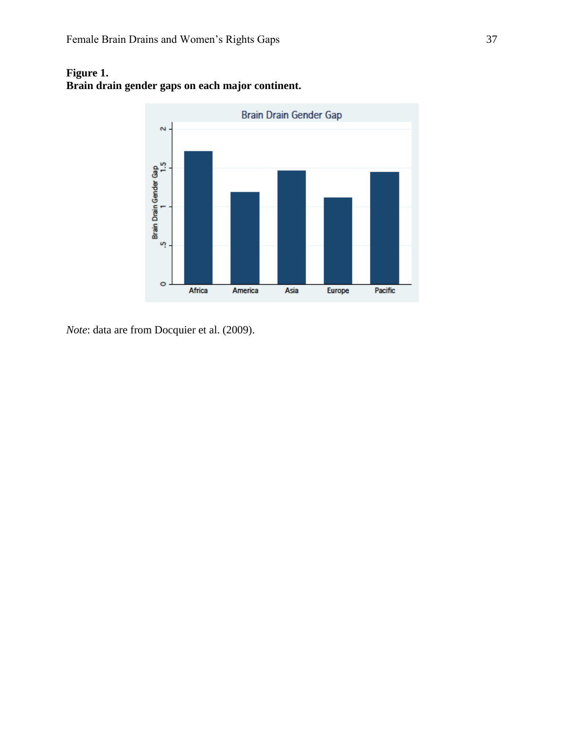**Figure 1.**
**Brain drain gender gaps on each major continent.**

*Note*: data are from Docquier et al. (2009).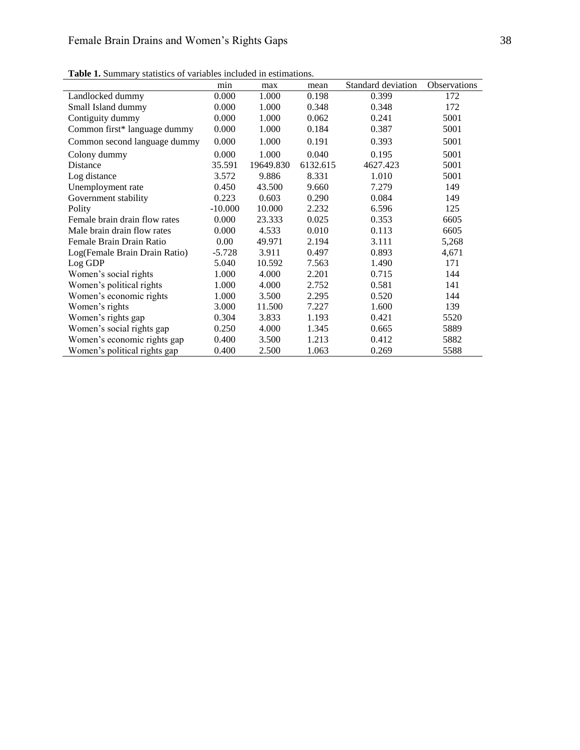**Table 1.** Summary statistics of variables included in estimations.

| | min | max | mean | Standard deviation | Observations |
|---|---|---|---|---|---|
| Landlocked dummy | 0.000 | 1.000 | 0.198 | 0.399 | 172 |
| Small Island dummy | 0.000 | 1.000 | 0.348 | 0.348 | 172 |
| Contiguity dummy | 0.000 | 1.000 | 0.062 | 0.241 | 5001 |
| Common first* language dummy | 0.000 | 1.000 | 0.184 | 0.387 | 5001 |
| Common second language dummy | 0.000 | 1.000 | 0.191 | 0.393 | 5001 |
| Colony dummy | 0.000 | 1.000 | 0.040 | 0.195 | 5001 |
| Distance | 35.591 | 19649.830 | 6132.615 | 4627.423 | 5001 |
| Log distance | 3.572 | 9.886 | 8.331 | 1.010 | 5001 |
| Unemployment rate | 0.450 | 43.500 | 9.660 | 7.279 | 149 |
| Government stability | 0.223 | 0.603 | 0.290 | 0.084 | 149 |
| Polity | -10.000 | 10.000 | 2.232 | 6.596 | 125 |
| Female brain drain flow rates | 0.000 | 23.333 | 0.025 | 0.353 | 6605 |
| Male brain drain flow rates | 0.000 | 4.533 | 0.010 | 0.113 | 6605 |
| Female Brain Drain Ratio | 0.00 | 49.971 | 2.194 | 3.111 | 5,268 |
| Log(Female Brain Drain Ratio) | -5.728 | 3.911 | 0.497 | 0.893 | 4,671 |
| Log GDP | 5.040 | 10.592 | 7.563 | 1.490 | 171 |
| Women's social rights | 1.000 | 4.000 | 2.201 | 0.715 | 144 |
| Women's political rights | 1.000 | 4.000 | 2.752 | 0.581 | 141 |
| Women's economic rights | 1.000 | 3.500 | 2.295 | 0.520 | 144 |
| Women's rights | 3.000 | 11.500 | 7.227 | 1.600 | 139 |
| Women's rights gap | 0.304 | 3.833 | 1.193 | 0.421 | 5520 |
| Women's social rights gap | 0.250 | 4.000 | 1.345 | 0.665 | 5889 |
| Women's economic rights gap | 0.400 | 3.500 | 1.213 | 0.412 | 5882 |
| Women's political rights gap | 0.400 | 2.500 | 1.063 | 0.269 | 5588 |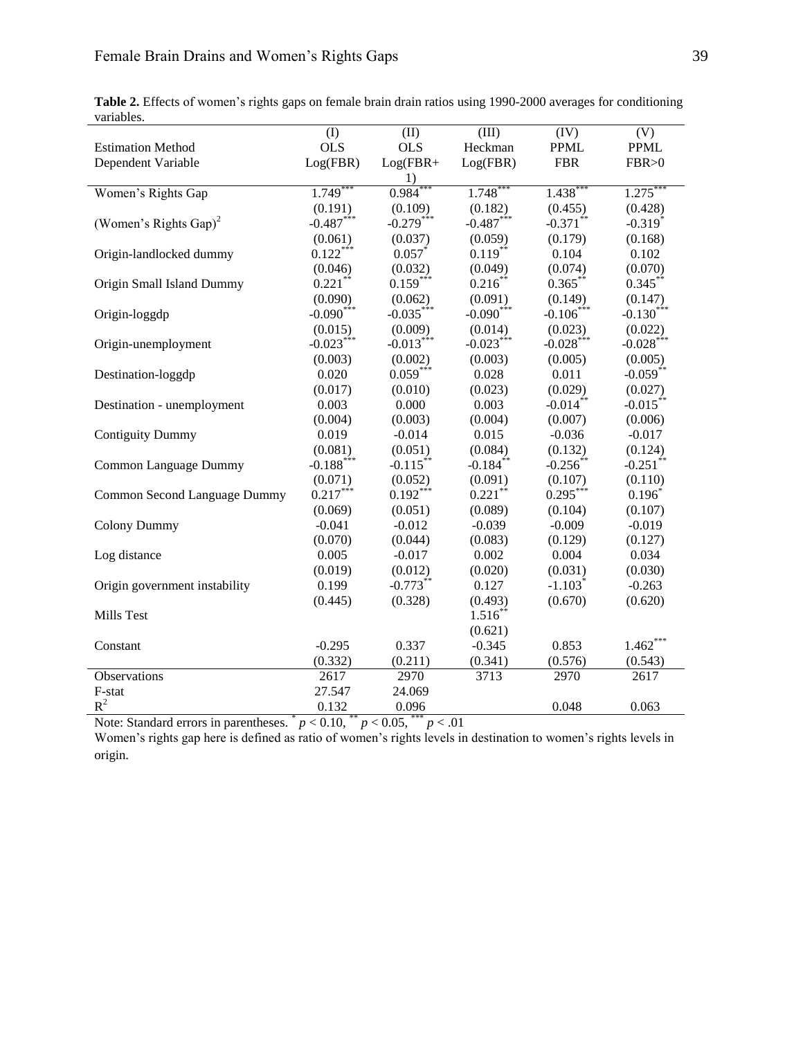**Table 2.** Effects of women's rights gaps on female brain drain ratios using 1990-2000 averages for conditioning variables.

| | (I) | (II) | (III) | (IV) | (V) |
|---|---|---|---|---|---|
| Estimation Method | OLS | OLS | Heckman | PPML | PPML |
| Dependent Variable | Log(FBR) | Log(FBR+1) | Log(FBR) | FBR | FBR>0 |
| Women's Rights Gap | 1.749*** | 0.984*** | 1.748*** | 1.438*** | 1.275*** |
| | (0.191) | (0.109) | (0.182) | (0.455) | (0.428) |
| (Women's Rights Gap)$^2$ | -0.487*** | -0.279*** | -0.487*** | -0.371** | -0.319* |
| | (0.061) | (0.037) | (0.059) | (0.179) | (0.168) |
| Origin-landlocked dummy | 0.122*** | 0.057* | 0.119** | 0.104 | 0.102 |
| | (0.046) | (0.032) | (0.049) | (0.074) | (0.070) |
| Origin Small Island Dummy | 0.221** | 0.159*** | 0.216** | 0.365** | 0.345** |
| | (0.090) | (0.062) | (0.091) | (0.149) | (0.147) |
| Origin-loggdp | -0.090*** | -0.035*** | -0.090*** | -0.106*** | -0.130*** |
| | (0.015) | (0.009) | (0.014) | (0.023) | (0.022) |
| Origin-unemployment | -0.023*** | -0.013*** | -0.023*** | -0.028*** | -0.028*** |
| | (0.003) | (0.002) | (0.003) | (0.005) | (0.005) |
| Destination-loggdp | 0.020 | 0.059*** | 0.028 | 0.011 | -0.059** |
| | (0.017) | (0.010) | (0.023) | (0.029) | (0.027) |
| Destination - unemployment | 0.003 | 0.000 | 0.003 | -0.014** | -0.015** |
| | (0.004) | (0.003) | (0.004) | (0.007) | (0.006) |
| Contiguity Dummy | 0.019 | -0.014 | 0.015 | -0.036 | -0.017 |
| | (0.081) | (0.051) | (0.084) | (0.132) | (0.124) |
| Common Language Dummy | -0.188*** | -0.115** | -0.184** | -0.256** | -0.251** |
| | (0.071) | (0.052) | (0.091) | (0.107) | (0.110) |
| Common Second Language Dummy | 0.217*** | 0.192*** | 0.221** | 0.295*** | 0.196* |
| | (0.069) | (0.051) | (0.089) | (0.104) | (0.107) |
| Colony Dummy | -0.041 | -0.012 | -0.039 | -0.009 | -0.019 |
| | (0.070) | (0.044) | (0.083) | (0.129) | (0.127) |
| Log distance | 0.005 | -0.017 | 0.002 | 0.004 | 0.034 |
| | (0.019) | (0.012) | (0.020) | (0.031) | (0.030) |
| Origin government instability | 0.199 | -0.773** | 0.127 | -1.103* | -0.263 |
| | (0.445) | (0.328) | (0.493) | (0.670) | (0.620) |
| Mills Test | | | 1.516** | | |
| | | | (0.621) | | |
| Constant | -0.295 | 0.337 | -0.345 | 0.853 | 1.462*** |
| | (0.332) | (0.211) | (0.341) | (0.576) | (0.543) |
| Observations | 2617 | 2970 | 3713 | 2970 | 2617 |
| F-stat | 27.547 | 24.069 | | | |
| $R^2$ | 0.132 | 0.096 | | 0.048 | 0.063 |

Note: Standard errors in parentheses. * $p < 0.10$, ** $p < 0.05$, *** $p < .01$

Women's rights gap here is defined as ratio of women's rights levels in destination to women's rights levels in origin.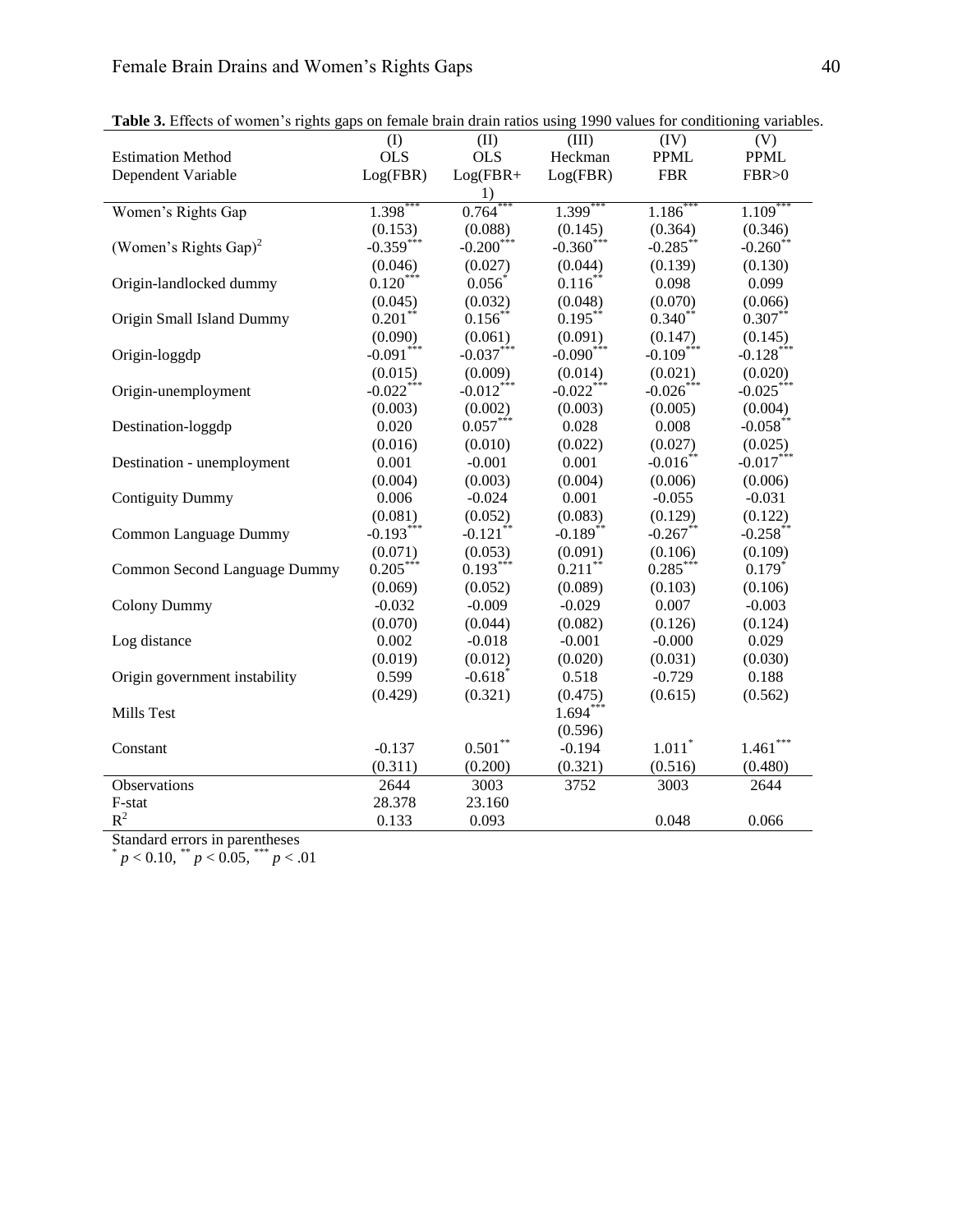**Table 3.** Effects of women's rights gaps on female brain drain ratios using 1990 values for conditioning variables.

| | (I) | (II) | (III) | (IV) | (V) |
|---|---|---|---|---|---|
| Estimation Method | OLS | OLS | Heckman | PPML | PPML |
| Dependent Variable | Log(FBR) | Log(FBR+1) | Log(FBR) | FBR | FBR>0 |
| Women's Rights Gap | 1.398*** | 0.764*** | 1.399*** | 1.186*** | 1.109*** |
| | (0.153) | (0.088) | (0.145) | (0.364) | (0.346) |
| (Women's Rights Gap)$^2$ | -0.359*** | -0.200*** | -0.360*** | -0.285** | -0.260** |
| | (0.046) | (0.027) | (0.044) | (0.139) | (0.130) |
| Origin-landlocked dummy | 0.120*** | 0.056* | 0.116** | 0.098 | 0.099 |
| | (0.045) | (0.032) | (0.048) | (0.070) | (0.066) |
| Origin Small Island Dummy | 0.201** | 0.156** | 0.195** | 0.340** | 0.307** |
| | (0.090) | (0.061) | (0.091) | (0.147) | (0.145) |
| Origin-loggdp | -0.091*** | -0.037*** | -0.090*** | -0.109*** | -0.128*** |
| | (0.015) | (0.009) | (0.014) | (0.021) | (0.020) |
| Origin-unemployment | -0.022*** | -0.012*** | -0.022*** | -0.026*** | -0.025*** |
| | (0.003) | (0.002) | (0.003) | (0.005) | (0.004) |
| Destination-loggdp | 0.020 | 0.057*** | 0.028 | 0.008 | -0.058** |
| | (0.016) | (0.010) | (0.022) | (0.027) | (0.025) |
| Destination - unemployment | 0.001 | -0.001 | 0.001 | -0.016** | -0.017*** |
| | (0.004) | (0.003) | (0.004) | (0.006) | (0.006) |
| Contiguity Dummy | 0.006 | -0.024 | 0.001 | -0.055 | -0.031 |
| | (0.081) | (0.052) | (0.083) | (0.129) | (0.122) |
| Common Language Dummy | -0.193*** | -0.121** | -0.189** | -0.267** | -0.258** |
| | (0.071) | (0.053) | (0.091) | (0.106) | (0.109) |
| Common Second Language Dummy | 0.205*** | 0.193*** | 0.211** | 0.285*** | 0.179* |
| | (0.069) | (0.052) | (0.089) | (0.103) | (0.106) |
| Colony Dummy | -0.032 | -0.009 | -0.029 | 0.007 | -0.003 |
| | (0.070) | (0.044) | (0.082) | (0.126) | (0.124) |
| Log distance | 0.002 | -0.018 | -0.001 | -0.000 | 0.029 |
| | (0.019) | (0.012) | (0.020) | (0.031) | (0.030) |
| Origin government instability | 0.599 | -0.618* | 0.518 | -0.729 | 0.188 |
| | (0.429) | (0.321) | (0.475) | (0.615) | (0.562) |
| Mills Test | | | 1.694*** | | |
| | | | (0.596) | | |
| Constant | -0.137 | 0.501** | -0.194 | 1.011* | 1.461*** |
| | (0.311) | (0.200) | (0.321) | (0.516) | (0.480) |
| Observations | 2644 | 3003 | 3752 | 3003 | 2644 |
| F-stat | 28.378 | 23.160 | | | |
| $R^2$ | 0.133 | 0.093 | | 0.048 | 0.066 |

Standard errors in parentheses
* $p < 0.10$, ** $p < 0.05$, *** $p < .01$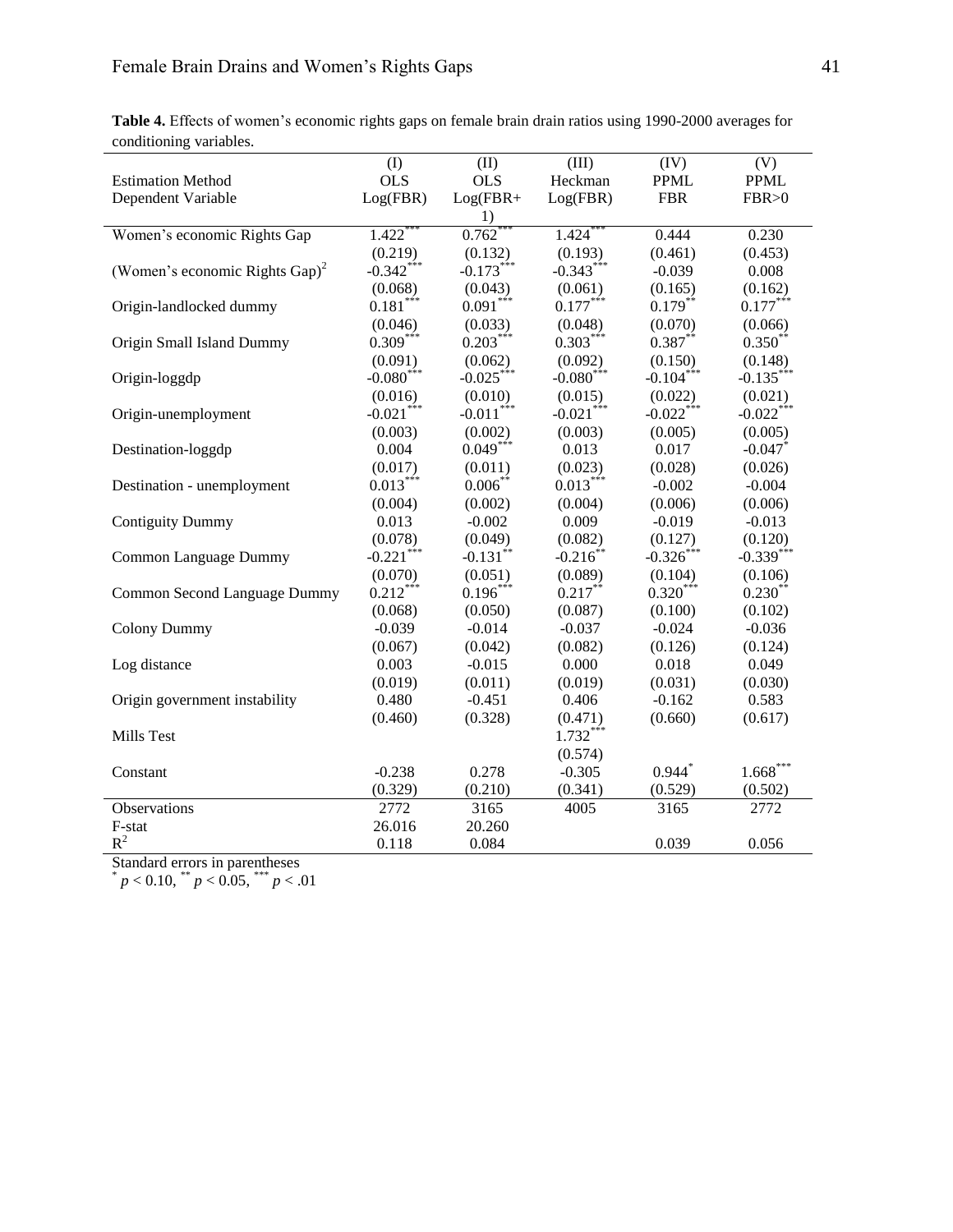**Table 4.** Effects of women's economic rights gaps on female brain drain ratios using 1990-2000 averages for conditioning variables.

| | (I) | (II) | (III) | (IV) | (V) |
|---|---|---|---|---|---|
| Estimation Method | OLS | OLS | Heckman | PPML | PPML |
| Dependent Variable | Log(FBR) | Log(FBR+1) | Log(FBR) | FBR | FBR>0 |
| Women's economic Rights Gap | 1.422*** | 0.762*** | 1.424*** | 0.444 | 0.230 |
| | (0.219) | (0.132) | (0.193) | (0.461) | (0.453) |
| (Women's economic Rights Gap)$^2$ | -0.342*** | -0.173*** | -0.343*** | -0.039 | 0.008 |
| | (0.068) | (0.043) | (0.061) | (0.165) | (0.162) |
| Origin-landlocked dummy | 0.181*** | 0.091*** | 0.177*** | 0.179** | 0.177*** |
| | (0.046) | (0.033) | (0.048) | (0.070) | (0.066) |
| Origin Small Island Dummy | 0.309*** | 0.203*** | 0.303*** | 0.387** | 0.350** |
| | (0.091) | (0.062) | (0.092) | (0.150) | (0.148) |
| Origin-loggdp | -0.080*** | -0.025*** | -0.080*** | -0.104*** | -0.135*** |
| | (0.016) | (0.010) | (0.015) | (0.022) | (0.021) |
| Origin-unemployment | -0.021*** | -0.011*** | -0.021*** | -0.022*** | -0.022*** |
| | (0.003) | (0.002) | (0.003) | (0.005) | (0.005) |
| Destination-loggdp | 0.004 | 0.049*** | 0.013 | 0.017 | -0.047* |
| | (0.017) | (0.011) | (0.023) | (0.028) | (0.026) |
| Destination - unemployment | 0.013*** | 0.006** | 0.013*** | -0.002 | -0.004 |
| | (0.004) | (0.002) | (0.004) | (0.006) | (0.006) |
| Contiguity Dummy | 0.013 | -0.002 | 0.009 | -0.019 | -0.013 |
| | (0.078) | (0.049) | (0.082) | (0.127) | (0.120) |
| Common Language Dummy | -0.221*** | -0.131** | -0.216** | -0.326*** | -0.339*** |
| | (0.070) | (0.051) | (0.089) | (0.104) | (0.106) |
| Common Second Language Dummy | 0.212*** | 0.196*** | 0.217** | 0.320*** | 0.230** |
| | (0.068) | (0.050) | (0.087) | (0.100) | (0.102) |
| Colony Dummy | -0.039 | -0.014 | -0.037 | -0.024 | -0.036 |
| | (0.067) | (0.042) | (0.082) | (0.126) | (0.124) |
| Log distance | 0.003 | -0.015 | 0.000 | 0.018 | 0.049 |
| | (0.019) | (0.011) | (0.019) | (0.031) | (0.030) |
| Origin government instability | 0.480 | -0.451 | 0.406 | -0.162 | 0.583 |
| | (0.460) | (0.328) | (0.471) | (0.660) | (0.617) |
| Mills Test | | | 1.732*** | | |
| | | | (0.574) | | |
| Constant | -0.238 | 0.278 | -0.305 | 0.944* | 1.668*** |
| | (0.329) | (0.210) | (0.341) | (0.529) | (0.502) |
| Observations | 2772 | 3165 | 4005 | 3165 | 2772 |
| F-stat | 26.016 | 20.260 | | | |
| $R^2$ | 0.118 | 0.084 | | 0.039 | 0.056 |

Standard errors in parentheses
* $p < 0.10$, ** $p < 0.05$, *** $p < .01$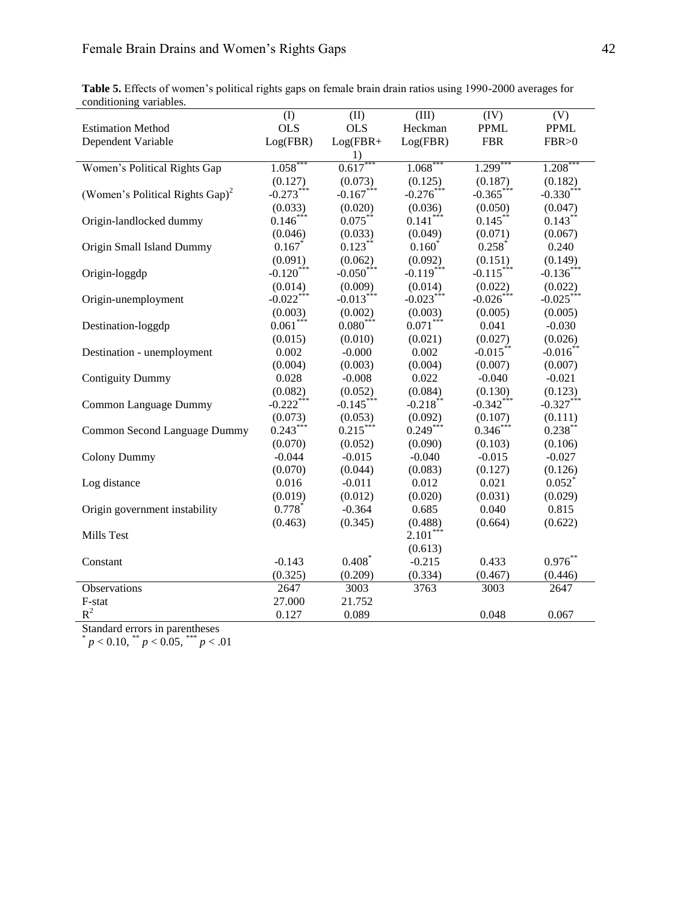**Table 5.** Effects of women's political rights gaps on female brain drain ratios using 1990-2000 averages for conditioning variables.

| | (I) | (II) | (III) | (IV) | (V) |
|---|---|---|---|---|---|
| Estimation Method | OLS | OLS | Heckman | PPML | PPML |
| Dependent Variable | Log(FBR) | Log(FBR+1) | Log(FBR) | FBR | FBR>0 |
| Women's Political Rights Gap | 1.058*** | 0.617*** | 1.068*** | 1.299*** | 1.208*** |
| | (0.127) | (0.073) | (0.125) | (0.187) | (0.182) |
| (Women's Political Rights Gap)$^2$ | -0.273*** | -0.167*** | -0.276*** | -0.365*** | -0.330*** |
| | (0.033) | (0.020) | (0.036) | (0.050) | (0.047) |
| Origin-landlocked dummy | 0.146*** | 0.075** | 0.141*** | 0.145** | 0.143** |
| | (0.046) | (0.033) | (0.049) | (0.071) | (0.067) |
| Origin Small Island Dummy | 0.167* | 0.123** | 0.160* | 0.258* | 0.240 |
| | (0.091) | (0.062) | (0.092) | (0.151) | (0.149) |
| Origin-loggdp | -0.120*** | -0.050*** | -0.119*** | -0.115*** | -0.136*** |
| | (0.014) | (0.009) | (0.014) | (0.022) | (0.022) |
| Origin-unemployment | -0.022*** | -0.013*** | -0.023*** | -0.026*** | -0.025*** |
| | (0.003) | (0.002) | (0.003) | (0.005) | (0.005) |
| Destination-loggdp | 0.061*** | 0.080*** | 0.071*** | 0.041 | -0.030 |
| | (0.015) | (0.010) | (0.021) | (0.027) | (0.026) |
| Destination - unemployment | 0.002 | -0.000 | 0.002 | -0.015** | -0.016** |
| | (0.004) | (0.003) | (0.004) | (0.007) | (0.007) |
| Contiguity Dummy | 0.028 | -0.008 | 0.022 | -0.040 | -0.021 |
| | (0.082) | (0.052) | (0.084) | (0.130) | (0.123) |
| Common Language Dummy | -0.222*** | -0.145*** | -0.218** | -0.342*** | -0.327*** |
| | (0.073) | (0.053) | (0.092) | (0.107) | (0.111) |
| Common Second Language Dummy | 0.243*** | 0.215*** | 0.249*** | 0.346*** | 0.238** |
| | (0.070) | (0.052) | (0.090) | (0.103) | (0.106) |
| Colony Dummy | -0.044 | -0.015 | -0.040 | -0.015 | -0.027 |
| | (0.070) | (0.044) | (0.083) | (0.127) | (0.126) |
| Log distance | 0.016 | -0.011 | 0.012 | 0.021 | 0.052* |
| | (0.019) | (0.012) | (0.020) | (0.031) | (0.029) |
| Origin government instability | 0.778* | -0.364 | 0.685 | 0.040 | 0.815 |
| | (0.463) | (0.345) | (0.488) | (0.664) | (0.622) |
| Mills Test | | | 2.101*** | | |
| | | | (0.613) | | |
| Constant | -0.143 | 0.408* | -0.215 | 0.433 | 0.976** |
| | (0.325) | (0.209) | (0.334) | (0.467) | (0.446) |
| Observations | 2647 | 3003 | 3763 | 3003 | 2647 |
| F-stat | 27.000 | 21.752 | | | |
| $R^2$ | 0.127 | 0.089 | | 0.048 | 0.067 |

Standard errors in parentheses
* $p < 0.10$, ** $p < 0.05$, *** $p < .01$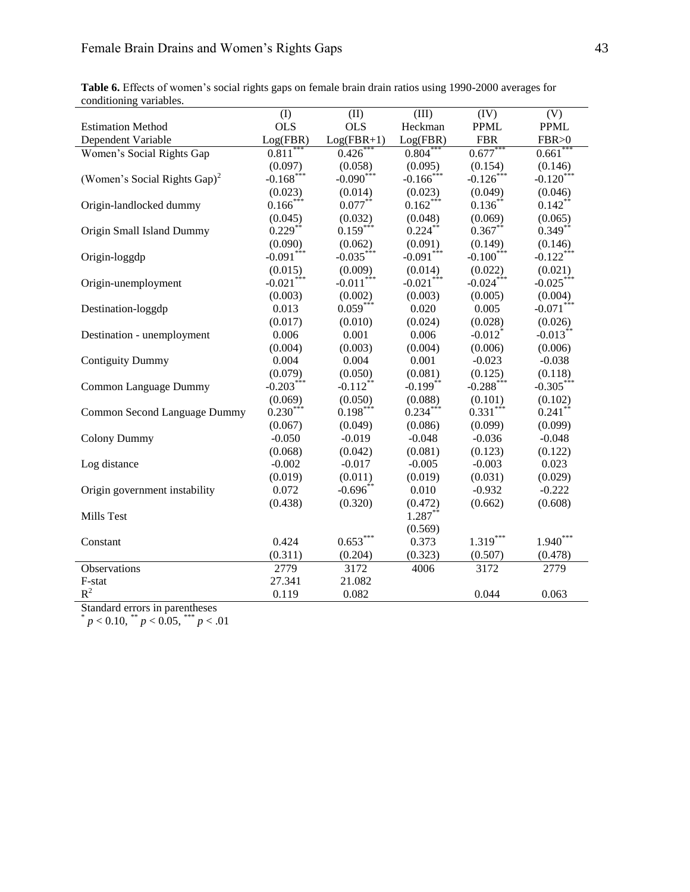**Table 6.** Effects of women's social rights gaps on female brain drain ratios using 1990-2000 averages for conditioning variables.

| | (I) | (II) | (III) | (IV) | (V) |
|---|---|---|---|---|---|
| Estimation Method | OLS | OLS | Heckman | PPML | PPML |
| Dependent Variable | Log(FBR) | Log(FBR+1) | Log(FBR) | FBR | FBR>0 |
| Women's Social Rights Gap | 0.811*** | 0.426*** | 0.804*** | 0.677*** | 0.661*** |
| | (0.097) | (0.058) | (0.095) | (0.154) | (0.146) |
| (Women's Social Rights Gap)$^2$ | -0.168*** | -0.090*** | -0.166*** | -0.126*** | -0.120*** |
| | (0.023) | (0.014) | (0.023) | (0.049) | (0.046) |
| Origin-landlocked dummy | 0.166*** | 0.077** | 0.162*** | 0.136** | 0.142** |
| | (0.045) | (0.032) | (0.048) | (0.069) | (0.065) |
| Origin Small Island Dummy | 0.229** | 0.159*** | 0.224** | 0.367** | 0.349** |
| | (0.090) | (0.062) | (0.091) | (0.149) | (0.146) |
| Origin-loggdp | -0.091*** | -0.035*** | -0.091*** | -0.100*** | -0.122*** |
| | (0.015) | (0.009) | (0.014) | (0.022) | (0.021) |
| Origin-unemployment | -0.021*** | -0.011*** | -0.021*** | -0.024*** | -0.025*** |
| | (0.003) | (0.002) | (0.003) | (0.005) | (0.004) |
| Destination-loggdp | 0.013 | 0.059*** | 0.020 | 0.005 | -0.071*** |
| | (0.017) | (0.010) | (0.024) | (0.028) | (0.026) |
| Destination - unemployment | 0.006 | 0.001 | 0.006 | -0.012* | -0.013** |
| | (0.004) | (0.003) | (0.004) | (0.006) | (0.006) |
| Contiguity Dummy | 0.004 | 0.004 | 0.001 | -0.023 | -0.038 |
| | (0.079) | (0.050) | (0.081) | (0.125) | (0.118) |
| Common Language Dummy | -0.203*** | -0.112** | -0.199** | -0.288*** | -0.305*** |
| | (0.069) | (0.050) | (0.088) | (0.101) | (0.102) |
| Common Second Language Dummy | 0.230*** | 0.198*** | 0.234*** | 0.331*** | 0.241** |
| | (0.067) | (0.049) | (0.086) | (0.099) | (0.099) |
| Colony Dummy | -0.050 | -0.019 | -0.048 | -0.036 | -0.048 |
| | (0.068) | (0.042) | (0.081) | (0.123) | (0.122) |
| Log distance | -0.002 | -0.017 | -0.005 | -0.003 | 0.023 |
| | (0.019) | (0.011) | (0.019) | (0.031) | (0.029) |
| Origin government instability | 0.072 | -0.696** | 0.010 | -0.932 | -0.222 |
| | (0.438) | (0.320) | (0.472) | (0.662) | (0.608) |
| Mills Test | | | 1.287** | | |
| | | | (0.569) | | |
| Constant | 0.424 | 0.653*** | 0.373 | 1.319*** | 1.940*** |
| | (0.311) | (0.204) | (0.323) | (0.507) | (0.478) |
| Observations | 2779 | 3172 | 4006 | 3172 | 2779 |
| F-stat | 27.341 | 21.082 | | | |
| $R^2$ | 0.119 | 0.082 | | 0.044 | 0.063 |

Standard errors in parentheses
* $p < 0.10$, ** $p < 0.05$, *** $p < .01$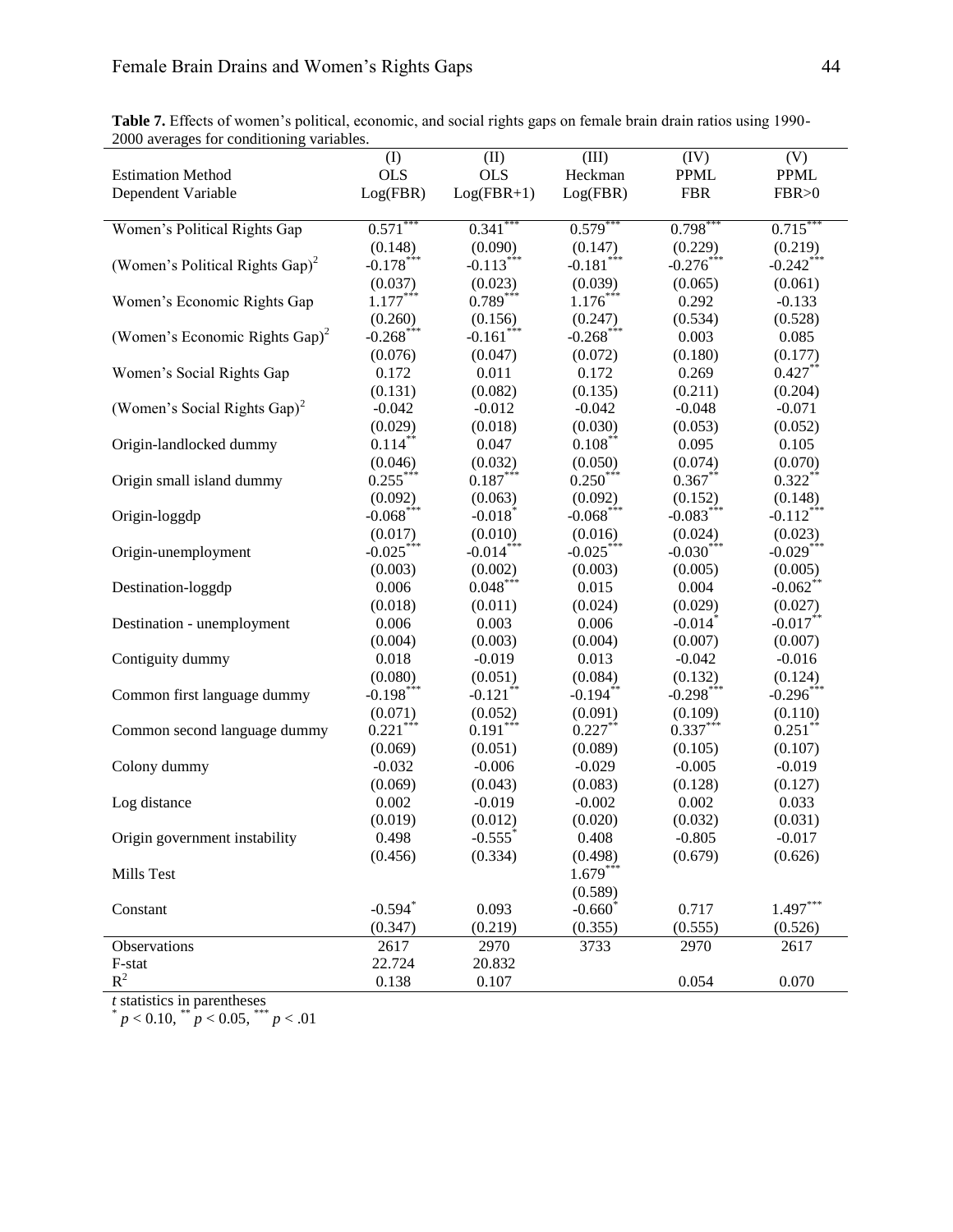**Table 7.** Effects of women's political, economic, and social rights gaps on female brain drain ratios using 1990-2000 averages for conditioning variables.

| | (I) | (II) | (III) | (IV) | (V) |
|---|---|---|---|---|---|
| Estimation Method | OLS | OLS | Heckman | PPML | PPML |
| Dependent Variable | Log(FBR) | Log(FBR+1) | Log(FBR) | FBR | FBR>0 |
| Women's Political Rights Gap | 0.571*** | 0.341*** | 0.579*** | 0.798*** | 0.715*** |
| | (0.148) | (0.090) | (0.147) | (0.229) | (0.219) |
| (Women's Political Rights Gap)$^2$ | -0.178*** | -0.113*** | -0.181*** | -0.276*** | -0.242*** |
| | (0.037) | (0.023) | (0.039) | (0.065) | (0.061) |
| Women's Economic Rights Gap | 1.177*** | 0.789*** | 1.176*** | 0.292 | -0.133 |
| | (0.260) | (0.156) | (0.247) | (0.534) | (0.528) |
| (Women's Economic Rights Gap)$^2$ | -0.268*** | -0.161*** | -0.268*** | 0.003 | 0.085 |
| | (0.076) | (0.047) | (0.072) | (0.180) | (0.177) |
| Women's Social Rights Gap | 0.172 | 0.011 | 0.172 | 0.269 | 0.427** |
| | (0.131) | (0.082) | (0.135) | (0.211) | (0.204) |
| (Women's Social Rights Gap)$^2$ | -0.042 | -0.012 | -0.042 | -0.048 | -0.071 |
| | (0.029) | (0.018) | (0.030) | (0.053) | (0.052) |
| Origin-landlocked dummy | 0.114** | 0.047 | 0.108** | 0.095 | 0.105 |
| | (0.046) | (0.032) | (0.050) | (0.074) | (0.070) |
| Origin small island dummy | 0.255*** | 0.187*** | 0.250*** | 0.367** | 0.322** |
| | (0.092) | (0.063) | (0.092) | (0.152) | (0.148) |
| Origin-loggdp | -0.068*** | -0.018* | -0.068*** | -0.083*** | -0.112*** |
| | (0.017) | (0.010) | (0.016) | (0.024) | (0.023) |
| Origin-unemployment | -0.025*** | -0.014*** | -0.025*** | -0.030*** | -0.029*** |
| | (0.003) | (0.002) | (0.003) | (0.005) | (0.005) |
| Destination-loggdp | 0.006 | 0.048*** | 0.015 | 0.004 | -0.062** |
| | (0.018) | (0.011) | (0.024) | (0.029) | (0.027) |
| Destination - unemployment | 0.006 | 0.003 | 0.006 | -0.014* | -0.017** |
| | (0.004) | (0.003) | (0.004) | (0.007) | (0.007) |
| Contiguity dummy | 0.018 | -0.019 | 0.013 | -0.042 | -0.016 |
| | (0.080) | (0.051) | (0.084) | (0.132) | (0.124) |
| Common first language dummy | -0.198*** | -0.121** | -0.194** | -0.298*** | -0.296*** |
| | (0.071) | (0.052) | (0.091) | (0.109) | (0.110) |
| Common second language dummy | 0.221*** | 0.191*** | 0.227** | 0.337*** | 0.251** |
| | (0.069) | (0.051) | (0.089) | (0.105) | (0.107) |
| Colony dummy | -0.032 | -0.006 | -0.029 | -0.005 | -0.019 |
| | (0.069) | (0.043) | (0.083) | (0.128) | (0.127) |
| Log distance | 0.002 | -0.019 | -0.002 | 0.002 | 0.033 |
| | (0.019) | (0.012) | (0.020) | (0.032) | (0.031) |
| Origin government instability | 0.498 | -0.555* | 0.408 | -0.805 | -0.017 |
| | (0.456) | (0.334) | (0.498) | (0.679) | (0.626) |
| Mills Test | | | 1.679*** | | |
| | | | (0.589) | | |
| Constant | -0.594* | 0.093 | -0.660* | 0.717 | 1.497*** |
| | (0.347) | (0.219) | (0.355) | (0.555) | (0.526) |
| Observations | 2617 | 2970 | 3733 | 2970 | 2617 |
| F-stat | 22.724 | 20.832 | | | |
| $R^2$ | 0.138 | 0.107 | | 0.054 | 0.070 |

*t* statistics in parentheses
\* $p < 0.10$, \*\* $p < 0.05$, \*\*\* $p < .01$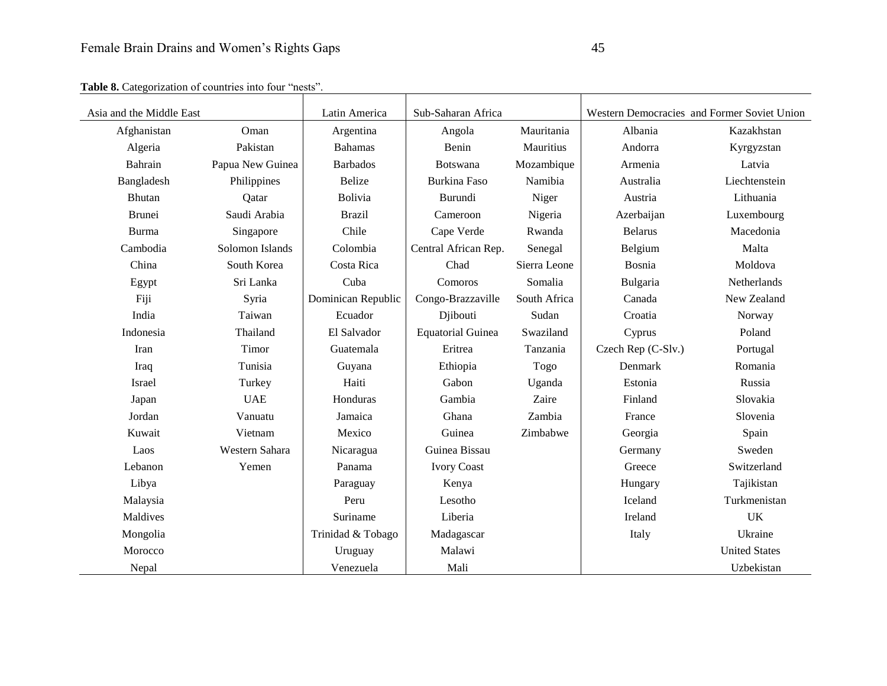**Table 8.** Categorization of countries into four "nests".

| Asia and the Middle East | | Latin America | Sub-Saharan Africa | | Western Democracies and Former Soviet Union | |
|---|---|---|---|---|---|---|
| Afghanistan | Oman | Argentina | Angola | Mauritania | Albania | Kazakhstan |
| Algeria | Pakistan | Bahamas | Benin | Mauritius | Andorra | Kyrgyzstan |
| Bahrain | Papua New Guinea | Barbados | Botswana | Mozambique | Armenia | Latvia |
| Bangladesh | Philippines | Belize | Burkina Faso | Namibia | Australia | Liechtenstein |
| Bhutan | Qatar | Bolivia | Burundi | Niger | Austria | Lithuania |
| Brunei | Saudi Arabia | Brazil | Cameroon | Nigeria | Azerbaijan | Luxembourg |
| Burma | Singapore | Chile | Cape Verde | Rwanda | Belarus | Macedonia |
| Cambodia | Solomon Islands | Colombia | Central African Rep. | Senegal | Belgium | Malta |
| China | South Korea | Costa Rica | Chad | Sierra Leone | Bosnia | Moldova |
| Egypt | Sri Lanka | Cuba | Comoros | Somalia | Bulgaria | Netherlands |
| Fiji | Syria | Dominican Republic | Congo-Brazzaville | South Africa | Canada | New Zealand |
| India | Taiwan | Ecuador | Djibouti | Sudan | Croatia | Norway |
| Indonesia | Thailand | El Salvador | Equatorial Guinea | Swaziland | Cyprus | Poland |
| Iran | Timor | Guatemala | Eritrea | Tanzania | Czech Rep (C-Slv.) | Portugal |
| Iraq | Tunisia | Guyana | Ethiopia | Togo | Denmark | Romania |
| Israel | Turkey | Haiti | Gabon | Uganda | Estonia | Russia |
| Japan | UAE | Honduras | Gambia | Zaire | Finland | Slovakia |
| Jordan | Vanuatu | Jamaica | Ghana | Zambia | France | Slovenia |
| Kuwait | Vietnam | Mexico | Guinea | Zimbabwe | Georgia | Spain |
| Laos | Western Sahara | Nicaragua | Guinea Bissau | | Germany | Sweden |
| Lebanon | Yemen | Panama | Ivory Coast | | Greece | Switzerland |
| Libya | | Paraguay | Kenya | | Hungary | Tajikistan |
| Malaysia | | Peru | Lesotho | | Iceland | Turkmenistan |
| Maldives | | Suriname | Liberia | | Ireland | UK |
| Mongolia | | Trinidad & Tobago | Madagascar | | Italy | Ukraine |
| Morocco | | Uruguay | Malawi | | | United States |
| Nepal | | Venezuela | Mali | | | Uzbekistan |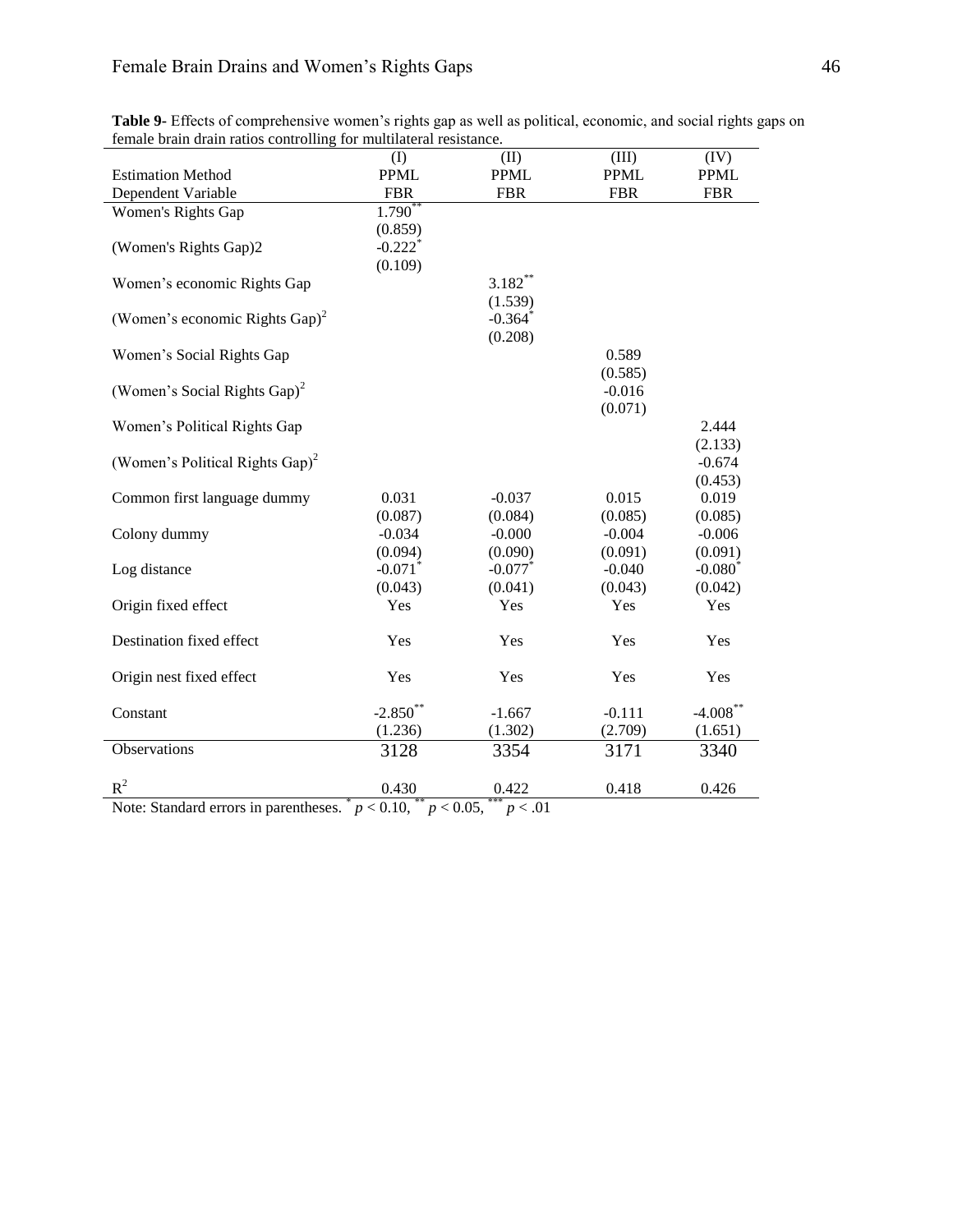**Table 9**- Effects of comprehensive women's rights gap as well as political, economic, and social rights gaps on female brain drain ratios controlling for multilateral resistance.

| | (I) | (II) | (III) | (IV) |
|---|---|---|---|---|
| Estimation Method | PPML | PPML | PPML | PPML |
| Dependent Variable | FBR | FBR | FBR | FBR |
| Women's Rights Gap | 1.790** | | | |
| | (0.859) | | | |
| (Women's Rights Gap)2 | -0.222* | | | |
| | (0.109) | | | |
| Women's economic Rights Gap | | 3.182** | | |
| | | (1.539) | | |
| (Women's economic Rights Gap)$^2$ | | -0.364* | | |
| | | (0.208) | | |
| Women's Social Rights Gap | | | 0.589 | |
| | | | (0.585) | |
| (Women's Social Rights Gap)$^2$ | | | -0.016 | |
| | | | (0.071) | |
| Women's Political Rights Gap | | | | 2.444 |
| | | | | (2.133) |
| (Women's Political Rights Gap)$^2$ | | | | -0.674 |
| | | | | (0.453) |
| Common first language dummy | 0.031 | -0.037 | 0.015 | 0.019 |
| | (0.087) | (0.084) | (0.085) | (0.085) |
| Colony dummy | -0.034 | -0.000 | -0.004 | -0.006 |
| | (0.094) | (0.090) | (0.091) | (0.091) |
| Log distance | -0.071* | -0.077* | -0.040 | -0.080* |
| | (0.043) | (0.041) | (0.043) | (0.042) |
| Origin fixed effect | Yes | Yes | Yes | Yes |
| Destination fixed effect | Yes | Yes | Yes | Yes |
| Origin nest fixed effect | Yes | Yes | Yes | Yes |
| Constant | -2.850** | -1.667 | -0.111 | -4.008** |
| | (1.236) | (1.302) | (2.709) | (1.651) |
| Observations | 3128 | 3354 | 3171 | 3340 |
| $R^2$ | 0.430 | 0.422 | 0.418 | 0.426 |

Note: Standard errors in parentheses. * $p < 0.10$, ** $p < 0.05$, *** $p < .01$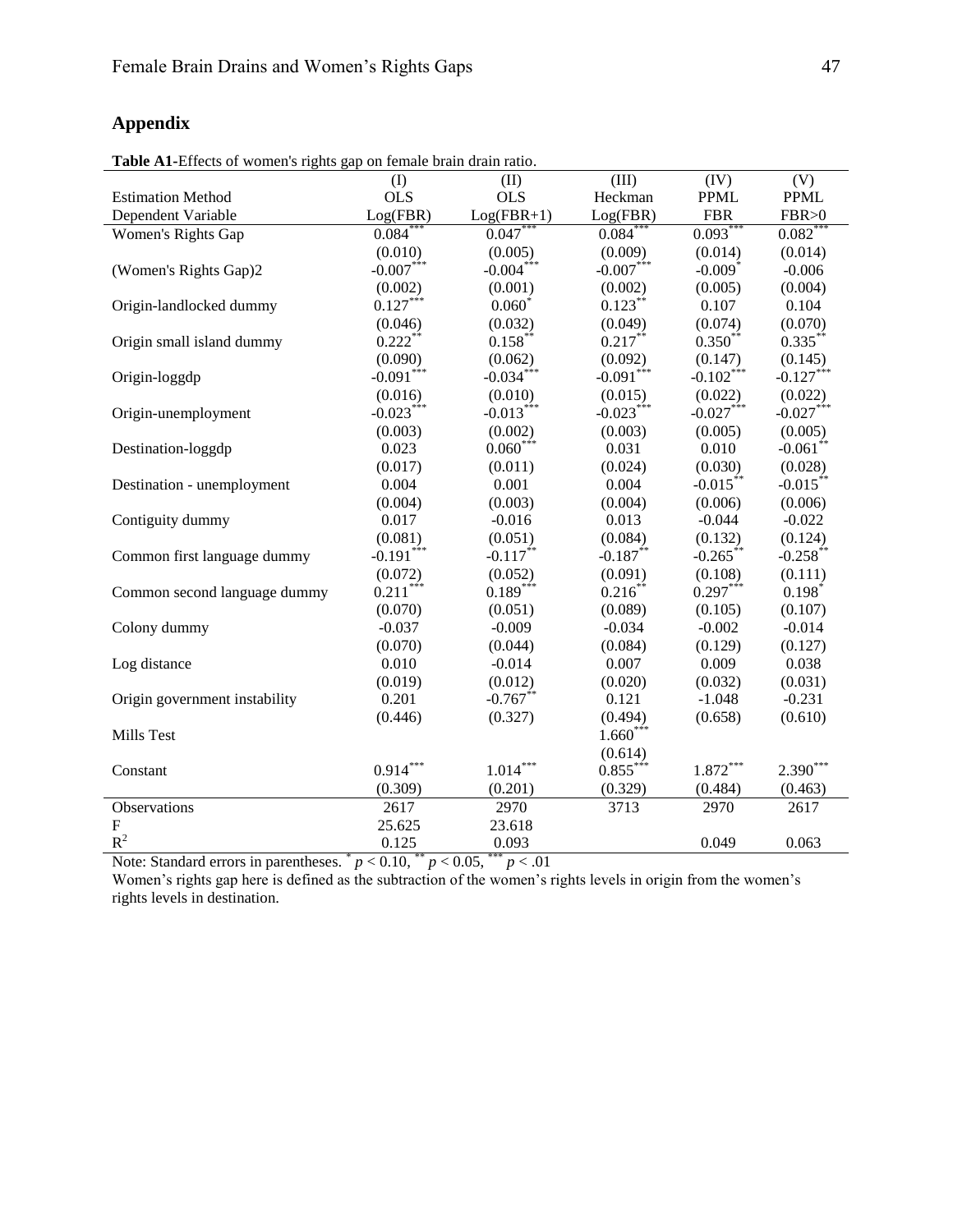## Appendix

**Table A1**-Effects of women's rights gap on female brain drain ratio.

| | (I) | (II) | (III) | (IV) | (V) |
|---|---|---|---|---|---|
| Estimation Method | OLS | OLS | Heckman | PPML | PPML |
| Dependent Variable | Log(FBR) | Log(FBR+1) | Log(FBR) | FBR | FBR>0 |
| Women's Rights Gap | 0.084*** | 0.047*** | 0.084*** | 0.093*** | 0.082*** |
| | (0.010) | (0.005) | (0.009) | (0.014) | (0.014) |
| (Women's Rights Gap)2 | -0.007*** | -0.004*** | -0.007*** | -0.009* | -0.006 |
| | (0.002) | (0.001) | (0.002) | (0.005) | (0.004) |
| Origin-landlocked dummy | 0.127*** | 0.060* | 0.123** | 0.107 | 0.104 |
| | (0.046) | (0.032) | (0.049) | (0.074) | (0.070) |
| Origin small island dummy | 0.222** | 0.158** | 0.217** | 0.350** | 0.335** |
| | (0.090) | (0.062) | (0.092) | (0.147) | (0.145) |
| Origin-loggdp | -0.091*** | -0.034*** | -0.091*** | -0.102*** | -0.127*** |
| | (0.016) | (0.010) | (0.015) | (0.022) | (0.022) |
| Origin-unemployment | -0.023*** | -0.013*** | -0.023*** | -0.027*** | -0.027*** |
| | (0.003) | (0.002) | (0.003) | (0.005) | (0.005) |
| Destination-loggdp | 0.023 | 0.060*** | 0.031 | 0.010 | -0.061** |
| | (0.017) | (0.011) | (0.024) | (0.030) | (0.028) |
| Destination - unemployment | 0.004 | 0.001 | 0.004 | -0.015** | -0.015** |
| | (0.004) | (0.003) | (0.004) | (0.006) | (0.006) |
| Contiguity dummy | 0.017 | -0.016 | 0.013 | -0.044 | -0.022 |
| | (0.081) | (0.051) | (0.084) | (0.132) | (0.124) |
| Common first language dummy | -0.191*** | -0.117** | -0.187** | -0.265** | -0.258** |
| | (0.072) | (0.052) | (0.091) | (0.108) | (0.111) |
| Common second language dummy | 0.211*** | 0.189*** | 0.216** | 0.297*** | 0.198* |
| | (0.070) | (0.051) | (0.089) | (0.105) | (0.107) |
| Colony dummy | -0.037 | -0.009 | -0.034 | -0.002 | -0.014 |
| | (0.070) | (0.044) | (0.084) | (0.129) | (0.127) |
| Log distance | 0.010 | -0.014 | 0.007 | 0.009 | 0.038 |
| | (0.019) | (0.012) | (0.020) | (0.032) | (0.031) |
| Origin government instability | 0.201 | -0.767** | 0.121 | -1.048 | -0.231 |
| | (0.446) | (0.327) | (0.494) | (0.658) | (0.610) |
| Mills Test | | | 1.660*** | | |
| | | | (0.614) | | |
| Constant | 0.914*** | 1.014*** | 0.855*** | 1.872*** | 2.390*** |
| | (0.309) | (0.201) | (0.329) | (0.484) | (0.463) |
| Observations | 2617 | 2970 | 3713 | 2970 | 2617 |
| F | 25.625 | 23.618 | | | |
| $R^2$ | 0.125 | 0.093 | | 0.049 | 0.063 |

Note: Standard errors in parentheses. * $p < 0.10$, ** $p < 0.05$, *** $p < .01$

Women's rights gap here is defined as the subtraction of the women's rights levels in origin from the women's rights levels in destination.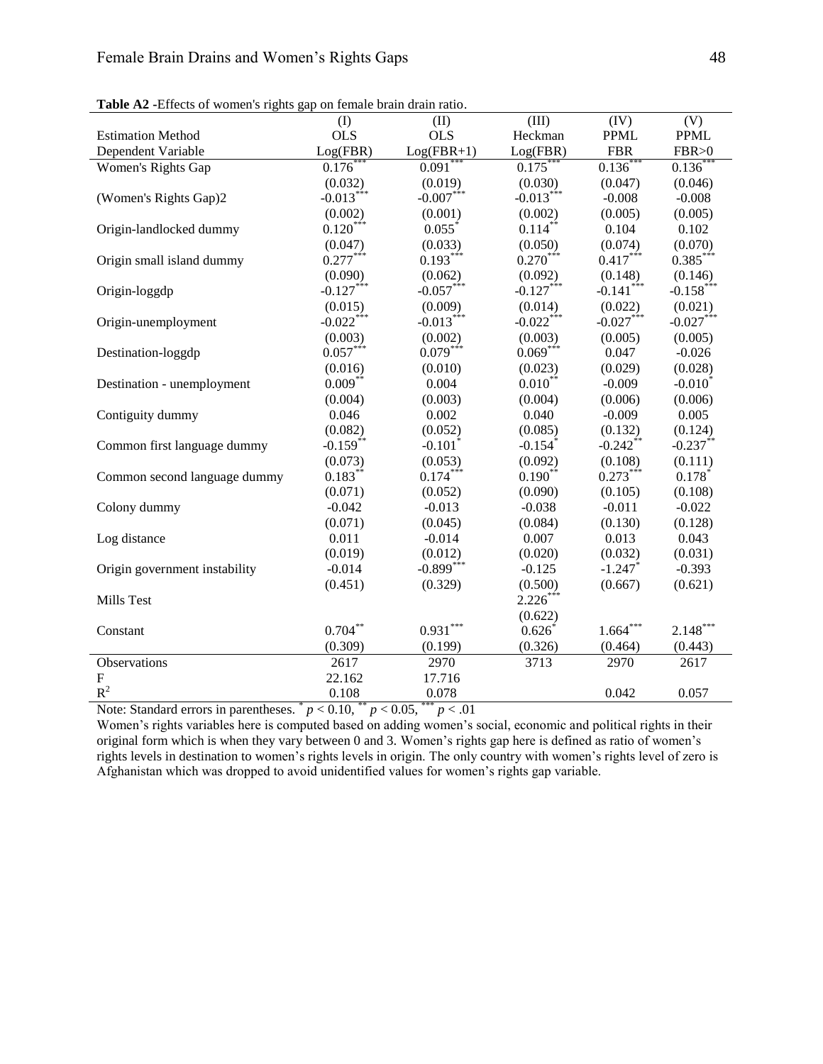**Table A2** -Effects of women's rights gap on female brain drain ratio.

| | (I) | (II) | (III) | (IV) | (V) |
|---|---|---|---|---|---|
| Estimation Method | OLS | OLS | Heckman | PPML | PPML |
| Dependent Variable | Log(FBR) | Log(FBR+1) | Log(FBR) | FBR | FBR>0 |
| Women's Rights Gap | 0.176*** | 0.091*** | 0.175*** | 0.136*** | 0.136*** |
| | (0.032) | (0.019) | (0.030) | (0.047) | (0.046) |
| (Women's Rights Gap)2 | -0.013*** | -0.007*** | -0.013*** | -0.008 | -0.008 |
| | (0.002) | (0.001) | (0.002) | (0.005) | (0.005) |
| Origin-landlocked dummy | 0.120*** | 0.055* | 0.114** | 0.104 | 0.102 |
| | (0.047) | (0.033) | (0.050) | (0.074) | (0.070) |
| Origin small island dummy | 0.277*** | 0.193*** | 0.270*** | 0.417*** | 0.385*** |
| | (0.090) | (0.062) | (0.092) | (0.148) | (0.146) |
| Origin-loggdp | -0.127*** | -0.057*** | -0.127*** | -0.141*** | -0.158*** |
| | (0.015) | (0.009) | (0.014) | (0.022) | (0.021) |
| Origin-unemployment | -0.022*** | -0.013*** | -0.022*** | -0.027*** | -0.027*** |
| | (0.003) | (0.002) | (0.003) | (0.005) | (0.005) |
| Destination-loggdp | 0.057*** | 0.079*** | 0.069*** | 0.047 | -0.026 |
| | (0.016) | (0.010) | (0.023) | (0.029) | (0.028) |
| Destination - unemployment | 0.009** | 0.004 | 0.010** | -0.009 | -0.010* |
| | (0.004) | (0.003) | (0.004) | (0.006) | (0.006) |
| Contiguity dummy | 0.046 | 0.002 | 0.040 | -0.009 | 0.005 |
| | (0.082) | (0.052) | (0.085) | (0.132) | (0.124) |
| Common first language dummy | -0.159** | -0.101* | -0.154* | -0.242** | -0.237** |
| | (0.073) | (0.053) | (0.092) | (0.108) | (0.111) |
| Common second language dummy | 0.183** | 0.174*** | 0.190** | 0.273*** | 0.178* |
| | (0.071) | (0.052) | (0.090) | (0.105) | (0.108) |
| Colony dummy | -0.042 | -0.013 | -0.038 | -0.011 | -0.022 |
| | (0.071) | (0.045) | (0.084) | (0.130) | (0.128) |
| Log distance | 0.011 | -0.014 | 0.007 | 0.013 | 0.043 |
| | (0.019) | (0.012) | (0.020) | (0.032) | (0.031) |
| Origin government instability | -0.014 | -0.899*** | -0.125 | -1.247* | -0.393 |
| | (0.451) | (0.329) | (0.500) | (0.667) | (0.621) |
| Mills Test | | | 2.226*** | | |
| | | | (0.622) | | |
| Constant | 0.704** | 0.931*** | 0.626* | 1.664*** | 2.148*** |
| | (0.309) | (0.199) | (0.326) | (0.464) | (0.443) |
| Observations | 2617 | 2970 | 3713 | 2970 | 2617 |
| F | 22.162 | 17.716 | | | |
| $R^2$ | 0.108 | 0.078 | | 0.042 | 0.057 |

Note: Standard errors in parentheses. * $p < 0.10$, ** $p < 0.05$, *** $p < .01$

Women's rights variables here is computed based on adding women's social, economic and political rights in their original form which is when they vary between 0 and 3. Women's rights gap here is defined as ratio of women's rights levels in destination to women's rights levels in origin. The only country with women's rights level of zero is Afghanistan which was dropped to avoid unidentified values for women's rights gap variable.